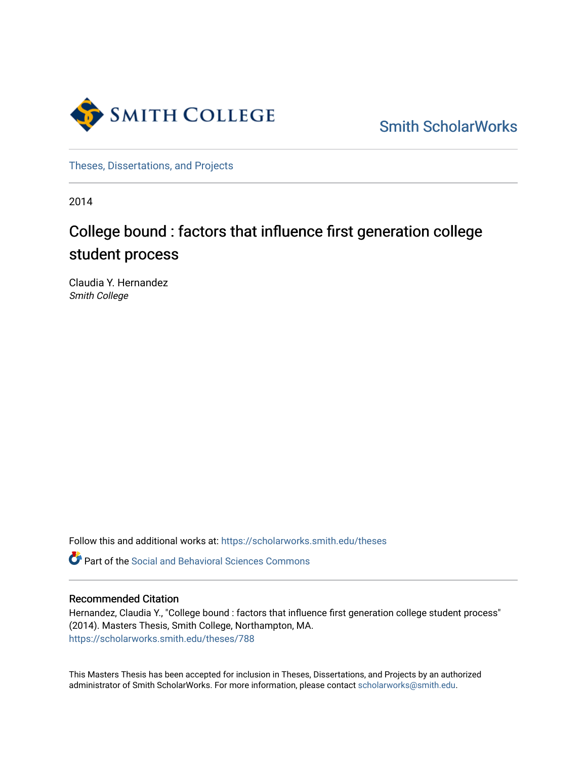Smith College

Smith ScholarWorks

Theses, Dissertations, and Projects

2014

# College bound : factors that influence first generation college student process

Claudia Y. Hernandez
*Smith College*

Follow this and additional works at: https://scholarworks.smith.edu/theses

Part of the Social and Behavioral Sciences Commons

## Recommended Citation

Hernandez, Claudia Y., "College bound : factors that influence first generation college student process" (2014). Masters Thesis, Smith College, Northampton, MA.
https://scholarworks.smith.edu/theses/788

This Masters Thesis has been accepted for inclusion in Theses, Dissertations, and Projects by an authorized administrator of Smith ScholarWorks. For more information, please contact scholarworks@smith.edu.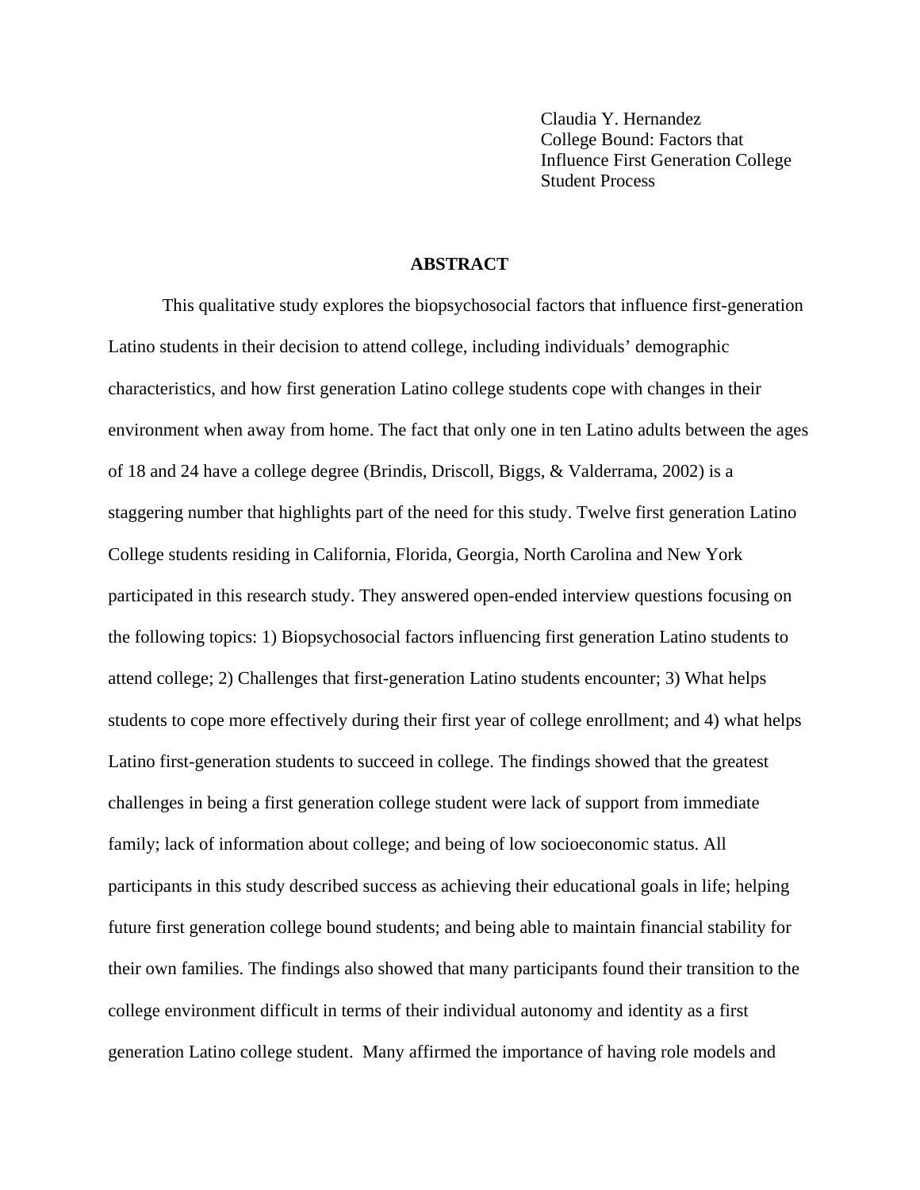Claudia Y. Hernandez
College Bound: Factors that Influence First Generation College Student Process

## ABSTRACT

This qualitative study explores the biopsychosocial factors that influence first-generation Latino students in their decision to attend college, including individuals' demographic characteristics, and how first generation Latino college students cope with changes in their environment when away from home. The fact that only one in ten Latino adults between the ages of 18 and 24 have a college degree (Brindis, Driscoll, Biggs, & Valderrama, 2002) is a staggering number that highlights part of the need for this study. Twelve first generation Latino College students residing in California, Florida, Georgia, North Carolina and New York participated in this research study. They answered open-ended interview questions focusing on the following topics: 1) Biopsychosocial factors influencing first generation Latino students to attend college; 2) Challenges that first-generation Latino students encounter; 3) What helps students to cope more effectively during their first year of college enrollment; and 4) what helps Latino first-generation students to succeed in college. The findings showed that the greatest challenges in being a first generation college student were lack of support from immediate family; lack of information about college; and being of low socioeconomic status. All participants in this study described success as achieving their educational goals in life; helping future first generation college bound students; and being able to maintain financial stability for their own families. The findings also showed that many participants found their transition to the college environment difficult in terms of their individual autonomy and identity as a first generation Latino college student. Many affirmed the importance of having role models and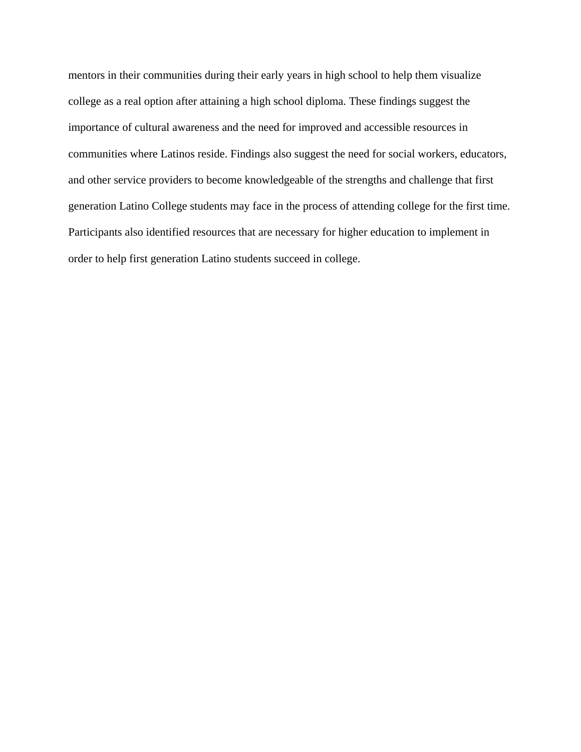mentors in their communities during their early years in high school to help them visualize college as a real option after attaining a high school diploma. These findings suggest the importance of cultural awareness and the need for improved and accessible resources in communities where Latinos reside. Findings also suggest the need for social workers, educators, and other service providers to become knowledgeable of the strengths and challenge that first generation Latino College students may face in the process of attending college for the first time. Participants also identified resources that are necessary for higher education to implement in order to help first generation Latino students succeed in college.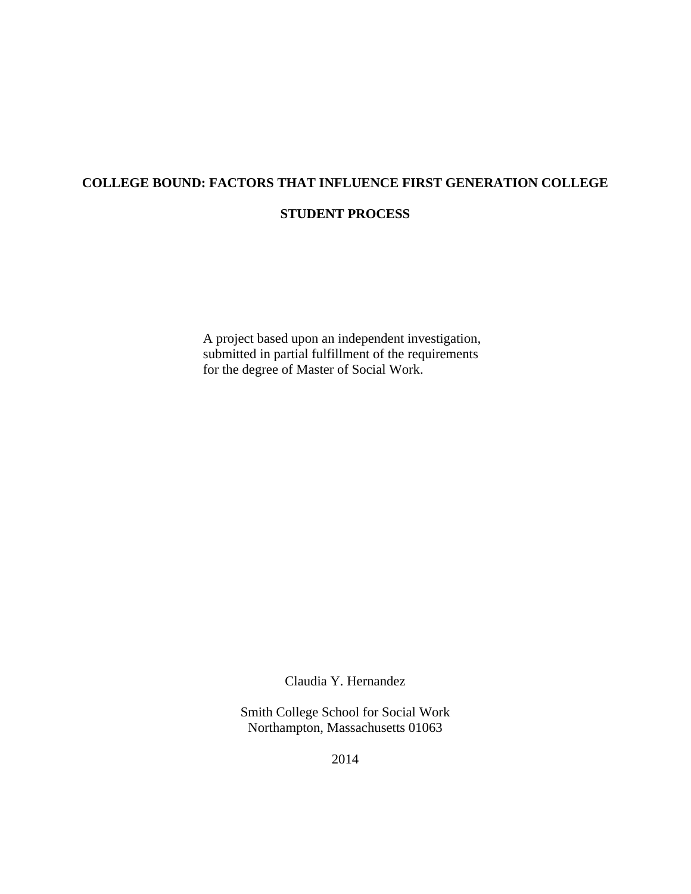# COLLEGE BOUND: FACTORS THAT INFLUENCE FIRST GENERATION COLLEGE STUDENT PROCESS

A project based upon an independent investigation,
submitted in partial fulfillment of the requirements
for the degree of Master of Social Work.

Claudia Y. Hernandez

Smith College School for Social Work
Northampton, Massachusetts 01063

2014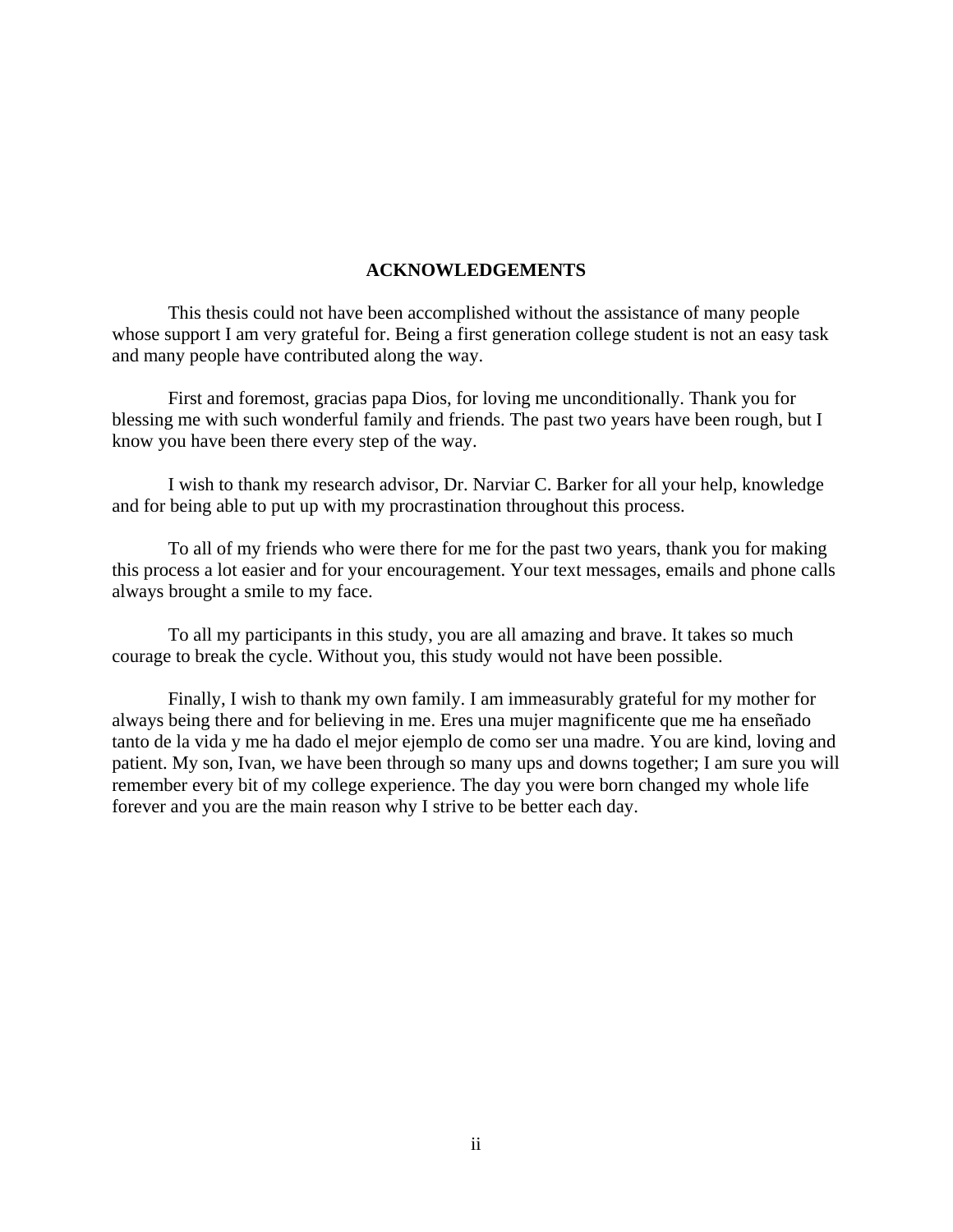# ACKNOWLEDGEMENTS

This thesis could not have been accomplished without the assistance of many people whose support I am very grateful for. Being a first generation college student is not an easy task and many people have contributed along the way.

First and foremost, gracias papa Dios, for loving me unconditionally. Thank you for blessing me with such wonderful family and friends. The past two years have been rough, but I know you have been there every step of the way.

I wish to thank my research advisor, Dr. Narviar C. Barker for all your help, knowledge and for being able to put up with my procrastination throughout this process.

To all of my friends who were there for me for the past two years, thank you for making this process a lot easier and for your encouragement. Your text messages, emails and phone calls always brought a smile to my face.

To all my participants in this study, you are all amazing and brave. It takes so much courage to break the cycle. Without you, this study would not have been possible.

Finally, I wish to thank my own family. I am immeasurably grateful for my mother for always being there and for believing in me. Eres una mujer magnificente que me ha enseñado tanto de la vida y me ha dado el mejor ejemplo de como ser una madre. You are kind, loving and patient. My son, Ivan, we have been through so many ups and downs together; I am sure you will remember every bit of my college experience. The day you were born changed my whole life forever and you are the main reason why I strive to be better each day.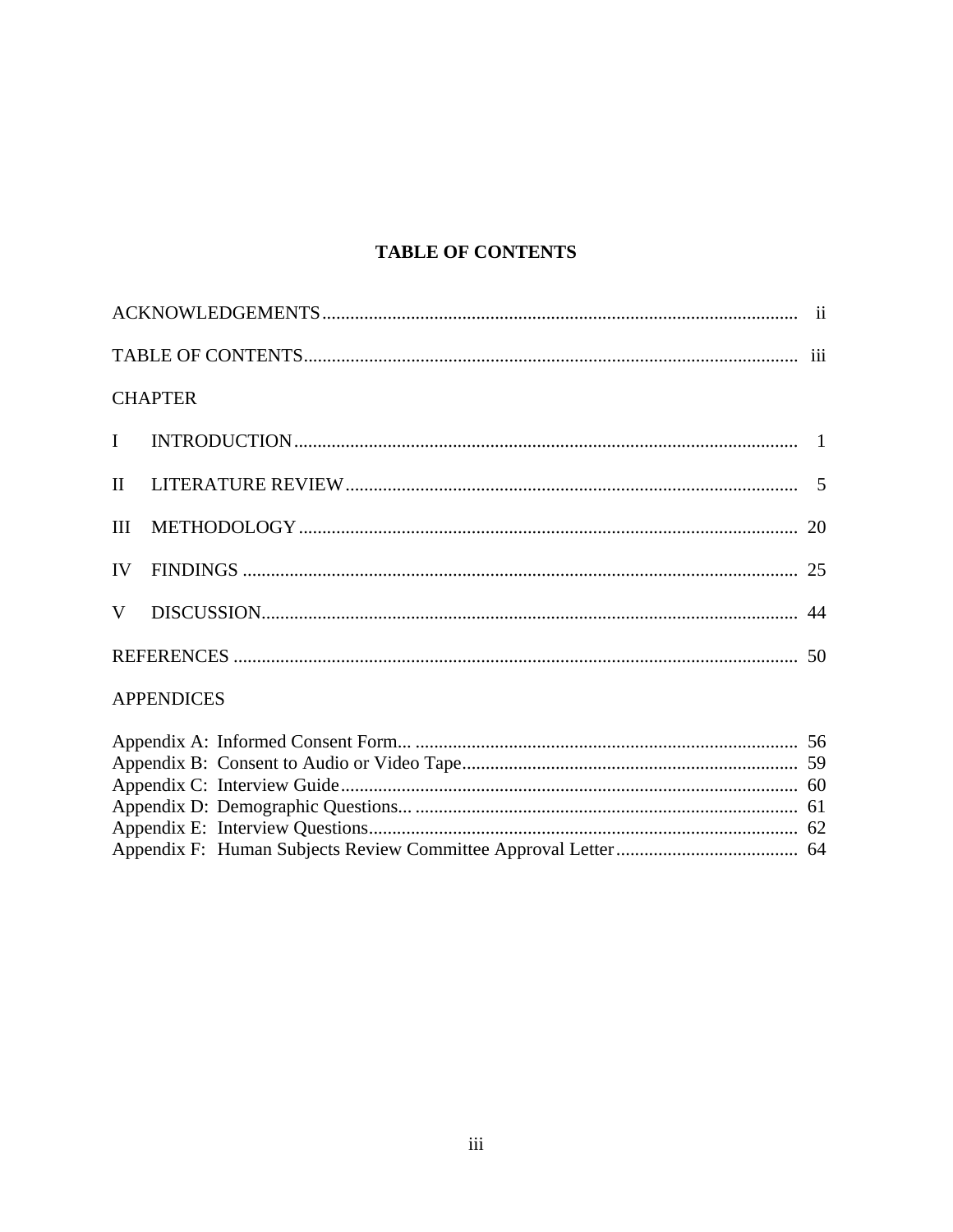# TABLE OF CONTENTS

| | |
|---|---|
| ACKNOWLEDGEMENTS | ii |
| TABLE OF CONTENTS | iii |
| CHAPTER | |
| I INTRODUCTION | 1 |
| II LITERATURE REVIEW | 5 |
| III METHODOLOGY | 20 |
| IV FINDINGS | 25 |
| V DISCUSSION | 44 |
| REFERENCES | 50 |
| APPENDICES | |
| Appendix A: Informed Consent Form... | 56 |
| Appendix B: Consent to Audio or Video Tape | 59 |
| Appendix C: Interview Guide | 60 |
| Appendix D: Demographic Questions... | 61 |
| Appendix E: Interview Questions | 62 |
| Appendix F: Human Subjects Review Committee Approval Letter | 64 |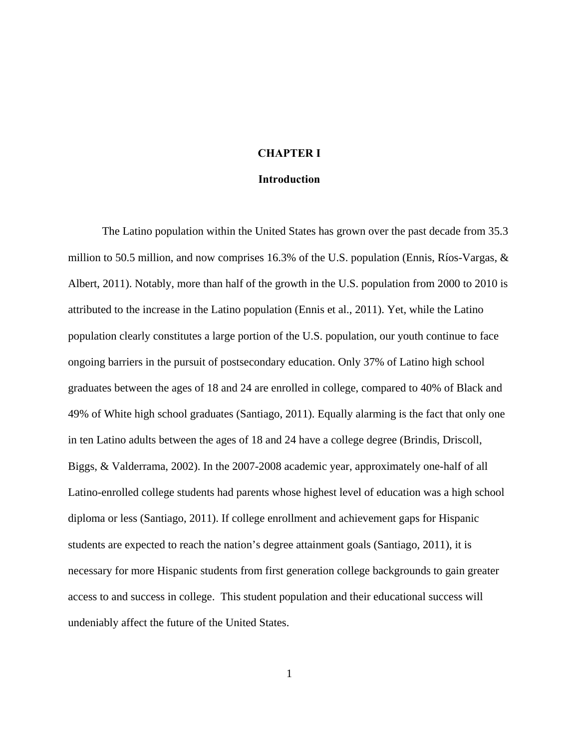# CHAPTER I

## Introduction

The Latino population within the United States has grown over the past decade from 35.3 million to 50.5 million, and now comprises 16.3% of the U.S. population (Ennis, Ríos-Vargas, & Albert, 2011). Notably, more than half of the growth in the U.S. population from 2000 to 2010 is attributed to the increase in the Latino population (Ennis et al., 2011). Yet, while the Latino population clearly constitutes a large portion of the U.S. population, our youth continue to face ongoing barriers in the pursuit of postsecondary education. Only 37% of Latino high school graduates between the ages of 18 and 24 are enrolled in college, compared to 40% of Black and 49% of White high school graduates (Santiago, 2011). Equally alarming is the fact that only one in ten Latino adults between the ages of 18 and 24 have a college degree (Brindis, Driscoll, Biggs, & Valderrama, 2002). In the 2007-2008 academic year, approximately one-half of all Latino-enrolled college students had parents whose highest level of education was a high school diploma or less (Santiago, 2011). If college enrollment and achievement gaps for Hispanic students are expected to reach the nation's degree attainment goals (Santiago, 2011), it is necessary for more Hispanic students from first generation college backgrounds to gain greater access to and success in college. This student population and their educational success will undeniably affect the future of the United States.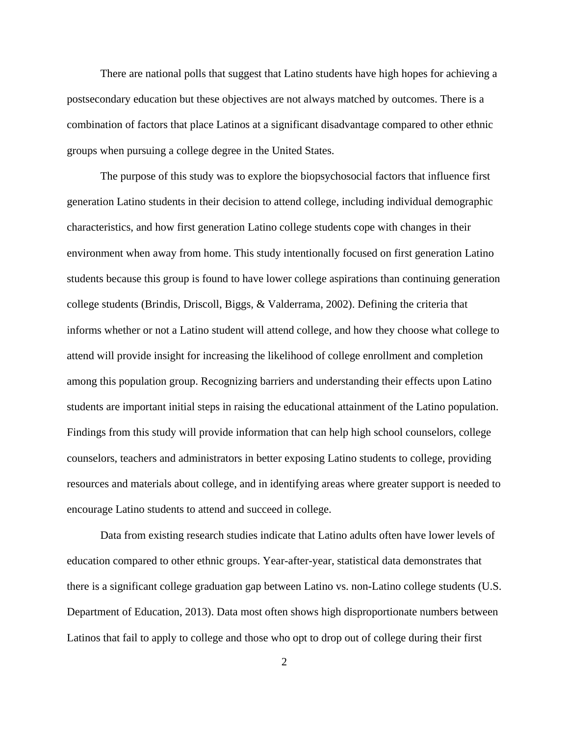There are national polls that suggest that Latino students have high hopes for achieving a postsecondary education but these objectives are not always matched by outcomes. There is a combination of factors that place Latinos at a significant disadvantage compared to other ethnic groups when pursuing a college degree in the United States.

The purpose of this study was to explore the biopsychosocial factors that influence first generation Latino students in their decision to attend college, including individual demographic characteristics, and how first generation Latino college students cope with changes in their environment when away from home. This study intentionally focused on first generation Latino students because this group is found to have lower college aspirations than continuing generation college students (Brindis, Driscoll, Biggs, & Valderrama, 2002). Defining the criteria that informs whether or not a Latino student will attend college, and how they choose what college to attend will provide insight for increasing the likelihood of college enrollment and completion among this population group. Recognizing barriers and understanding their effects upon Latino students are important initial steps in raising the educational attainment of the Latino population. Findings from this study will provide information that can help high school counselors, college counselors, teachers and administrators in better exposing Latino students to college, providing resources and materials about college, and in identifying areas where greater support is needed to encourage Latino students to attend and succeed in college.

Data from existing research studies indicate that Latino adults often have lower levels of education compared to other ethnic groups. Year-after-year, statistical data demonstrates that there is a significant college graduation gap between Latino vs. non-Latino college students (U.S. Department of Education, 2013). Data most often shows high disproportionate numbers between Latinos that fail to apply to college and those who opt to drop out of college during their first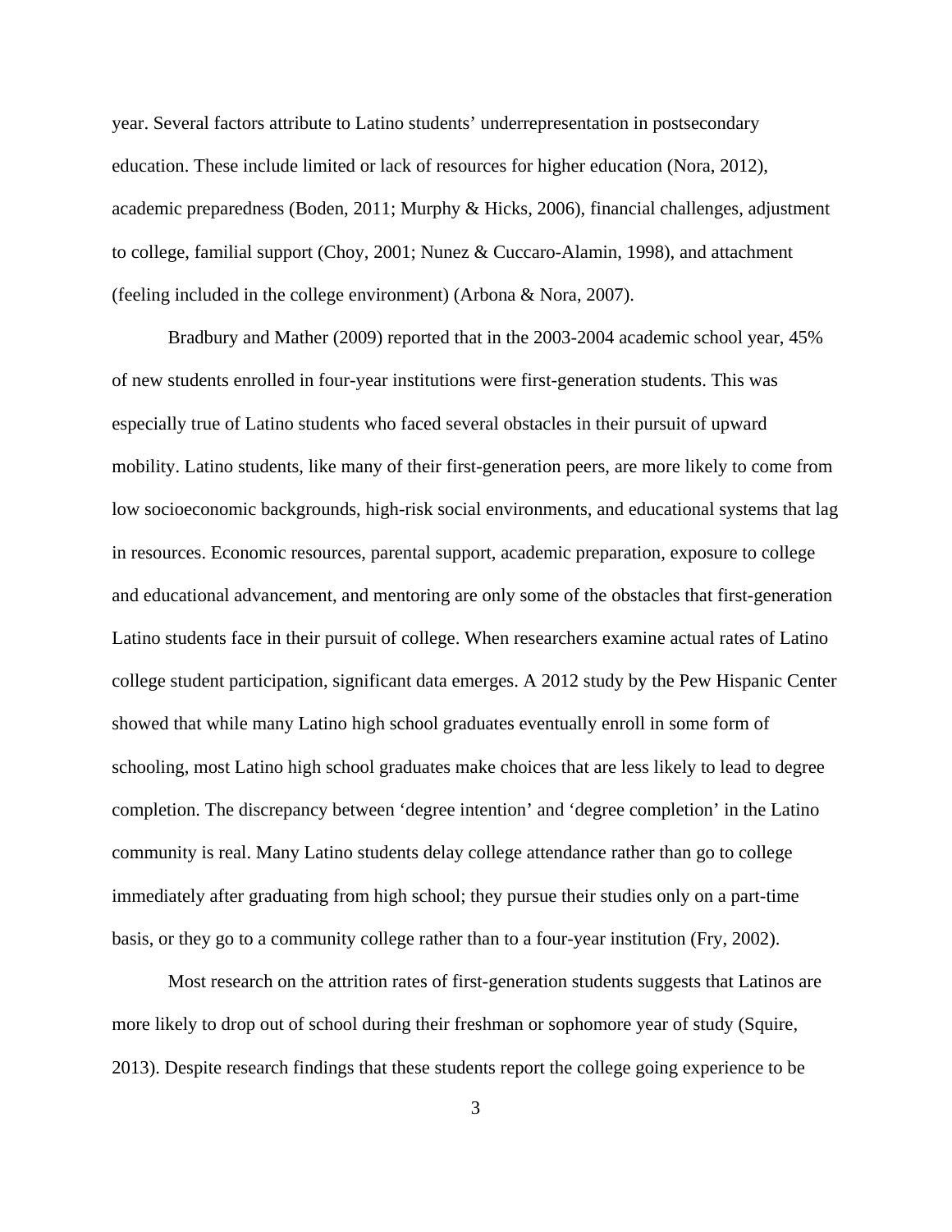year. Several factors attribute to Latino students' underrepresentation in postsecondary education. These include limited or lack of resources for higher education (Nora, 2012), academic preparedness (Boden, 2011; Murphy & Hicks, 2006), financial challenges, adjustment to college, familial support (Choy, 2001; Nunez & Cuccaro-Alamin, 1998), and attachment (feeling included in the college environment) (Arbona & Nora, 2007).

Bradbury and Mather (2009) reported that in the 2003-2004 academic school year, 45% of new students enrolled in four-year institutions were first-generation students. This was especially true of Latino students who faced several obstacles in their pursuit of upward mobility. Latino students, like many of their first-generation peers, are more likely to come from low socioeconomic backgrounds, high-risk social environments, and educational systems that lag in resources. Economic resources, parental support, academic preparation, exposure to college and educational advancement, and mentoring are only some of the obstacles that first-generation Latino students face in their pursuit of college. When researchers examine actual rates of Latino college student participation, significant data emerges. A 2012 study by the Pew Hispanic Center showed that while many Latino high school graduates eventually enroll in some form of schooling, most Latino high school graduates make choices that are less likely to lead to degree completion. The discrepancy between 'degree intention' and 'degree completion' in the Latino community is real. Many Latino students delay college attendance rather than go to college immediately after graduating from high school; they pursue their studies only on a part-time basis, or they go to a community college rather than to a four-year institution (Fry, 2002).

Most research on the attrition rates of first-generation students suggests that Latinos are more likely to drop out of school during their freshman or sophomore year of study (Squire, 2013). Despite research findings that these students report the college going experience to be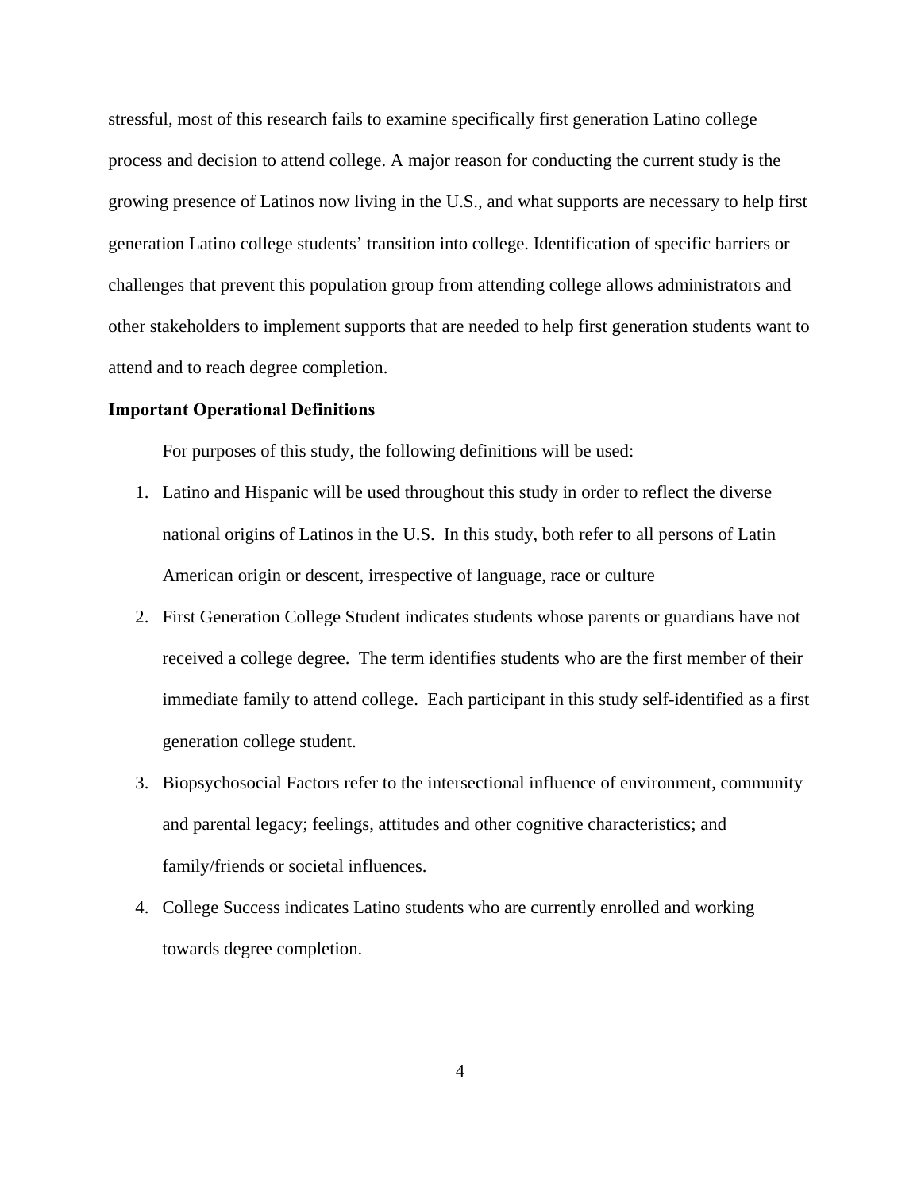stressful, most of this research fails to examine specifically first generation Latino college process and decision to attend college. A major reason for conducting the current study is the growing presence of Latinos now living in the U.S., and what supports are necessary to help first generation Latino college students' transition into college. Identification of specific barriers or challenges that prevent this population group from attending college allows administrators and other stakeholders to implement supports that are needed to help first generation students want to attend and to reach degree completion.

**Important Operational Definitions**

For purposes of this study, the following definitions will be used:

1. Latino and Hispanic will be used throughout this study in order to reflect the diverse national origins of Latinos in the U.S. In this study, both refer to all persons of Latin American origin or descent, irrespective of language, race or culture
2. First Generation College Student indicates students whose parents or guardians have not received a college degree. The term identifies students who are the first member of their immediate family to attend college. Each participant in this study self-identified as a first generation college student.
3. Biopsychosocial Factors refer to the intersectional influence of environment, community and parental legacy; feelings, attitudes and other cognitive characteristics; and family/friends or societal influences.
4. College Success indicates Latino students who are currently enrolled and working towards degree completion.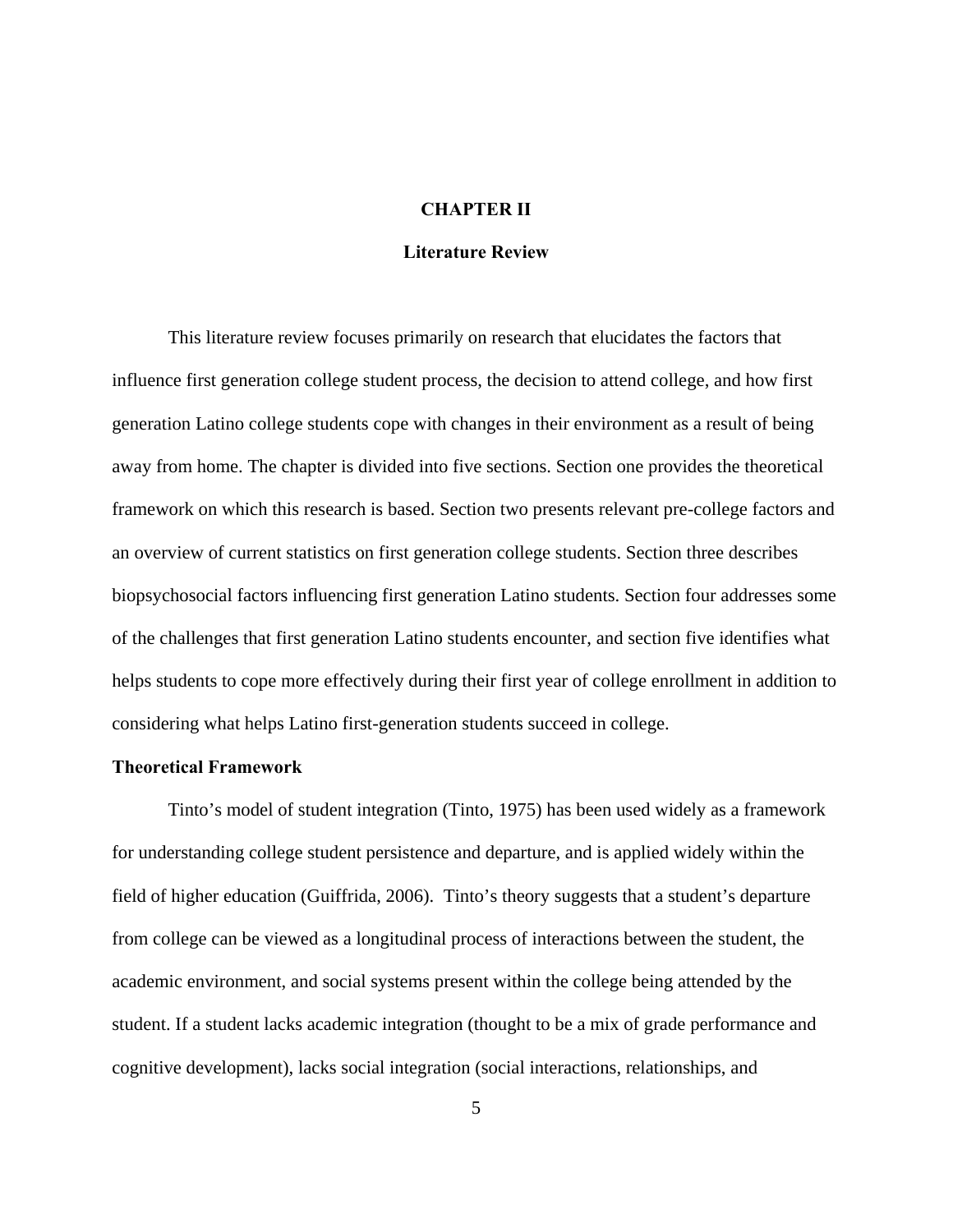# CHAPTER II

## Literature Review

This literature review focuses primarily on research that elucidates the factors that influence first generation college student process, the decision to attend college, and how first generation Latino college students cope with changes in their environment as a result of being away from home. The chapter is divided into five sections. Section one provides the theoretical framework on which this research is based. Section two presents relevant pre-college factors and an overview of current statistics on first generation college students. Section three describes biopsychosocial factors influencing first generation Latino students. Section four addresses some of the challenges that first generation Latino students encounter, and section five identifies what helps students to cope more effectively during their first year of college enrollment in addition to considering what helps Latino first-generation students succeed in college.

### Theoretical Framework

Tinto's model of student integration (Tinto, 1975) has been used widely as a framework for understanding college student persistence and departure, and is applied widely within the field of higher education (Guiffrida, 2006). Tinto's theory suggests that a student's departure from college can be viewed as a longitudinal process of interactions between the student, the academic environment, and social systems present within the college being attended by the student. If a student lacks academic integration (thought to be a mix of grade performance and cognitive development), lacks social integration (social interactions, relationships, and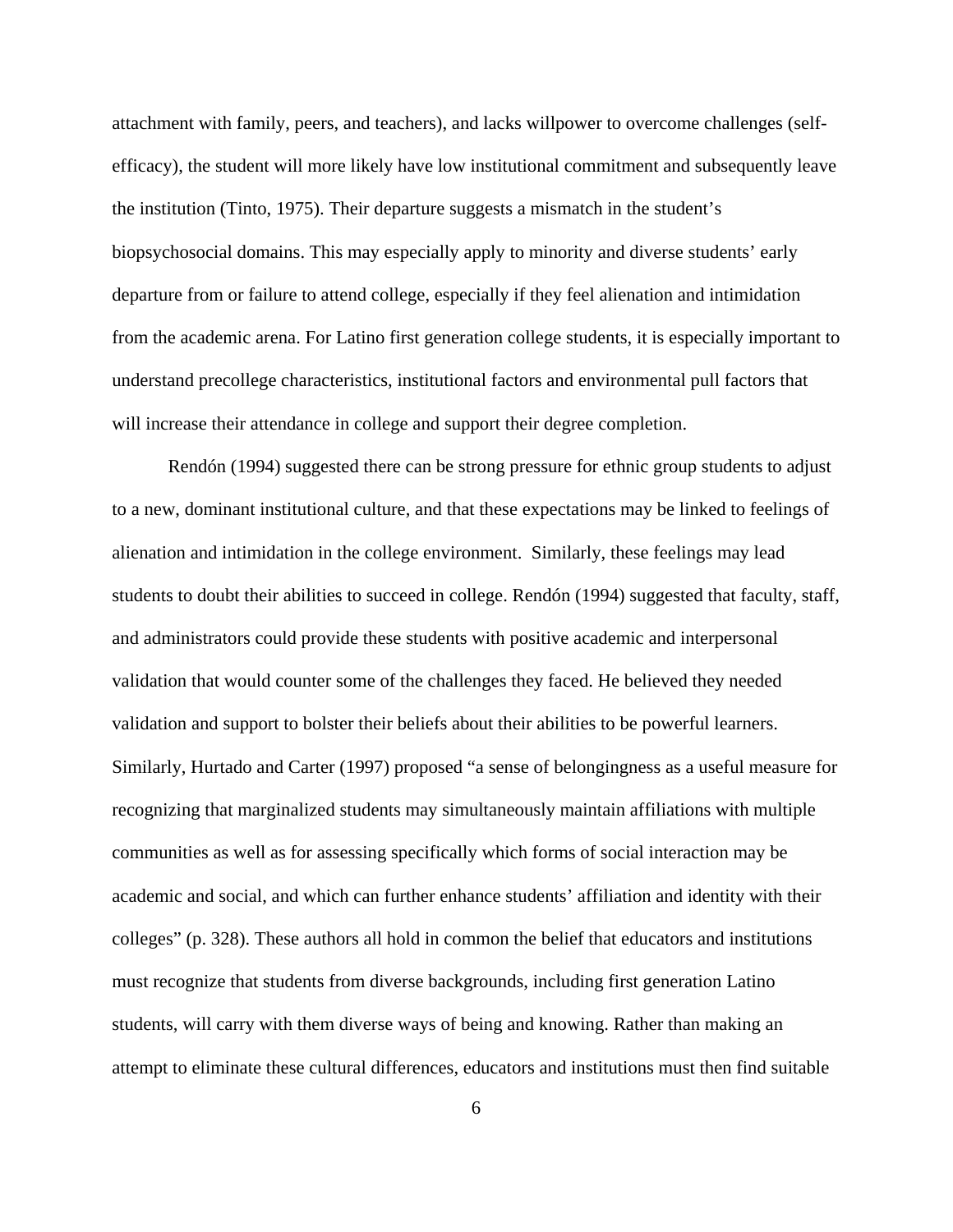attachment with family, peers, and teachers), and lacks willpower to overcome challenges (self-efficacy), the student will more likely have low institutional commitment and subsequently leave the institution (Tinto, 1975). Their departure suggests a mismatch in the student's biopsychosocial domains. This may especially apply to minority and diverse students' early departure from or failure to attend college, especially if they feel alienation and intimidation from the academic arena. For Latino first generation college students, it is especially important to understand precollege characteristics, institutional factors and environmental pull factors that will increase their attendance in college and support their degree completion.

Rendón (1994) suggested there can be strong pressure for ethnic group students to adjust to a new, dominant institutional culture, and that these expectations may be linked to feelings of alienation and intimidation in the college environment. Similarly, these feelings may lead students to doubt their abilities to succeed in college. Rendón (1994) suggested that faculty, staff, and administrators could provide these students with positive academic and interpersonal validation that would counter some of the challenges they faced. He believed they needed validation and support to bolster their beliefs about their abilities to be powerful learners. Similarly, Hurtado and Carter (1997) proposed "a sense of belongingness as a useful measure for recognizing that marginalized students may simultaneously maintain affiliations with multiple communities as well as for assessing specifically which forms of social interaction may be academic and social, and which can further enhance students' affiliation and identity with their colleges" (p. 328). These authors all hold in common the belief that educators and institutions must recognize that students from diverse backgrounds, including first generation Latino students, will carry with them diverse ways of being and knowing. Rather than making an attempt to eliminate these cultural differences, educators and institutions must then find suitable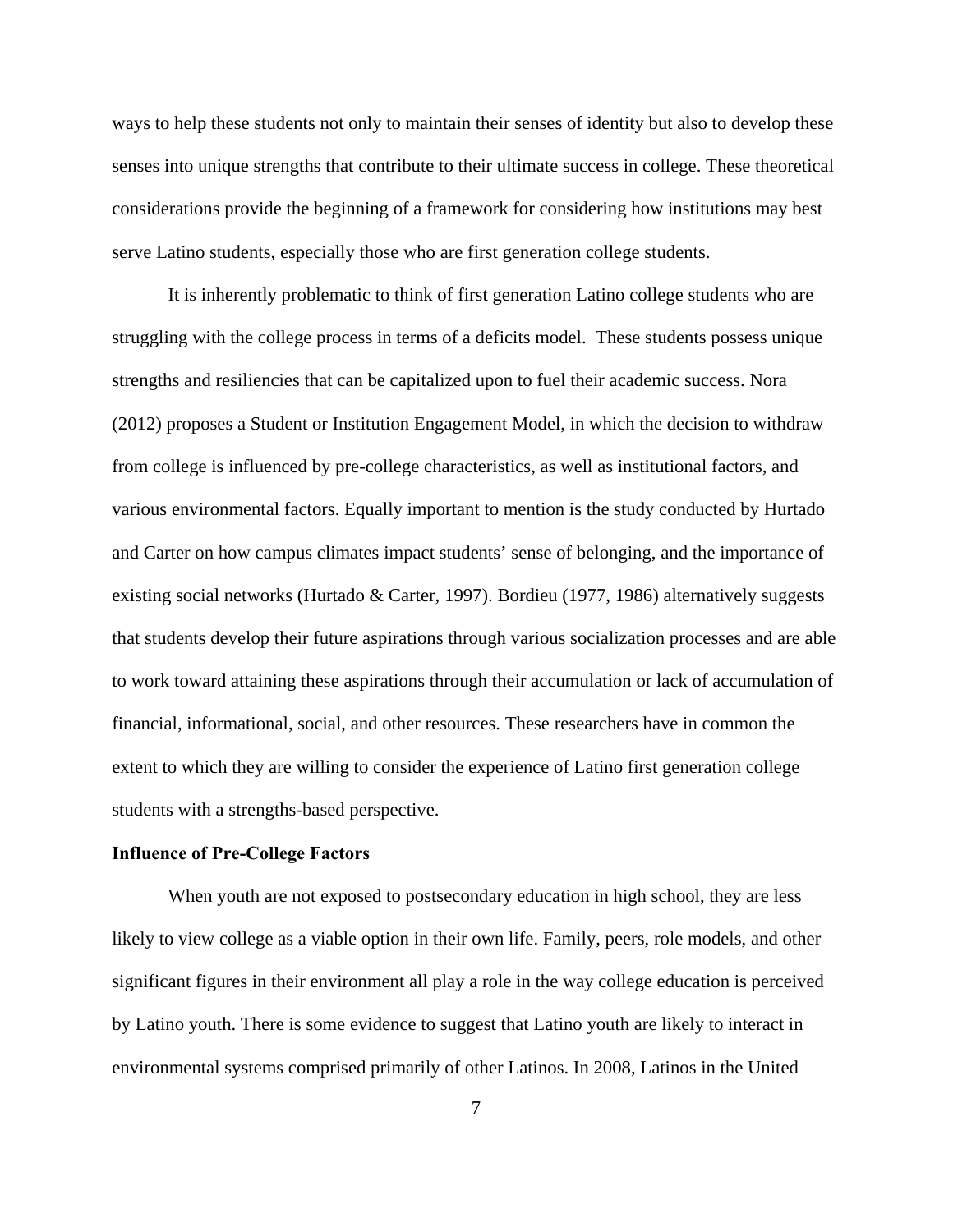ways to help these students not only to maintain their senses of identity but also to develop these senses into unique strengths that contribute to their ultimate success in college. These theoretical considerations provide the beginning of a framework for considering how institutions may best serve Latino students, especially those who are first generation college students.

It is inherently problematic to think of first generation Latino college students who are struggling with the college process in terms of a deficits model. These students possess unique strengths and resiliencies that can be capitalized upon to fuel their academic success. Nora (2012) proposes a Student or Institution Engagement Model, in which the decision to withdraw from college is influenced by pre-college characteristics, as well as institutional factors, and various environmental factors. Equally important to mention is the study conducted by Hurtado and Carter on how campus climates impact students' sense of belonging, and the importance of existing social networks (Hurtado & Carter, 1997). Bordieu (1977, 1986) alternatively suggests that students develop their future aspirations through various socialization processes and are able to work toward attaining these aspirations through their accumulation or lack of accumulation of financial, informational, social, and other resources. These researchers have in common the extent to which they are willing to consider the experience of Latino first generation college students with a strengths-based perspective.

**Influence of Pre-College Factors**

When youth are not exposed to postsecondary education in high school, they are less likely to view college as a viable option in their own life. Family, peers, role models, and other significant figures in their environment all play a role in the way college education is perceived by Latino youth. There is some evidence to suggest that Latino youth are likely to interact in environmental systems comprised primarily of other Latinos. In 2008, Latinos in the United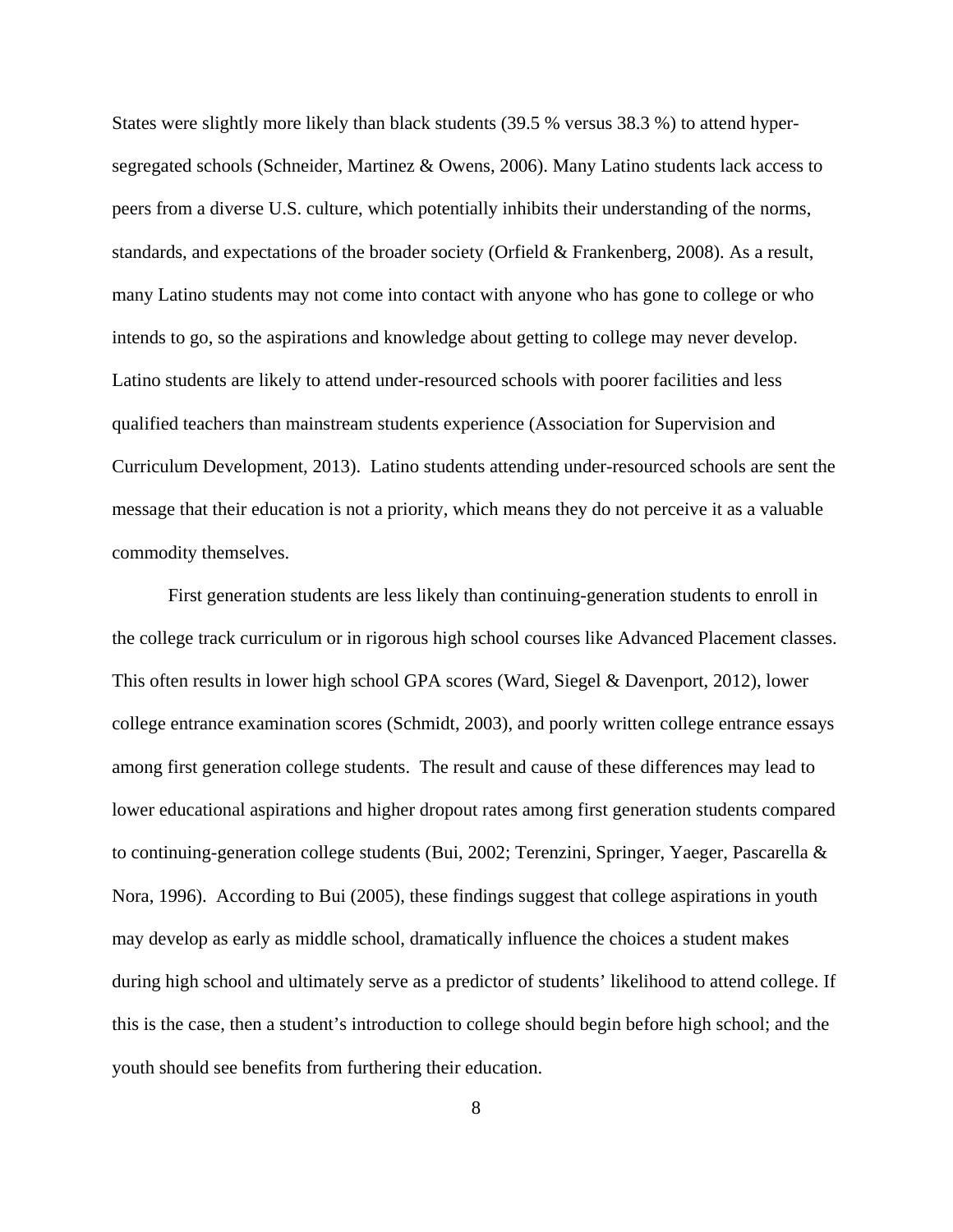States were slightly more likely than black students (39.5 % versus 38.3 %) to attend hyper-segregated schools (Schneider, Martinez & Owens, 2006). Many Latino students lack access to peers from a diverse U.S. culture, which potentially inhibits their understanding of the norms, standards, and expectations of the broader society (Orfield & Frankenberg, 2008). As a result, many Latino students may not come into contact with anyone who has gone to college or who intends to go, so the aspirations and knowledge about getting to college may never develop. Latino students are likely to attend under-resourced schools with poorer facilities and less qualified teachers than mainstream students experience (Association for Supervision and Curriculum Development, 2013). Latino students attending under-resourced schools are sent the message that their education is not a priority, which means they do not perceive it as a valuable commodity themselves.

First generation students are less likely than continuing-generation students to enroll in the college track curriculum or in rigorous high school courses like Advanced Placement classes. This often results in lower high school GPA scores (Ward, Siegel & Davenport, 2012), lower college entrance examination scores (Schmidt, 2003), and poorly written college entrance essays among first generation college students. The result and cause of these differences may lead to lower educational aspirations and higher dropout rates among first generation students compared to continuing-generation college students (Bui, 2002; Terenzini, Springer, Yaeger, Pascarella & Nora, 1996). According to Bui (2005), these findings suggest that college aspirations in youth may develop as early as middle school, dramatically influence the choices a student makes during high school and ultimately serve as a predictor of students' likelihood to attend college. If this is the case, then a student's introduction to college should begin before high school; and the youth should see benefits from furthering their education.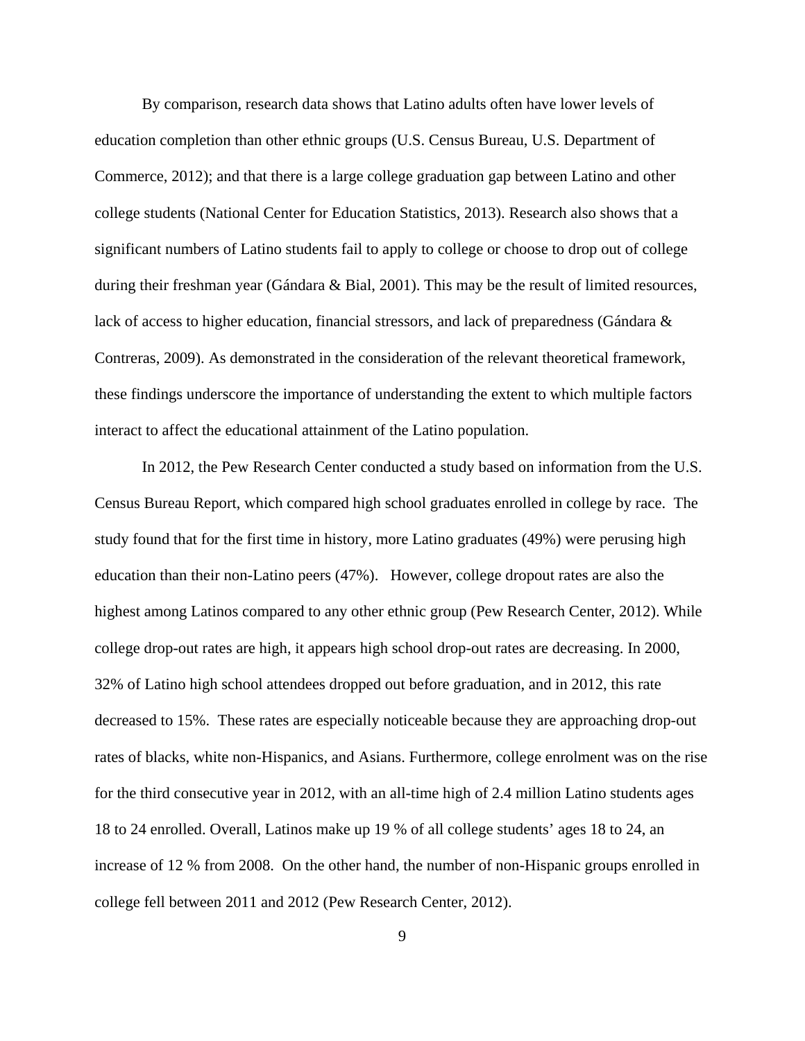By comparison, research data shows that Latino adults often have lower levels of education completion than other ethnic groups (U.S. Census Bureau, U.S. Department of Commerce, 2012); and that there is a large college graduation gap between Latino and other college students (National Center for Education Statistics, 2013). Research also shows that a significant numbers of Latino students fail to apply to college or choose to drop out of college during their freshman year (Gándara & Bial, 2001). This may be the result of limited resources, lack of access to higher education, financial stressors, and lack of preparedness (Gándara & Contreras, 2009). As demonstrated in the consideration of the relevant theoretical framework, these findings underscore the importance of understanding the extent to which multiple factors interact to affect the educational attainment of the Latino population.

In 2012, the Pew Research Center conducted a study based on information from the U.S. Census Bureau Report, which compared high school graduates enrolled in college by race. The study found that for the first time in history, more Latino graduates (49%) were perusing high education than their non-Latino peers (47%). However, college dropout rates are also the highest among Latinos compared to any other ethnic group (Pew Research Center, 2012). While college drop-out rates are high, it appears high school drop-out rates are decreasing. In 2000, 32% of Latino high school attendees dropped out before graduation, and in 2012, this rate decreased to 15%. These rates are especially noticeable because they are approaching drop-out rates of blacks, white non-Hispanics, and Asians. Furthermore, college enrolment was on the rise for the third consecutive year in 2012, with an all-time high of 2.4 million Latino students ages 18 to 24 enrolled. Overall, Latinos make up 19 % of all college students' ages 18 to 24, an increase of 12 % from 2008. On the other hand, the number of non-Hispanic groups enrolled in college fell between 2011 and 2012 (Pew Research Center, 2012).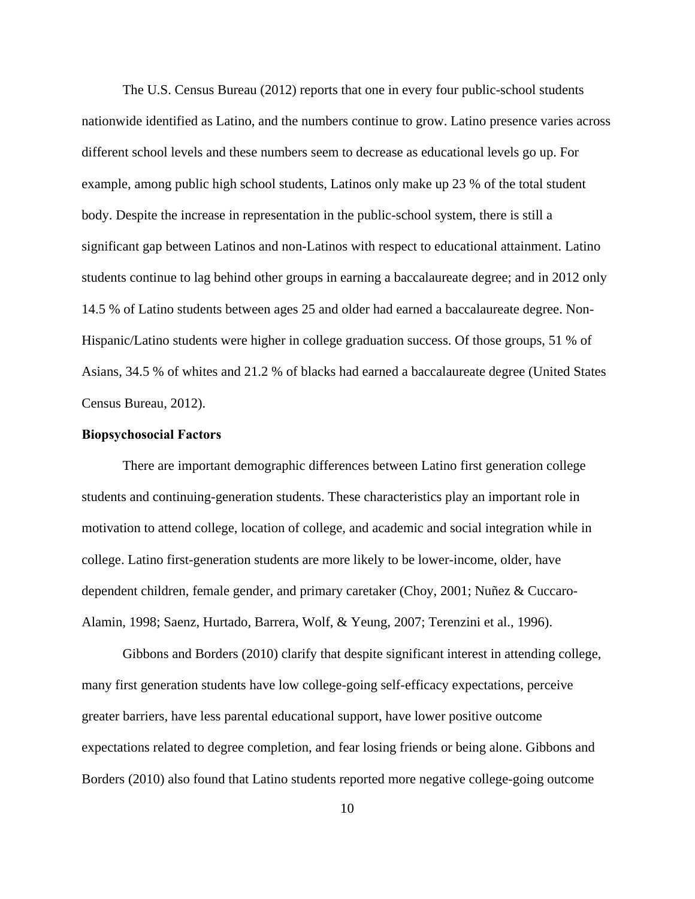The U.S. Census Bureau (2012) reports that one in every four public-school students nationwide identified as Latino, and the numbers continue to grow. Latino presence varies across different school levels and these numbers seem to decrease as educational levels go up. For example, among public high school students, Latinos only make up 23 % of the total student body. Despite the increase in representation in the public-school system, there is still a significant gap between Latinos and non-Latinos with respect to educational attainment. Latino students continue to lag behind other groups in earning a baccalaureate degree; and in 2012 only 14.5 % of Latino students between ages 25 and older had earned a baccalaureate degree. Non-Hispanic/Latino students were higher in college graduation success. Of those groups, 51 % of Asians, 34.5 % of whites and 21.2 % of blacks had earned a baccalaureate degree (United States Census Bureau, 2012).

**Biopsychosocial Factors**

There are important demographic differences between Latino first generation college students and continuing-generation students. These characteristics play an important role in motivation to attend college, location of college, and academic and social integration while in college. Latino first-generation students are more likely to be lower-income, older, have dependent children, female gender, and primary caretaker (Choy, 2001; Nuñez & Cuccaro-Alamin, 1998; Saenz, Hurtado, Barrera, Wolf, & Yeung, 2007; Terenzini et al., 1996).

Gibbons and Borders (2010) clarify that despite significant interest in attending college, many first generation students have low college-going self-efficacy expectations, perceive greater barriers, have less parental educational support, have lower positive outcome expectations related to degree completion, and fear losing friends or being alone. Gibbons and Borders (2010) also found that Latino students reported more negative college-going outcome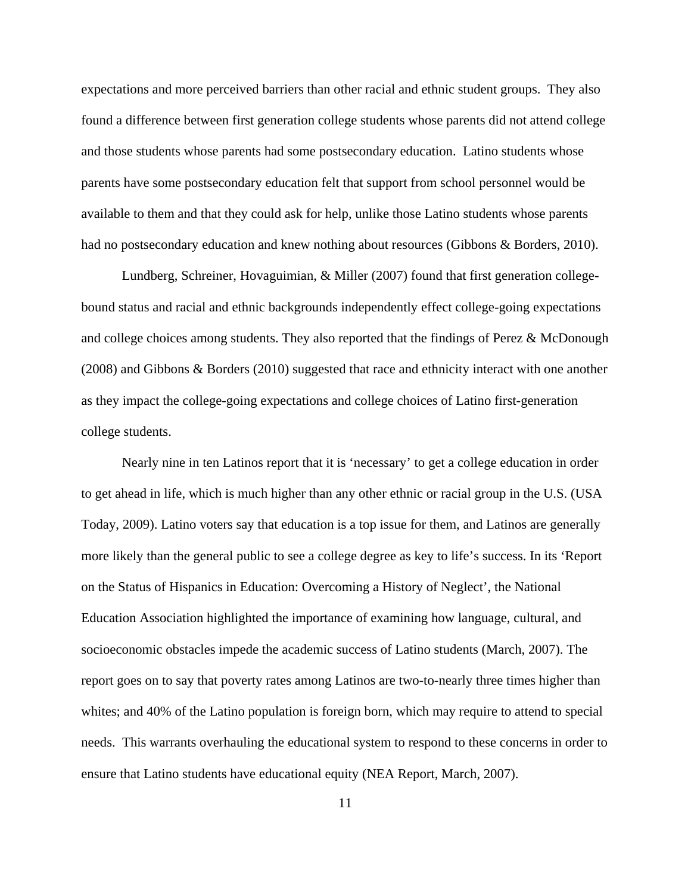expectations and more perceived barriers than other racial and ethnic student groups.  They also found a difference between first generation college students whose parents did not attend college and those students whose parents had some postsecondary education.  Latino students whose parents have some postsecondary education felt that support from school personnel would be available to them and that they could ask for help, unlike those Latino students whose parents had no postsecondary education and knew nothing about resources (Gibbons & Borders, 2010).

Lundberg, Schreiner, Hovaguimian, & Miller (2007) found that first generation college-bound status and racial and ethnic backgrounds independently effect college-going expectations and college choices among students. They also reported that the findings of Perez & McDonough (2008) and Gibbons & Borders (2010) suggested that race and ethnicity interact with one another as they impact the college-going expectations and college choices of Latino first-generation college students.

Nearly nine in ten Latinos report that it is 'necessary' to get a college education in order to get ahead in life, which is much higher than any other ethnic or racial group in the U.S. (USA Today, 2009). Latino voters say that education is a top issue for them, and Latinos are generally more likely than the general public to see a college degree as key to life's success. In its 'Report on the Status of Hispanics in Education: Overcoming a History of Neglect', the National Education Association highlighted the importance of examining how language, cultural, and socioeconomic obstacles impede the academic success of Latino students (March, 2007). The report goes on to say that poverty rates among Latinos are two-to-nearly three times higher than whites; and 40% of the Latino population is foreign born, which may require to attend to special needs.  This warrants overhauling the educational system to respond to these concerns in order to ensure that Latino students have educational equity (NEA Report, March, 2007).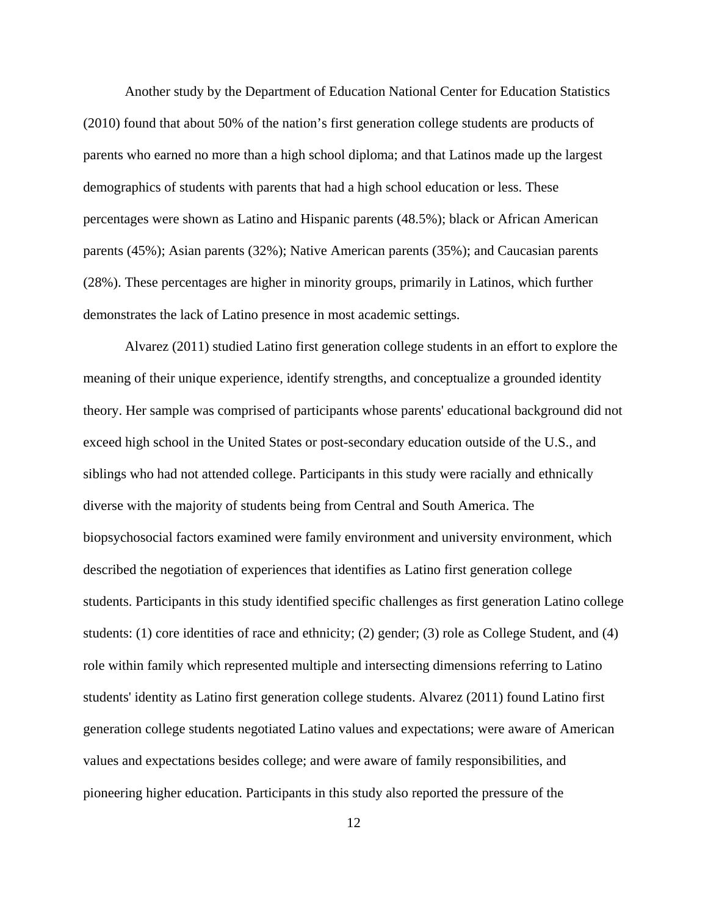Another study by the Department of Education National Center for Education Statistics (2010) found that about 50% of the nation's first generation college students are products of parents who earned no more than a high school diploma; and that Latinos made up the largest demographics of students with parents that had a high school education or less. These percentages were shown as Latino and Hispanic parents (48.5%); black or African American parents (45%); Asian parents (32%); Native American parents (35%); and Caucasian parents (28%). These percentages are higher in minority groups, primarily in Latinos, which further demonstrates the lack of Latino presence in most academic settings.

Alvarez (2011) studied Latino first generation college students in an effort to explore the meaning of their unique experience, identify strengths, and conceptualize a grounded identity theory. Her sample was comprised of participants whose parents' educational background did not exceed high school in the United States or post-secondary education outside of the U.S., and siblings who had not attended college. Participants in this study were racially and ethnically diverse with the majority of students being from Central and South America. The biopsychosocial factors examined were family environment and university environment, which described the negotiation of experiences that identifies as Latino first generation college students. Participants in this study identified specific challenges as first generation Latino college students: (1) core identities of race and ethnicity; (2) gender; (3) role as College Student, and (4) role within family which represented multiple and intersecting dimensions referring to Latino students' identity as Latino first generation college students. Alvarez (2011) found Latino first generation college students negotiated Latino values and expectations; were aware of American values and expectations besides college; and were aware of family responsibilities, and pioneering higher education. Participants in this study also reported the pressure of the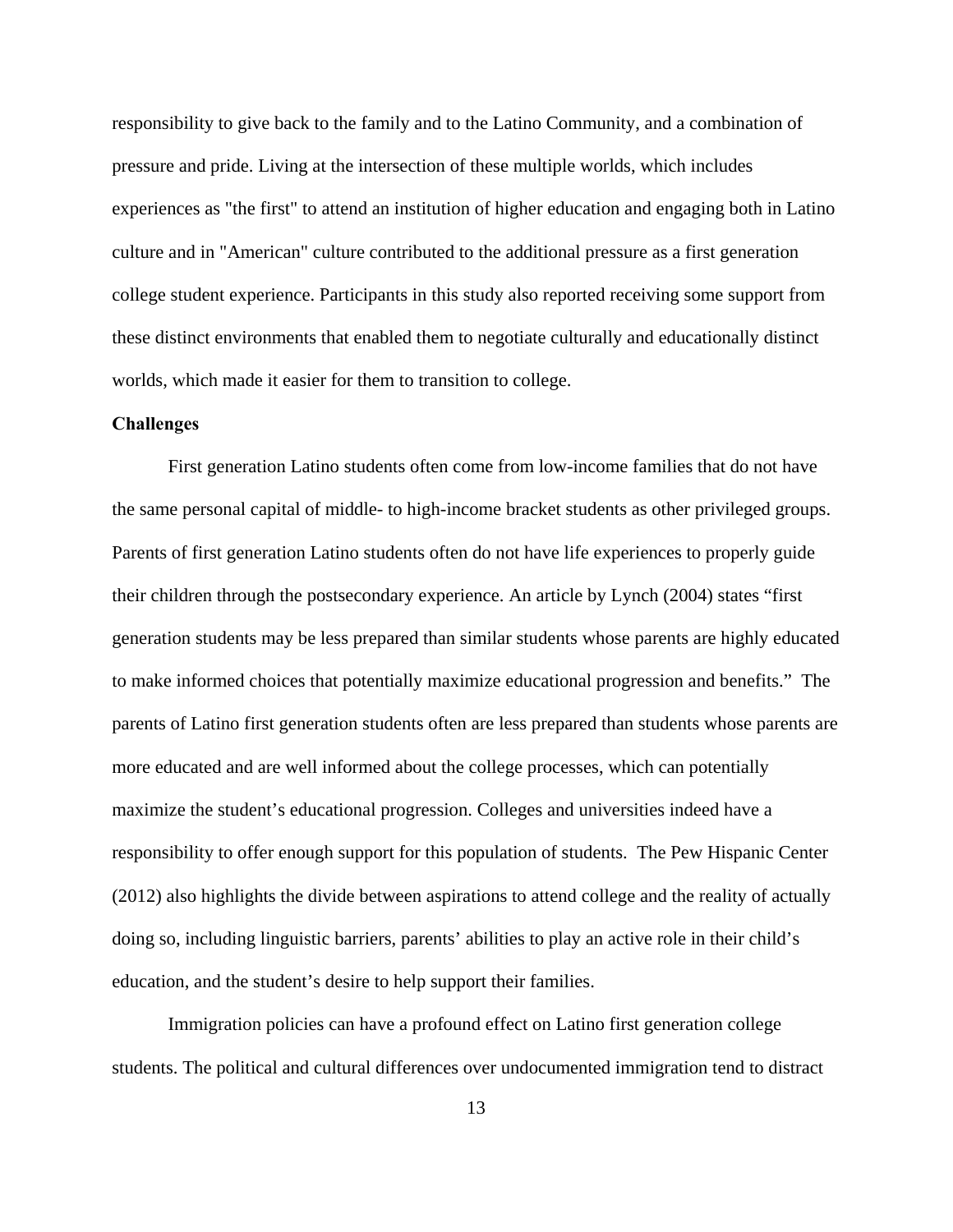responsibility to give back to the family and to the Latino Community, and a combination of pressure and pride. Living at the intersection of these multiple worlds, which includes experiences as "the first" to attend an institution of higher education and engaging both in Latino culture and in "American" culture contributed to the additional pressure as a first generation college student experience. Participants in this study also reported receiving some support from these distinct environments that enabled them to negotiate culturally and educationally distinct worlds, which made it easier for them to transition to college.

**Challenges**

First generation Latino students often come from low-income families that do not have the same personal capital of middle- to high-income bracket students as other privileged groups. Parents of first generation Latino students often do not have life experiences to properly guide their children through the postsecondary experience. An article by Lynch (2004) states "first generation students may be less prepared than similar students whose parents are highly educated to make informed choices that potentially maximize educational progression and benefits." The parents of Latino first generation students often are less prepared than students whose parents are more educated and are well informed about the college processes, which can potentially maximize the student's educational progression. Colleges and universities indeed have a responsibility to offer enough support for this population of students. The Pew Hispanic Center (2012) also highlights the divide between aspirations to attend college and the reality of actually doing so, including linguistic barriers, parents' abilities to play an active role in their child's education, and the student's desire to help support their families.

Immigration policies can have a profound effect on Latino first generation college students. The political and cultural differences over undocumented immigration tend to distract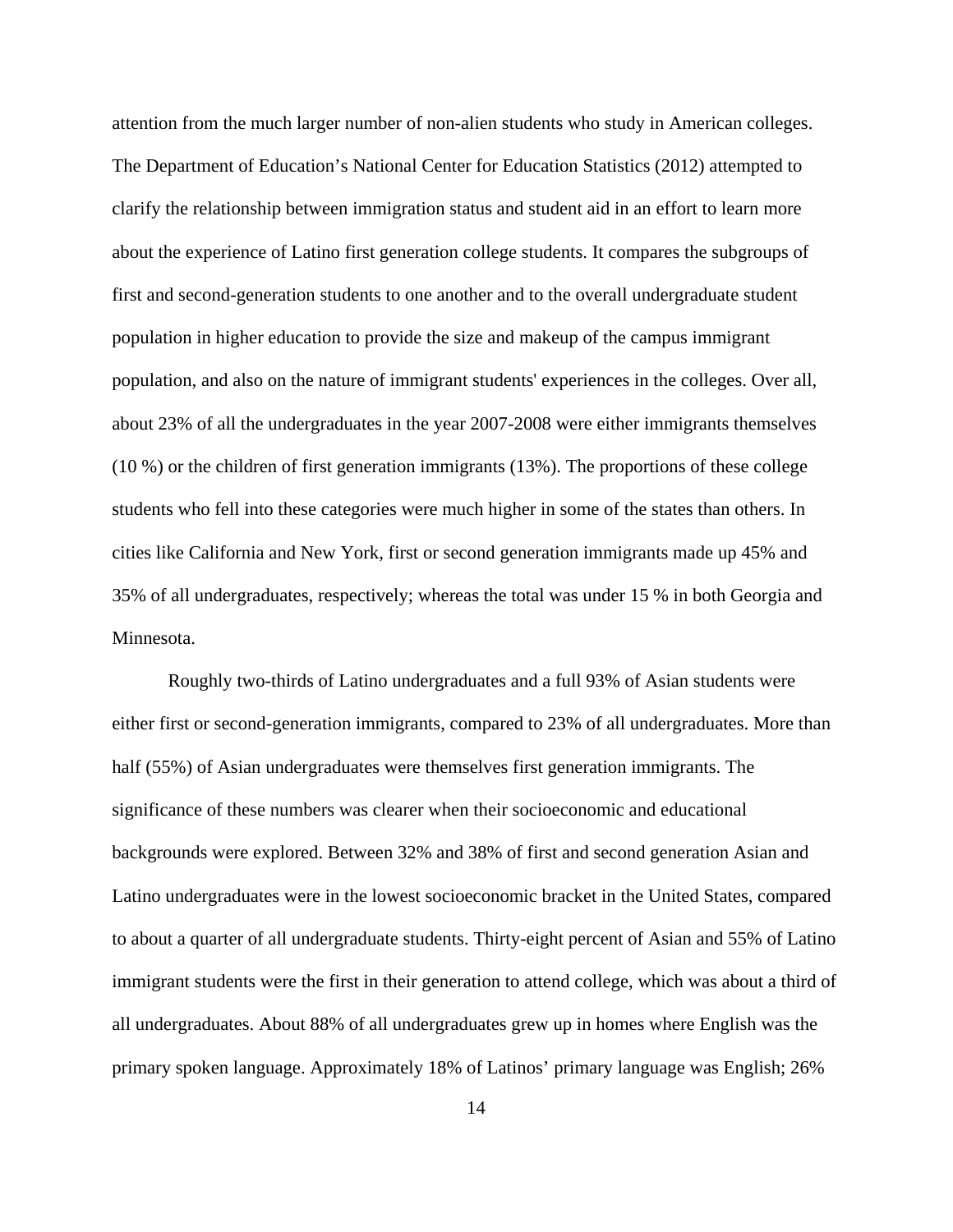attention from the much larger number of non-alien students who study in American colleges. The Department of Education's National Center for Education Statistics (2012) attempted to clarify the relationship between immigration status and student aid in an effort to learn more about the experience of Latino first generation college students. It compares the subgroups of first and second-generation students to one another and to the overall undergraduate student population in higher education to provide the size and makeup of the campus immigrant population, and also on the nature of immigrant students' experiences in the colleges. Over all, about 23% of all the undergraduates in the year 2007-2008 were either immigrants themselves (10 %) or the children of first generation immigrants (13%). The proportions of these college students who fell into these categories were much higher in some of the states than others. In cities like California and New York, first or second generation immigrants made up 45% and 35% of all undergraduates, respectively; whereas the total was under 15 % in both Georgia and Minnesota.

Roughly two-thirds of Latino undergraduates and a full 93% of Asian students were either first or second-generation immigrants, compared to 23% of all undergraduates. More than half (55%) of Asian undergraduates were themselves first generation immigrants. The significance of these numbers was clearer when their socioeconomic and educational backgrounds were explored. Between 32% and 38% of first and second generation Asian and Latino undergraduates were in the lowest socioeconomic bracket in the United States, compared to about a quarter of all undergraduate students. Thirty-eight percent of Asian and 55% of Latino immigrant students were the first in their generation to attend college, which was about a third of all undergraduates. About 88% of all undergraduates grew up in homes where English was the primary spoken language. Approximately 18% of Latinos' primary language was English; 26%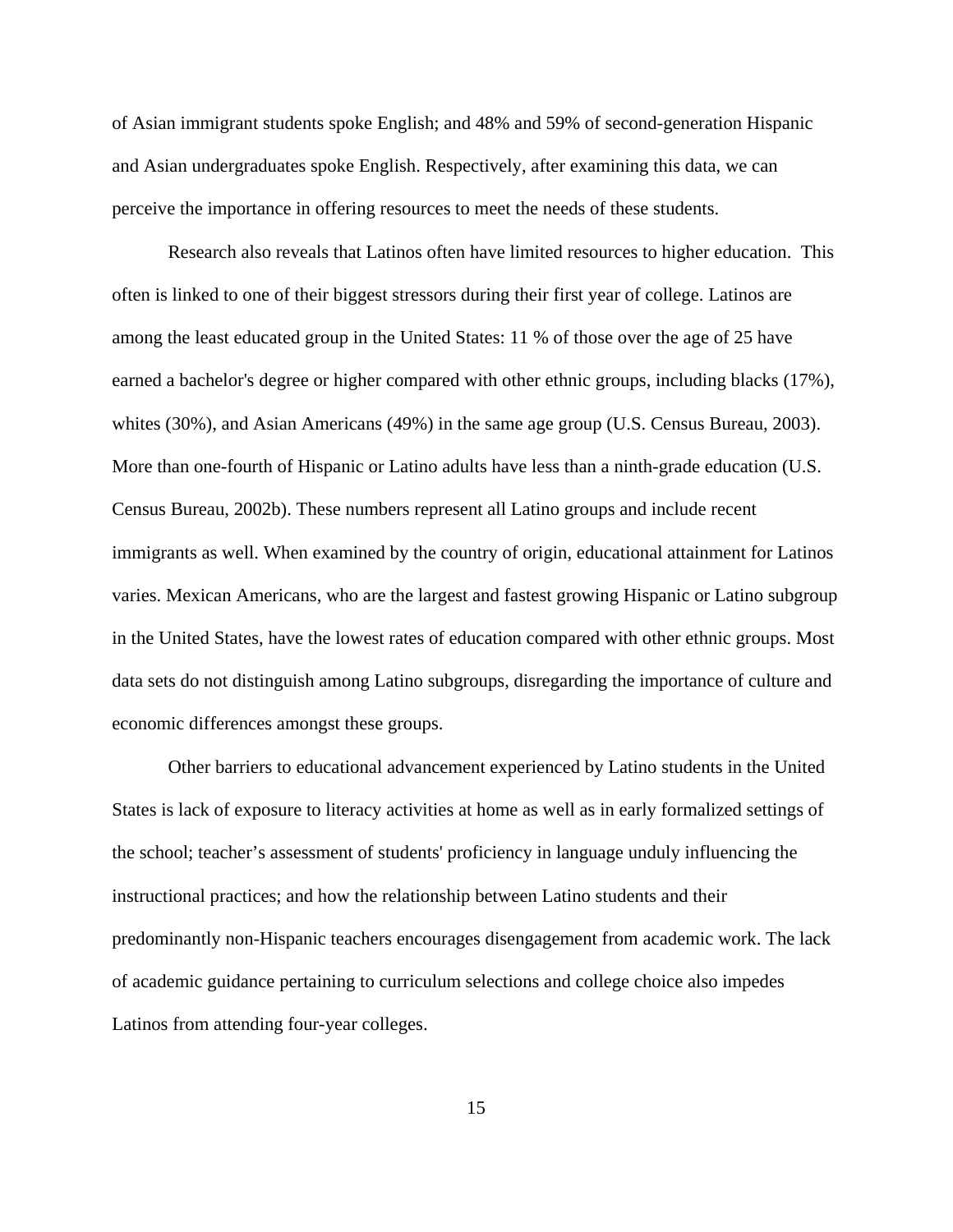of Asian immigrant students spoke English; and 48% and 59% of second-generation Hispanic and Asian undergraduates spoke English. Respectively, after examining this data, we can perceive the importance in offering resources to meet the needs of these students.

Research also reveals that Latinos often have limited resources to higher education. This often is linked to one of their biggest stressors during their first year of college. Latinos are among the least educated group in the United States: 11 % of those over the age of 25 have earned a bachelor's degree or higher compared with other ethnic groups, including blacks (17%), whites (30%), and Asian Americans (49%) in the same age group (U.S. Census Bureau, 2003). More than one-fourth of Hispanic or Latino adults have less than a ninth-grade education (U.S. Census Bureau, 2002b). These numbers represent all Latino groups and include recent immigrants as well. When examined by the country of origin, educational attainment for Latinos varies. Mexican Americans, who are the largest and fastest growing Hispanic or Latino subgroup in the United States, have the lowest rates of education compared with other ethnic groups. Most data sets do not distinguish among Latino subgroups, disregarding the importance of culture and economic differences amongst these groups.

Other barriers to educational advancement experienced by Latino students in the United States is lack of exposure to literacy activities at home as well as in early formalized settings of the school; teacher's assessment of students' proficiency in language unduly influencing the instructional practices; and how the relationship between Latino students and their predominantly non-Hispanic teachers encourages disengagement from academic work. The lack of academic guidance pertaining to curriculum selections and college choice also impedes Latinos from attending four-year colleges.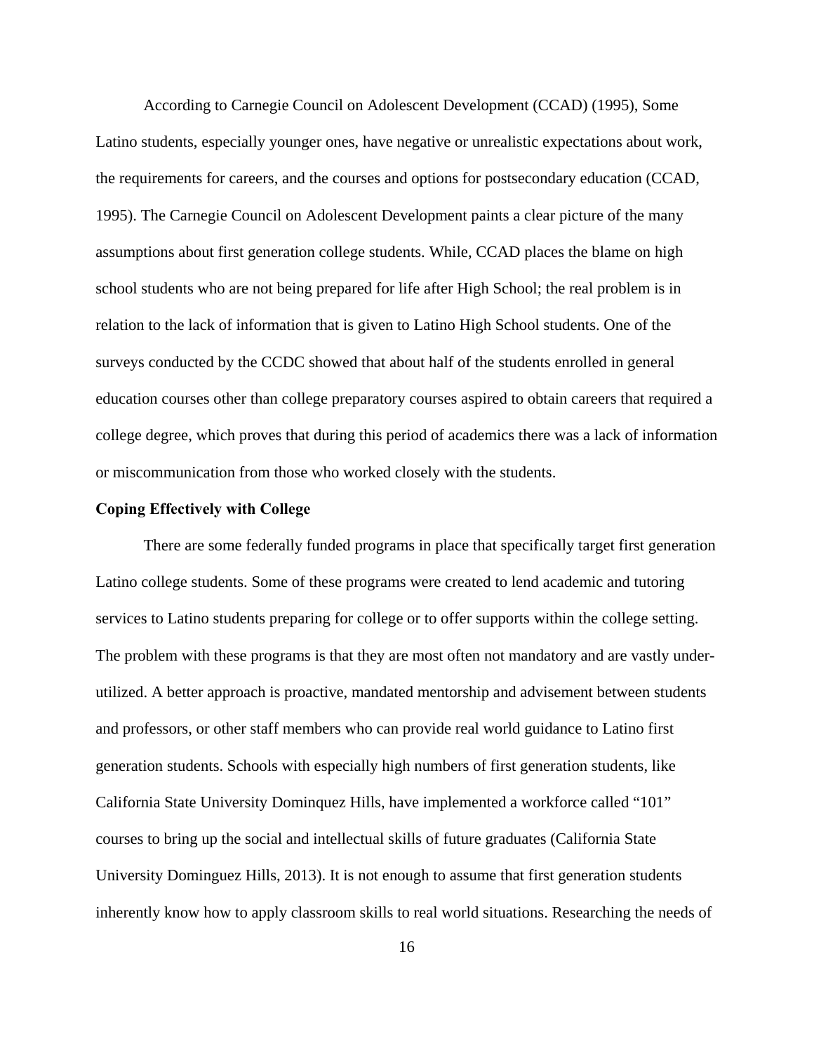According to Carnegie Council on Adolescent Development (CCAD) (1995), Some Latino students, especially younger ones, have negative or unrealistic expectations about work, the requirements for careers, and the courses and options for postsecondary education (CCAD, 1995). The Carnegie Council on Adolescent Development paints a clear picture of the many assumptions about first generation college students. While, CCAD places the blame on high school students who are not being prepared for life after High School; the real problem is in relation to the lack of information that is given to Latino High School students. One of the surveys conducted by the CCDC showed that about half of the students enrolled in general education courses other than college preparatory courses aspired to obtain careers that required a college degree, which proves that during this period of academics there was a lack of information or miscommunication from those who worked closely with the students.

**Coping Effectively with College**

There are some federally funded programs in place that specifically target first generation Latino college students. Some of these programs were created to lend academic and tutoring services to Latino students preparing for college or to offer supports within the college setting. The problem with these programs is that they are most often not mandatory and are vastly under-utilized. A better approach is proactive, mandated mentorship and advisement between students and professors, or other staff members who can provide real world guidance to Latino first generation students. Schools with especially high numbers of first generation students, like California State University Dominquez Hills, have implemented a workforce called "101" courses to bring up the social and intellectual skills of future graduates (California State University Dominguez Hills, 2013). It is not enough to assume that first generation students inherently know how to apply classroom skills to real world situations. Researching the needs of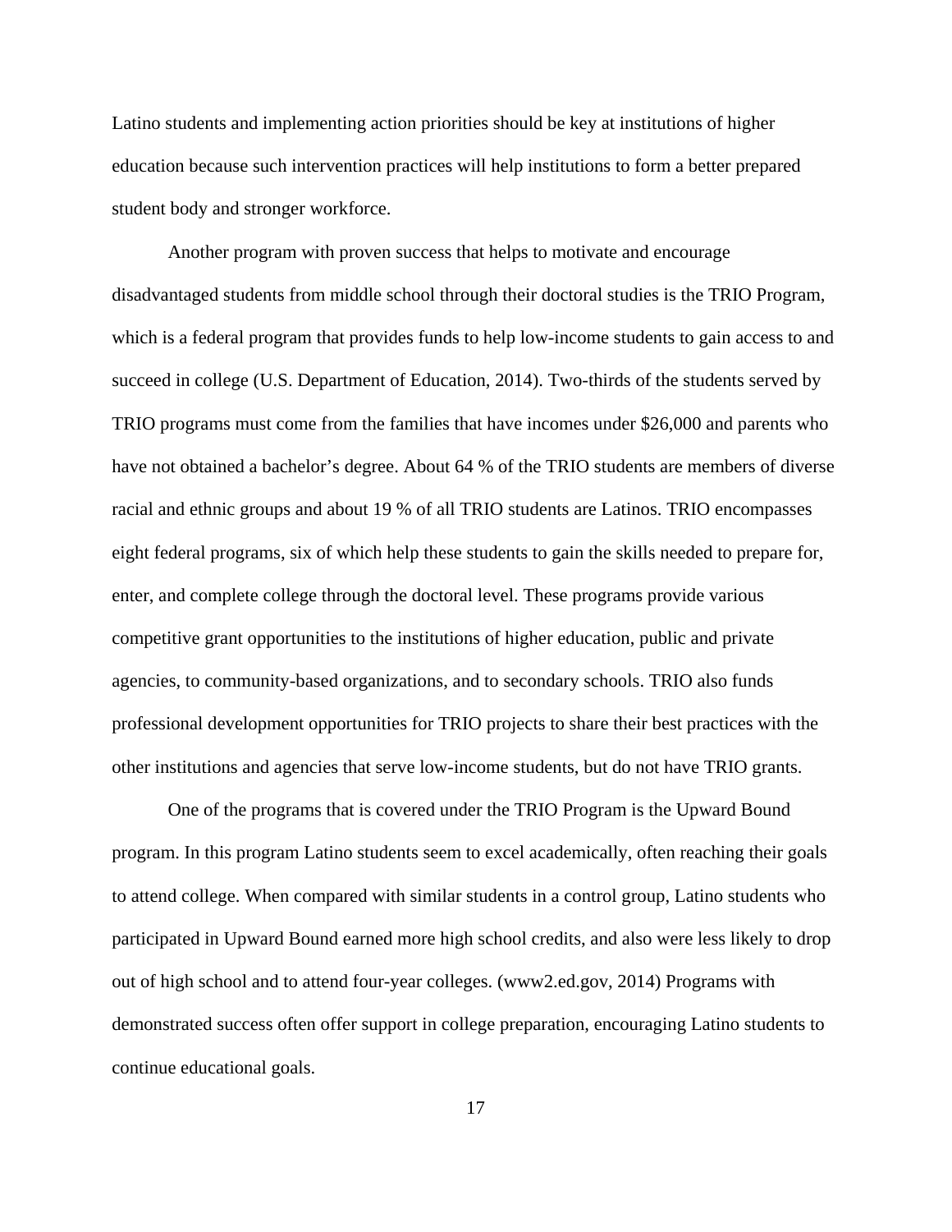Latino students and implementing action priorities should be key at institutions of higher education because such intervention practices will help institutions to form a better prepared student body and stronger workforce.

Another program with proven success that helps to motivate and encourage disadvantaged students from middle school through their doctoral studies is the TRIO Program, which is a federal program that provides funds to help low-income students to gain access to and succeed in college (U.S. Department of Education, 2014). Two-thirds of the students served by TRIO programs must come from the families that have incomes under $26,000 and parents who have not obtained a bachelor's degree. About 64 % of the TRIO students are members of diverse racial and ethnic groups and about 19 % of all TRIO students are Latinos. TRIO encompasses eight federal programs, six of which help these students to gain the skills needed to prepare for, enter, and complete college through the doctoral level. These programs provide various competitive grant opportunities to the institutions of higher education, public and private agencies, to community-based organizations, and to secondary schools. TRIO also funds professional development opportunities for TRIO projects to share their best practices with the other institutions and agencies that serve low-income students, but do not have TRIO grants.

One of the programs that is covered under the TRIO Program is the Upward Bound program. In this program Latino students seem to excel academically, often reaching their goals to attend college. When compared with similar students in a control group, Latino students who participated in Upward Bound earned more high school credits, and also were less likely to drop out of high school and to attend four-year colleges. (www2.ed.gov, 2014) Programs with demonstrated success often offer support in college preparation, encouraging Latino students to continue educational goals.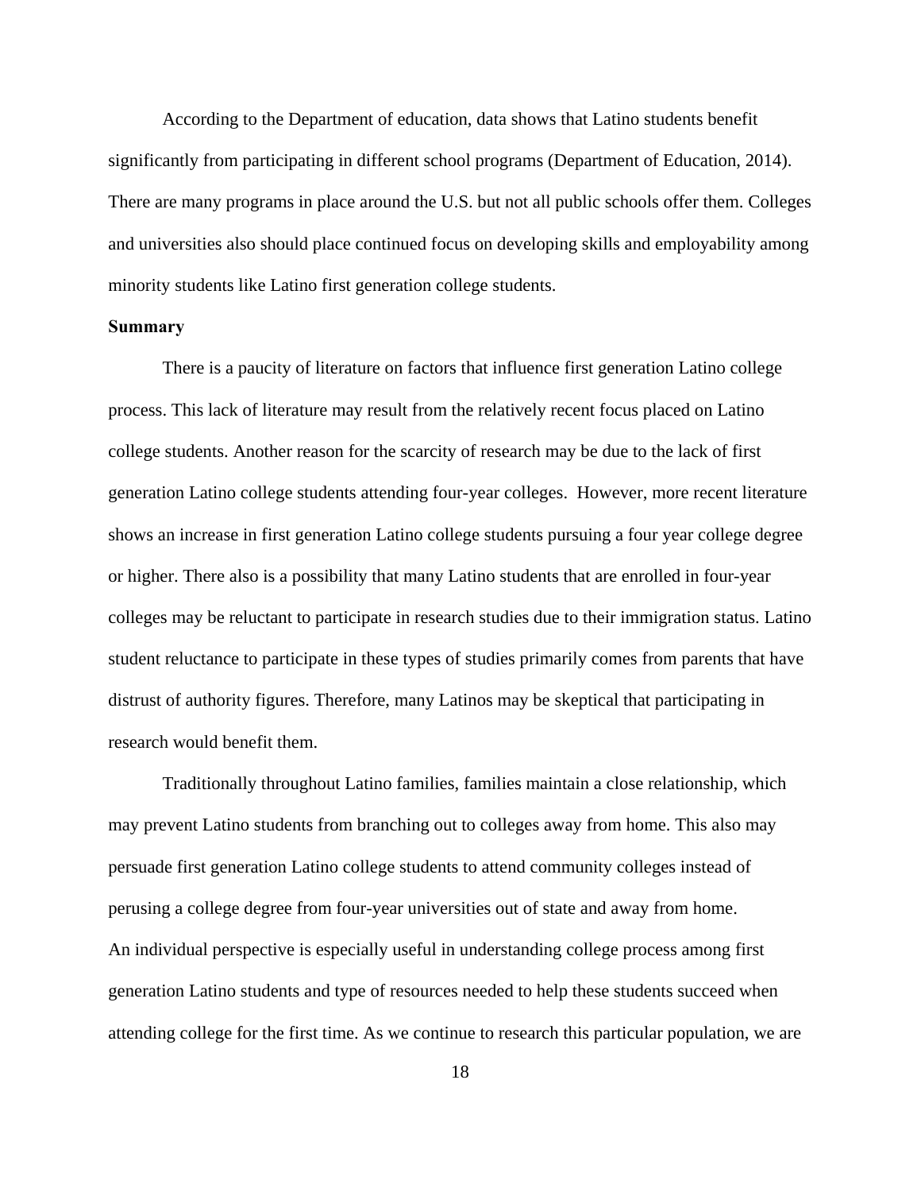According to the Department of education, data shows that Latino students benefit significantly from participating in different school programs (Department of Education, 2014). There are many programs in place around the U.S. but not all public schools offer them. Colleges and universities also should place continued focus on developing skills and employability among minority students like Latino first generation college students.

**Summary**

There is a paucity of literature on factors that influence first generation Latino college process. This lack of literature may result from the relatively recent focus placed on Latino college students. Another reason for the scarcity of research may be due to the lack of first generation Latino college students attending four-year colleges. However, more recent literature shows an increase in first generation Latino college students pursuing a four year college degree or higher. There also is a possibility that many Latino students that are enrolled in four-year colleges may be reluctant to participate in research studies due to their immigration status. Latino student reluctance to participate in these types of studies primarily comes from parents that have distrust of authority figures. Therefore, many Latinos may be skeptical that participating in research would benefit them.

Traditionally throughout Latino families, families maintain a close relationship, which may prevent Latino students from branching out to colleges away from home. This also may persuade first generation Latino college students to attend community colleges instead of perusing a college degree from four-year universities out of state and away from home.
An individual perspective is especially useful in understanding college process among first generation Latino students and type of resources needed to help these students succeed when attending college for the first time. As we continue to research this particular population, we are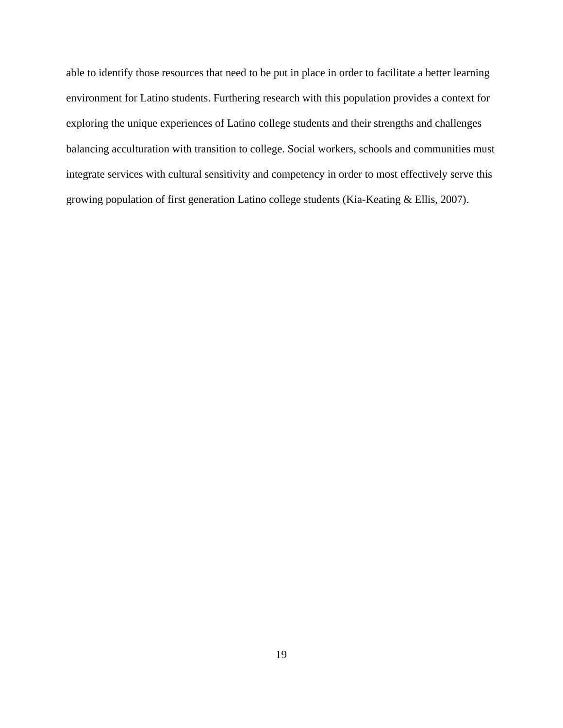able to identify those resources that need to be put in place in order to facilitate a better learning environment for Latino students. Furthering research with this population provides a context for exploring the unique experiences of Latino college students and their strengths and challenges balancing acculturation with transition to college. Social workers, schools and communities must integrate services with cultural sensitivity and competency in order to most effectively serve this growing population of first generation Latino college students (Kia-Keating & Ellis, 2007).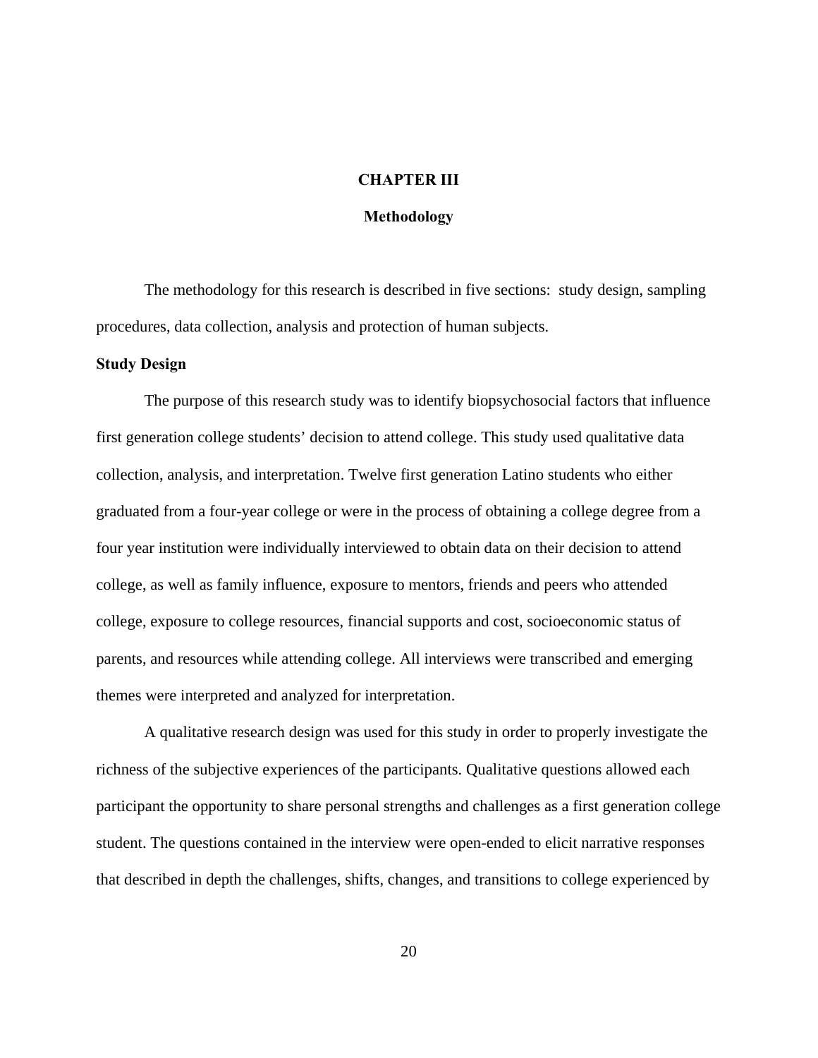# CHAPTER III

## Methodology

The methodology for this research is described in five sections:  study design, sampling procedures, data collection, analysis and protection of human subjects.

### Study Design

The purpose of this research study was to identify biopsychosocial factors that influence first generation college students' decision to attend college. This study used qualitative data collection, analysis, and interpretation. Twelve first generation Latino students who either graduated from a four-year college or were in the process of obtaining a college degree from a four year institution were individually interviewed to obtain data on their decision to attend college, as well as family influence, exposure to mentors, friends and peers who attended college, exposure to college resources, financial supports and cost, socioeconomic status of parents, and resources while attending college. All interviews were transcribed and emerging themes were interpreted and analyzed for interpretation.

A qualitative research design was used for this study in order to properly investigate the richness of the subjective experiences of the participants. Qualitative questions allowed each participant the opportunity to share personal strengths and challenges as a first generation college student. The questions contained in the interview were open-ended to elicit narrative responses that described in depth the challenges, shifts, changes, and transitions to college experienced by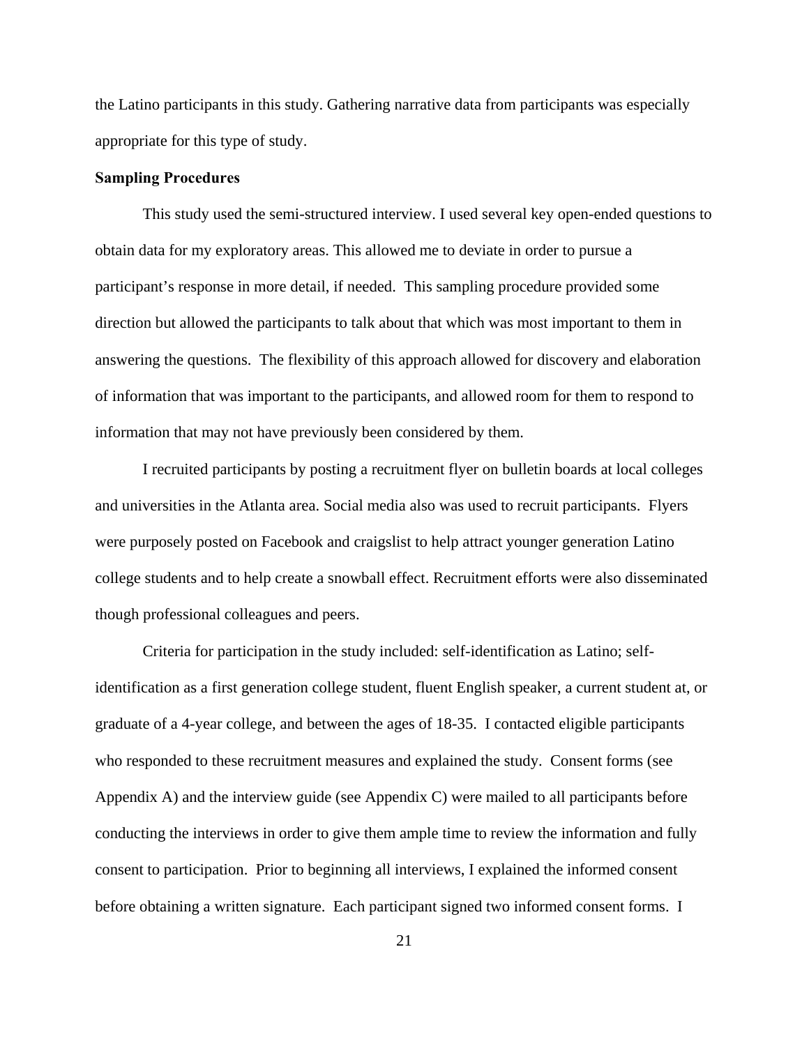the Latino participants in this study. Gathering narrative data from participants was especially appropriate for this type of study.

**Sampling Procedures**

This study used the semi-structured interview. I used several key open-ended questions to obtain data for my exploratory areas. This allowed me to deviate in order to pursue a participant's response in more detail, if needed. This sampling procedure provided some direction but allowed the participants to talk about that which was most important to them in answering the questions. The flexibility of this approach allowed for discovery and elaboration of information that was important to the participants, and allowed room for them to respond to information that may not have previously been considered by them.

I recruited participants by posting a recruitment flyer on bulletin boards at local colleges and universities in the Atlanta area. Social media also was used to recruit participants. Flyers were purposely posted on Facebook and craigslist to help attract younger generation Latino college students and to help create a snowball effect. Recruitment efforts were also disseminated though professional colleagues and peers.

Criteria for participation in the study included: self-identification as Latino; self-identification as a first generation college student, fluent English speaker, a current student at, or graduate of a 4-year college, and between the ages of 18-35. I contacted eligible participants who responded to these recruitment measures and explained the study. Consent forms (see Appendix A) and the interview guide (see Appendix C) were mailed to all participants before conducting the interviews in order to give them ample time to review the information and fully consent to participation. Prior to beginning all interviews, I explained the informed consent before obtaining a written signature. Each participant signed two informed consent forms. I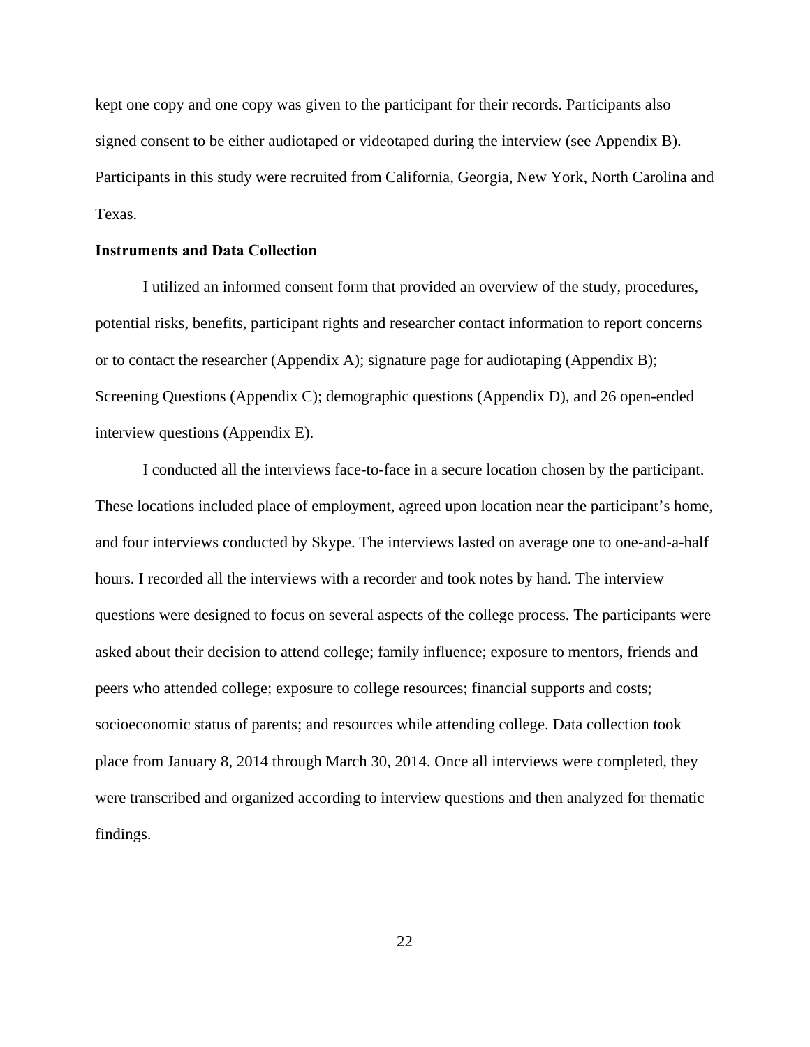kept one copy and one copy was given to the participant for their records. Participants also signed consent to be either audiotaped or videotaped during the interview (see Appendix B). Participants in this study were recruited from California, Georgia, New York, North Carolina and Texas.

**Instruments and Data Collection**

I utilized an informed consent form that provided an overview of the study, procedures, potential risks, benefits, participant rights and researcher contact information to report concerns or to contact the researcher (Appendix A); signature page for audiotaping (Appendix B); Screening Questions (Appendix C); demographic questions (Appendix D), and 26 open-ended interview questions (Appendix E).

I conducted all the interviews face-to-face in a secure location chosen by the participant. These locations included place of employment, agreed upon location near the participant's home, and four interviews conducted by Skype. The interviews lasted on average one to one-and-a-half hours. I recorded all the interviews with a recorder and took notes by hand. The interview questions were designed to focus on several aspects of the college process. The participants were asked about their decision to attend college; family influence; exposure to mentors, friends and peers who attended college; exposure to college resources; financial supports and costs; socioeconomic status of parents; and resources while attending college. Data collection took place from January 8, 2014 through March 30, 2014. Once all interviews were completed, they were transcribed and organized according to interview questions and then analyzed for thematic findings.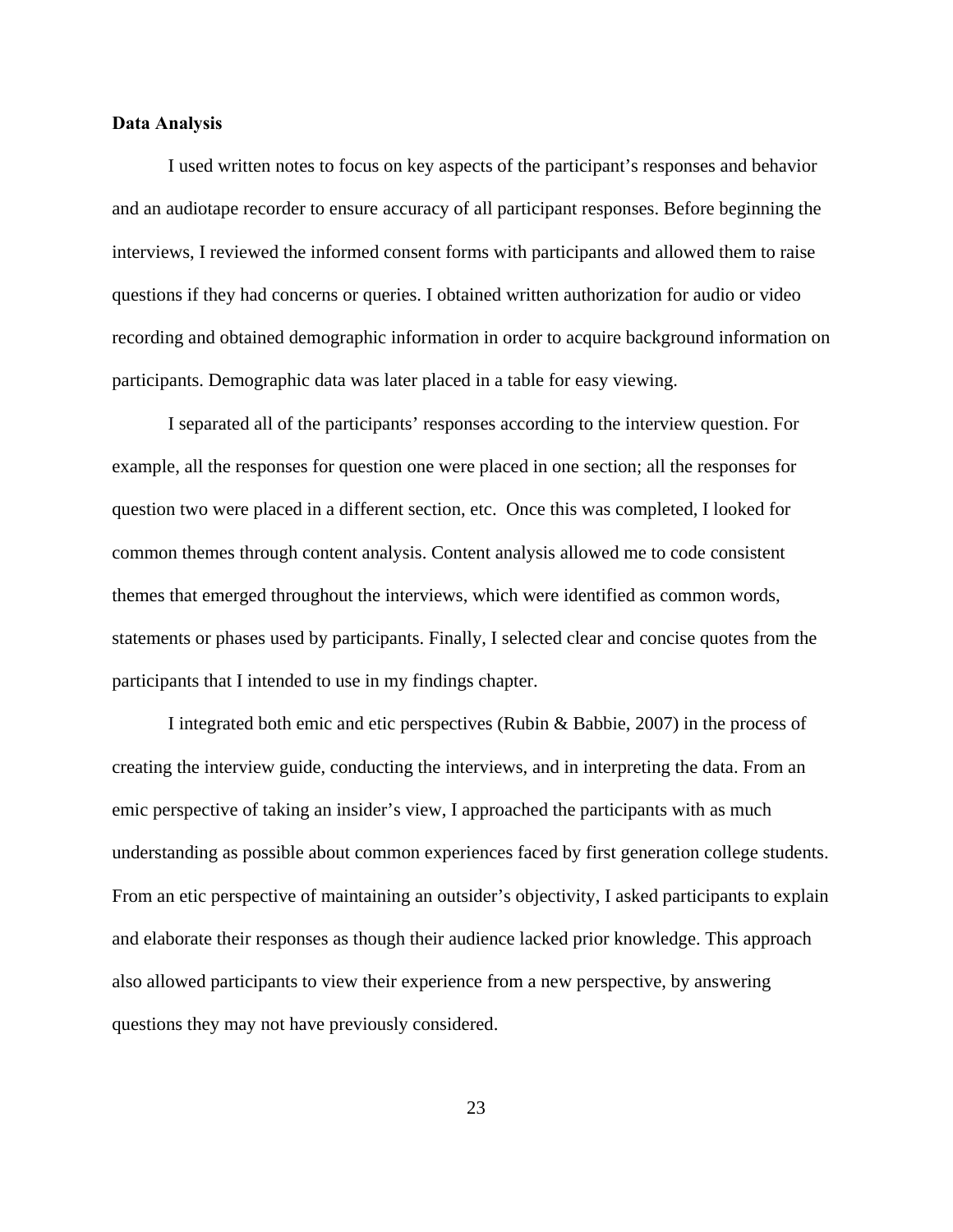**Data Analysis**

I used written notes to focus on key aspects of the participant's responses and behavior and an audiotape recorder to ensure accuracy of all participant responses. Before beginning the interviews, I reviewed the informed consent forms with participants and allowed them to raise questions if they had concerns or queries. I obtained written authorization for audio or video recording and obtained demographic information in order to acquire background information on participants. Demographic data was later placed in a table for easy viewing.

I separated all of the participants' responses according to the interview question. For example, all the responses for question one were placed in one section; all the responses for question two were placed in a different section, etc. Once this was completed, I looked for common themes through content analysis. Content analysis allowed me to code consistent themes that emerged throughout the interviews, which were identified as common words, statements or phases used by participants. Finally, I selected clear and concise quotes from the participants that I intended to use in my findings chapter.

I integrated both emic and etic perspectives (Rubin & Babbie, 2007) in the process of creating the interview guide, conducting the interviews, and in interpreting the data. From an emic perspective of taking an insider's view, I approached the participants with as much understanding as possible about common experiences faced by first generation college students. From an etic perspective of maintaining an outsider's objectivity, I asked participants to explain and elaborate their responses as though their audience lacked prior knowledge. This approach also allowed participants to view their experience from a new perspective, by answering questions they may not have previously considered.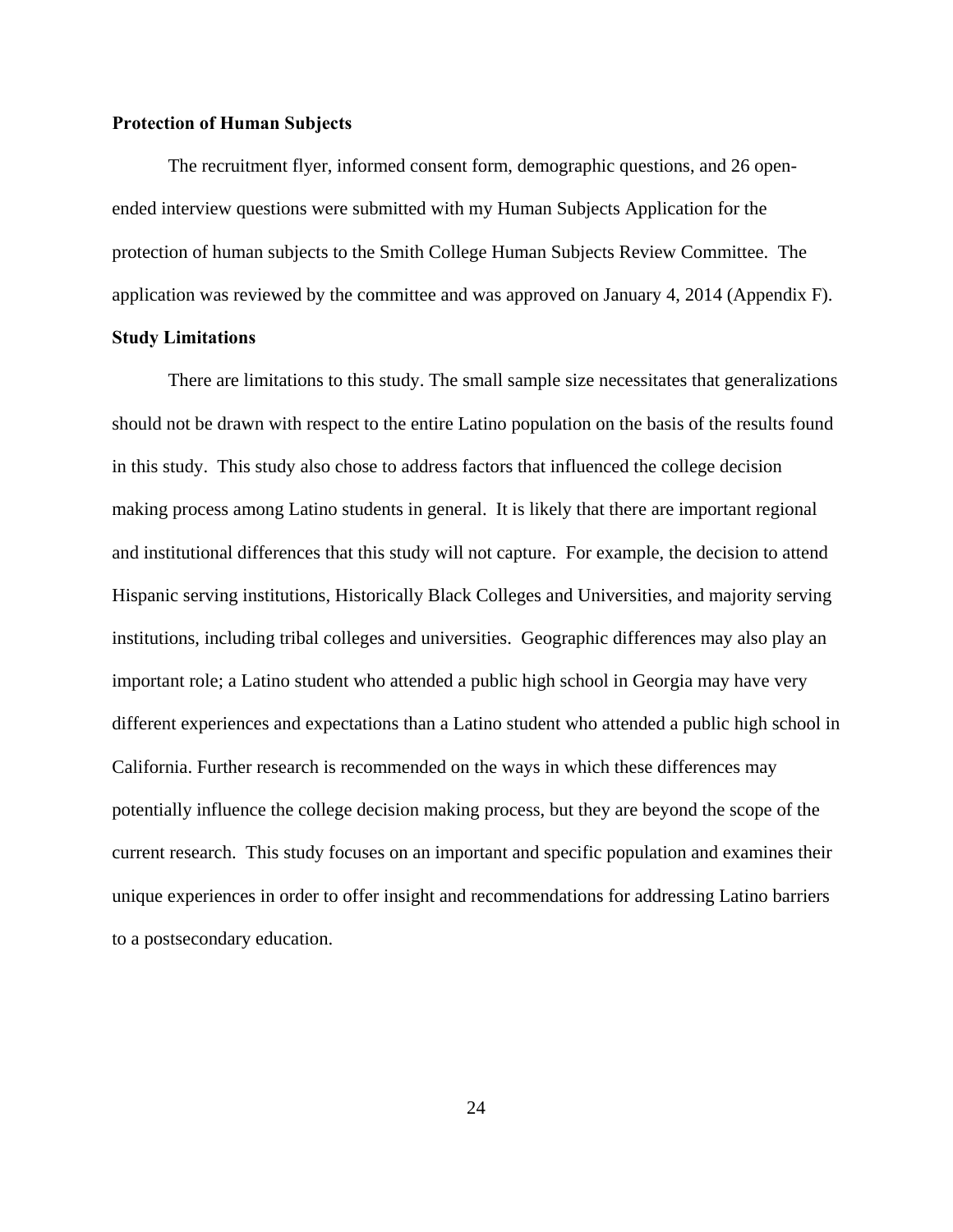**Protection of Human Subjects**

The recruitment flyer, informed consent form, demographic questions, and 26 open-ended interview questions were submitted with my Human Subjects Application for the protection of human subjects to the Smith College Human Subjects Review Committee. The application was reviewed by the committee and was approved on January 4, 2014 (Appendix F).

**Study Limitations**

There are limitations to this study. The small sample size necessitates that generalizations should not be drawn with respect to the entire Latino population on the basis of the results found in this study. This study also chose to address factors that influenced the college decision making process among Latino students in general. It is likely that there are important regional and institutional differences that this study will not capture. For example, the decision to attend Hispanic serving institutions, Historically Black Colleges and Universities, and majority serving institutions, including tribal colleges and universities. Geographic differences may also play an important role; a Latino student who attended a public high school in Georgia may have very different experiences and expectations than a Latino student who attended a public high school in California. Further research is recommended on the ways in which these differences may potentially influence the college decision making process, but they are beyond the scope of the current research. This study focuses on an important and specific population and examines their unique experiences in order to offer insight and recommendations for addressing Latino barriers to a postsecondary education.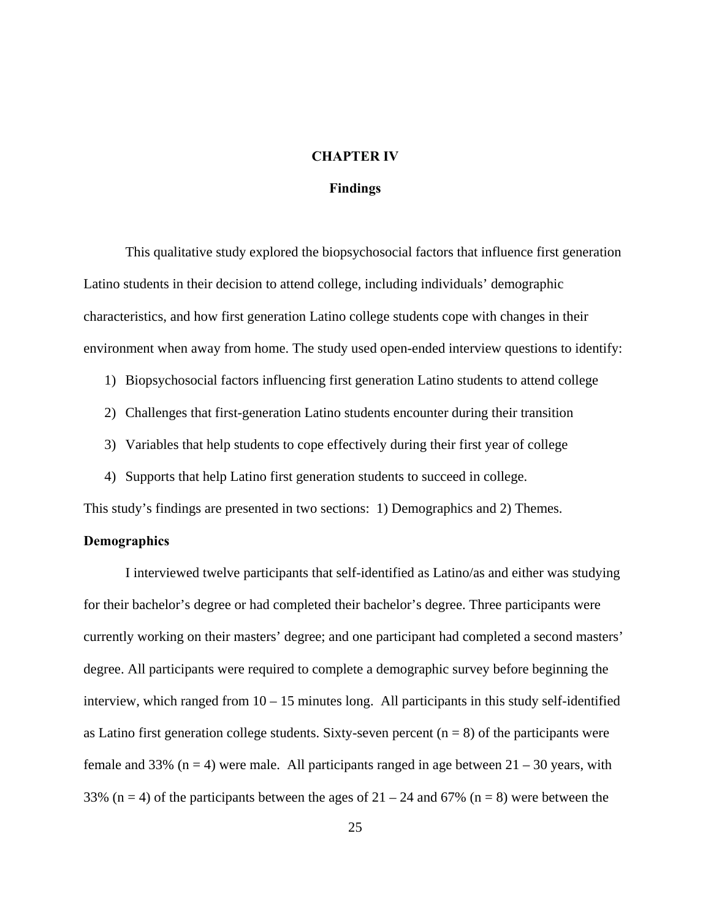# CHAPTER IV

## Findings

This qualitative study explored the biopsychosocial factors that influence first generation Latino students in their decision to attend college, including individuals' demographic characteristics, and how first generation Latino college students cope with changes in their environment when away from home. The study used open-ended interview questions to identify:

1) Biopsychosocial factors influencing first generation Latino students to attend college
2) Challenges that first-generation Latino students encounter during their transition
3) Variables that help students to cope effectively during their first year of college
4) Supports that help Latino first generation students to succeed in college.

This study's findings are presented in two sections: 1) Demographics and 2) Themes.

### Demographics

I interviewed twelve participants that self-identified as Latino/as and either was studying for their bachelor's degree or had completed their bachelor's degree. Three participants were currently working on their masters' degree; and one participant had completed a second masters' degree. All participants were required to complete a demographic survey before beginning the interview, which ranged from 10 – 15 minutes long. All participants in this study self-identified as Latino first generation college students. Sixty-seven percent (n = 8) of the participants were female and 33% (n = 4) were male. All participants ranged in age between 21 – 30 years, with 33% (n = 4) of the participants between the ages of 21 – 24 and 67% (n = 8) were between the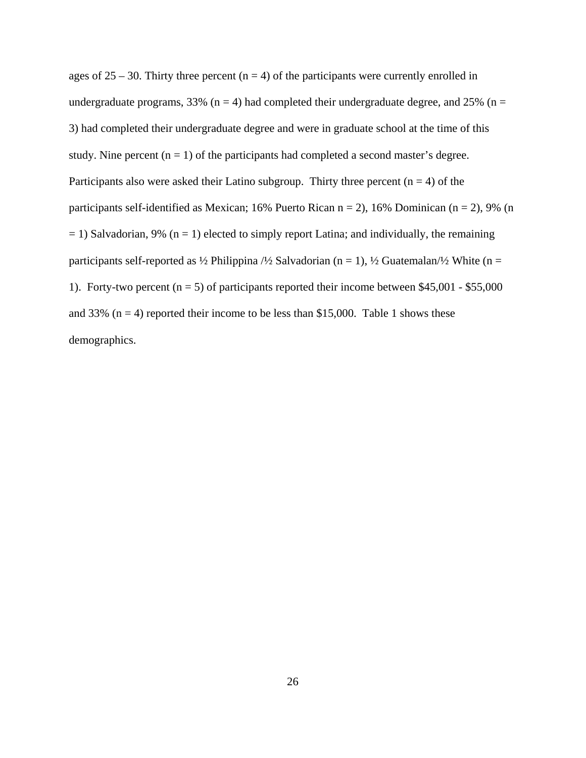ages of 25 – 30. Thirty three percent (n = 4) of the participants were currently enrolled in undergraduate programs, 33% (n = 4) had completed their undergraduate degree, and 25% (n = 3) had completed their undergraduate degree and were in graduate school at the time of this study. Nine percent (n = 1) of the participants had completed a second master's degree. Participants also were asked their Latino subgroup.  Thirty three percent (n = 4) of the participants self-identified as Mexican; 16% Puerto Rican n = 2), 16% Dominican (n = 2), 9% (n = 1) Salvadorian, 9% (n = 1) elected to simply report Latina; and individually, the remaining participants self-reported as ½ Philippina /½ Salvadorian (n = 1), ½ Guatemalan/½ White (n = 1).  Forty-two percent (n = 5) of participants reported their income between $45,001 - $55,000 and 33% (n = 4) reported their income to be less than $15,000.  Table 1 shows these demographics.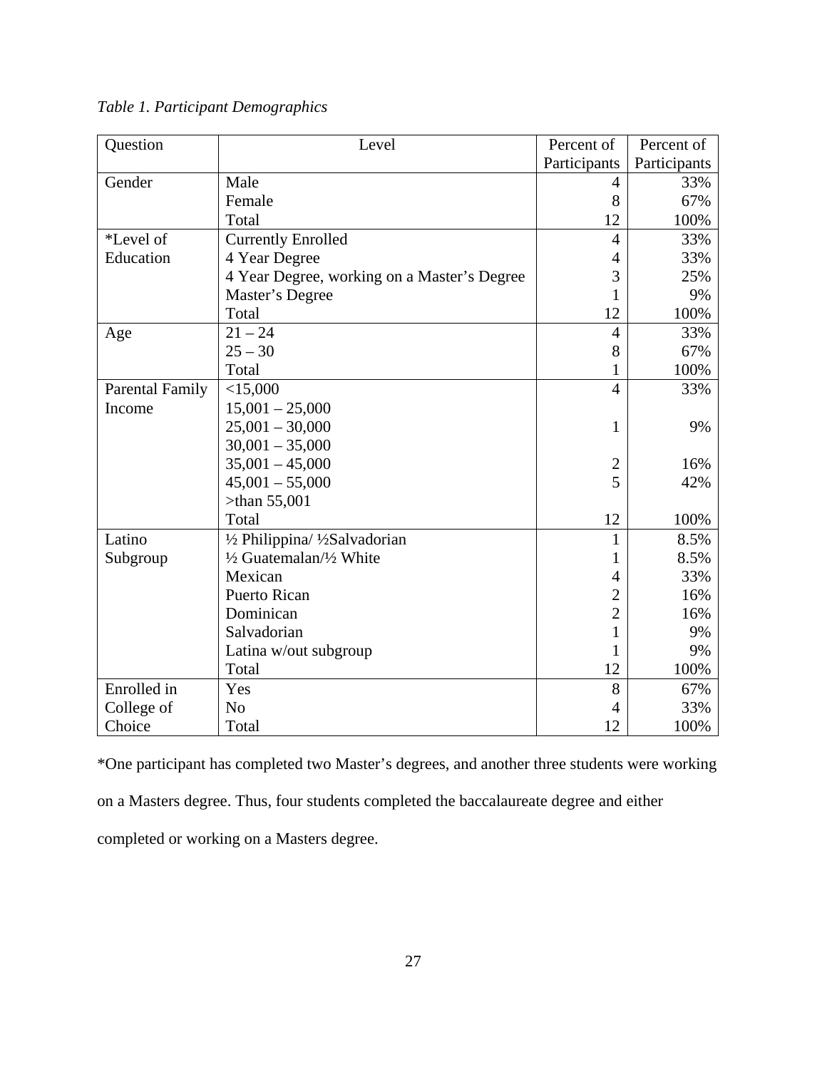*Table 1. Participant Demographics*

| Question | Level | Percent of Participants | Percent of Participants |
|---|---|---|---|
| Gender | Male | 4 | 33% |
| | Female | 8 | 67% |
| | Total | 12 | 100% |
| *Level of Education | Currently Enrolled | 4 | 33% |
| | 4 Year Degree | 4 | 33% |
| | 4 Year Degree, working on a Master's Degree | 3 | 25% |
| | Master's Degree | 1 | 9% |
| | Total | 12 | 100% |
| Age | 21 – 24 | 4 | 33% |
| | 25 – 30 | 8 | 67% |
| | Total | 1 | 100% |
| Parental Family Income | <15,000 | 4 | 33% |
| | 15,001 – 25,000 | | |
| | 25,001 – 30,000 | 1 | 9% |
| | 30,001 – 35,000 | | |
| | 35,001 – 45,000 | 2 | 16% |
| | 45,001 – 55,000 | 5 | 42% |
| | >than 55,001 | | |
| | Total | 12 | 100% |
| Latino Subgroup | ½ Philippina/ ½Salvadorian | 1 | 8.5% |
| | ½ Guatemalan/½ White | 1 | 8.5% |
| | Mexican | 4 | 33% |
| | Puerto Rican | 2 | 16% |
| | Dominican | 2 | 16% |
| | Salvadorian | 1 | 9% |
| | Latina w/out subgroup | 1 | 9% |
| | Total | 12 | 100% |
| Enrolled in College of Choice | Yes | 8 | 67% |
| | No | 4 | 33% |
| | Total | 12 | 100% |

*One participant has completed two Master's degrees, and another three students were working on a Masters degree. Thus, four students completed the baccalaureate degree and either completed or working on a Masters degree.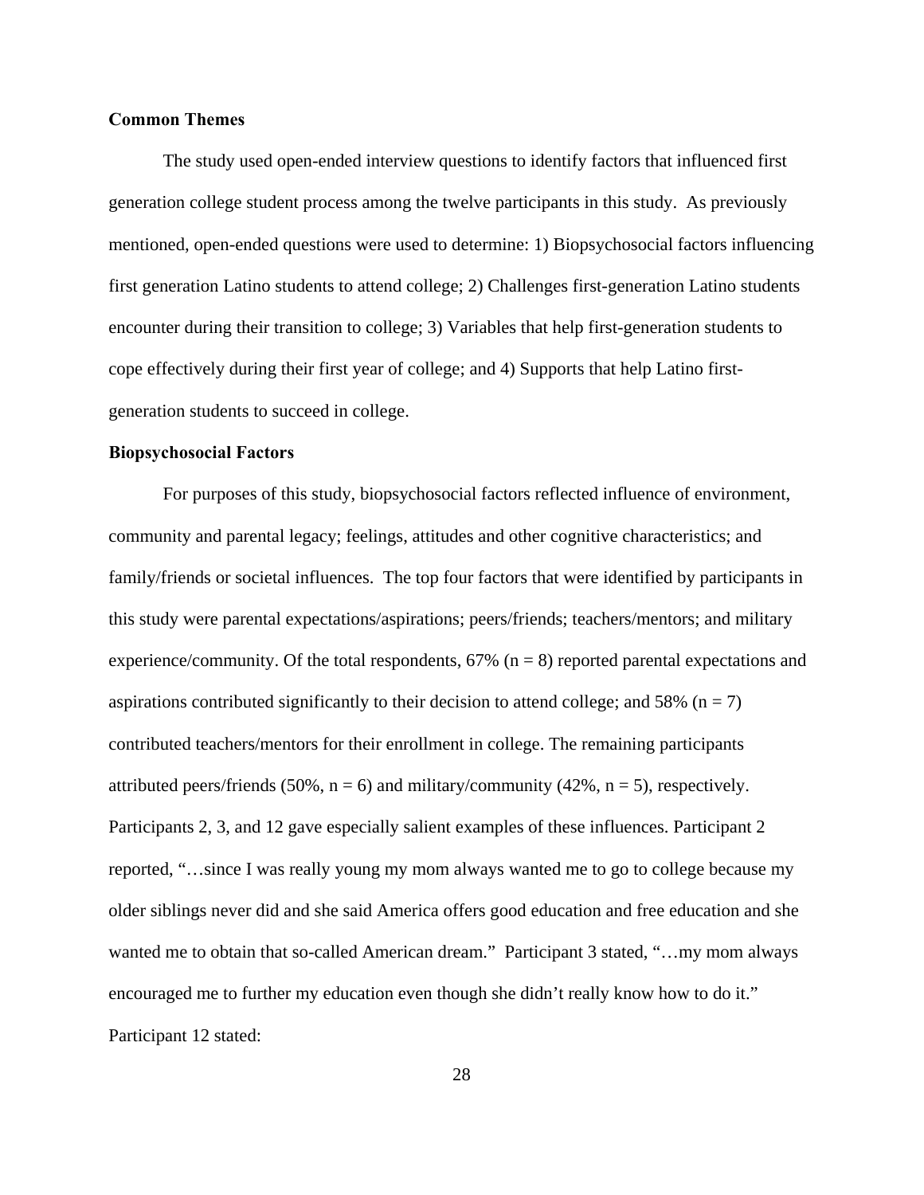**Common Themes**

The study used open-ended interview questions to identify factors that influenced first generation college student process among the twelve participants in this study. As previously mentioned, open-ended questions were used to determine: 1) Biopsychosocial factors influencing first generation Latino students to attend college; 2) Challenges first-generation Latino students encounter during their transition to college; 3) Variables that help first-generation students to cope effectively during their first year of college; and 4) Supports that help Latino first-generation students to succeed in college.

**Biopsychosocial Factors**

For purposes of this study, biopsychosocial factors reflected influence of environment, community and parental legacy; feelings, attitudes and other cognitive characteristics; and family/friends or societal influences. The top four factors that were identified by participants in this study were parental expectations/aspirations; peers/friends; teachers/mentors; and military experience/community. Of the total respondents, 67% ($n = 8$) reported parental expectations and aspirations contributed significantly to their decision to attend college; and 58% ($n = 7$) contributed teachers/mentors for their enrollment in college. The remaining participants attributed peers/friends (50%, $n = 6$) and military/community (42%, $n = 5$), respectively. Participants 2, 3, and 12 gave especially salient examples of these influences. Participant 2 reported, "…since I was really young my mom always wanted me to go to college because my older siblings never did and she said America offers good education and free education and she wanted me to obtain that so-called American dream." Participant 3 stated, "…my mom always encouraged me to further my education even though she didn't really know how to do it." Participant 12 stated: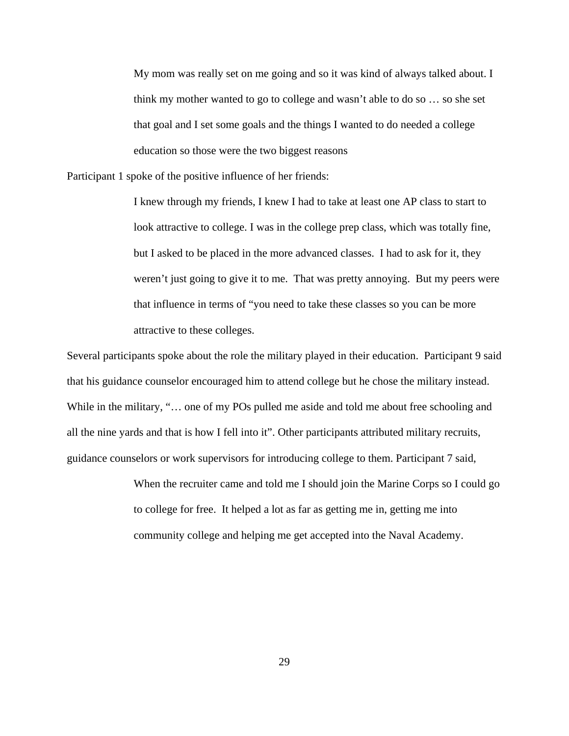> My mom was really set on me going and so it was kind of always talked about. I think my mother wanted to go to college and wasn't able to do so … so she set that goal and I set some goals and the things I wanted to do needed a college education so those were the two biggest reasons

Participant 1 spoke of the positive influence of her friends:

> I knew through my friends, I knew I had to take at least one AP class to start to look attractive to college. I was in the college prep class, which was totally fine, but I asked to be placed in the more advanced classes. I had to ask for it, they weren't just going to give it to me. That was pretty annoying. But my peers were that influence in terms of "you need to take these classes so you can be more attractive to these colleges.

Several participants spoke about the role the military played in their education. Participant 9 said that his guidance counselor encouraged him to attend college but he chose the military instead. While in the military, "… one of my POs pulled me aside and told me about free schooling and all the nine yards and that is how I fell into it". Other participants attributed military recruits, guidance counselors or work supervisors for introducing college to them. Participant 7 said,

> When the recruiter came and told me I should join the Marine Corps so I could go to college for free. It helped a lot as far as getting me in, getting me into community college and helping me get accepted into the Naval Academy.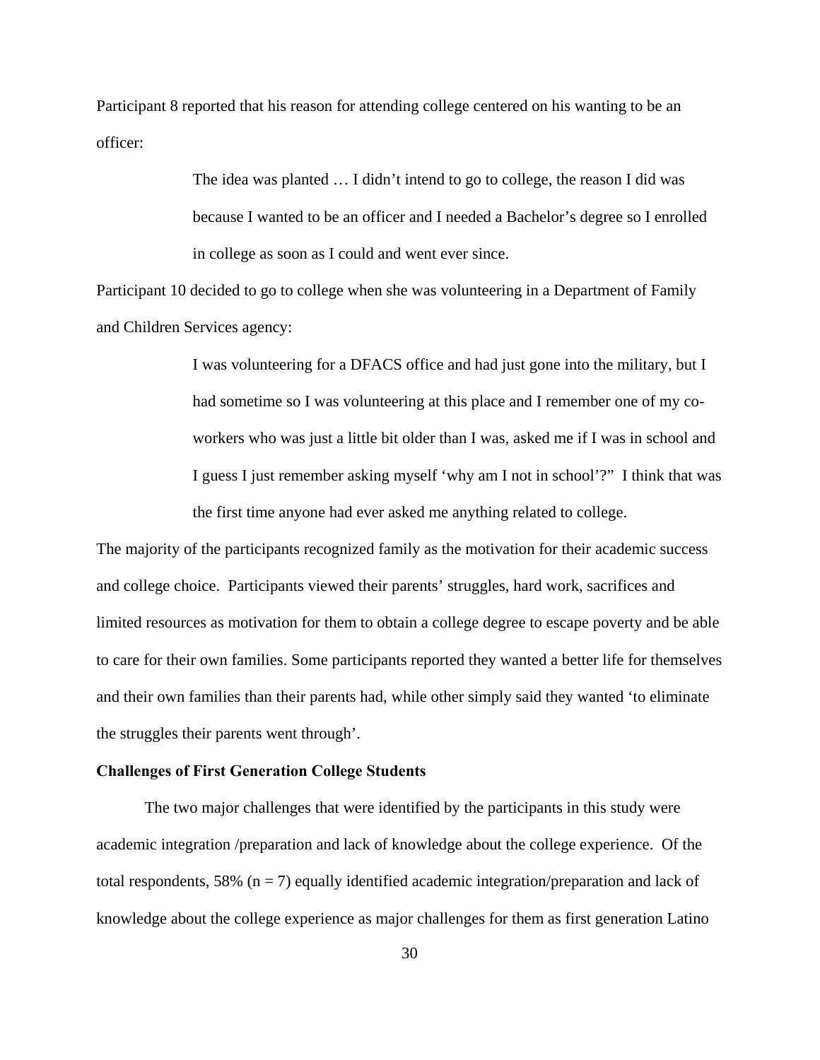Participant 8 reported that his reason for attending college centered on his wanting to be an officer:

> The idea was planted … I didn't intend to go to college, the reason I did was because I wanted to be an officer and I needed a Bachelor's degree so I enrolled in college as soon as I could and went ever since.

Participant 10 decided to go to college when she was volunteering in a Department of Family and Children Services agency:

> I was volunteering for a DFACS office and had just gone into the military, but I had sometime so I was volunteering at this place and I remember one of my co-workers who was just a little bit older than I was, asked me if I was in school and I guess I just remember asking myself 'why am I not in school'?" I think that was the first time anyone had ever asked me anything related to college.

The majority of the participants recognized family as the motivation for their academic success and college choice. Participants viewed their parents' struggles, hard work, sacrifices and limited resources as motivation for them to obtain a college degree to escape poverty and be able to care for their own families. Some participants reported they wanted a better life for themselves and their own families than their parents had, while other simply said they wanted 'to eliminate the struggles their parents went through'.

**Challenges of First Generation College Students**

The two major challenges that were identified by the participants in this study were academic integration /preparation and lack of knowledge about the college experience. Of the total respondents, 58% (n = 7) equally identified academic integration/preparation and lack of knowledge about the college experience as major challenges for them as first generation Latino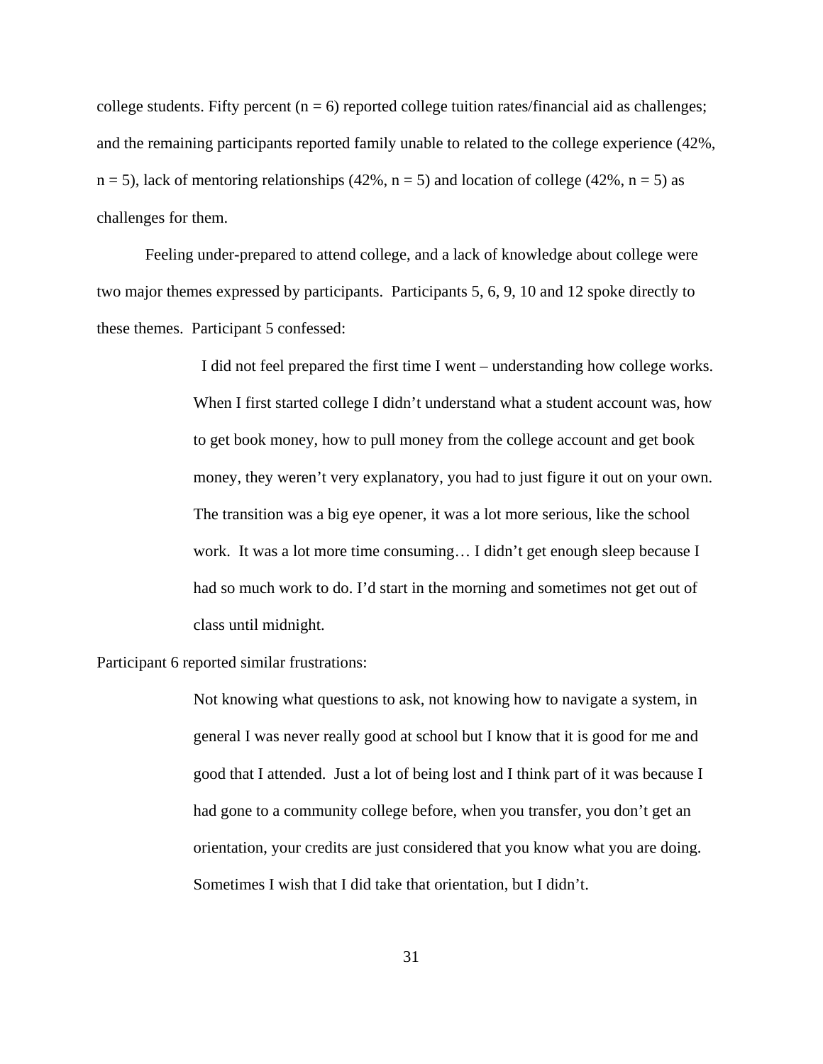college students. Fifty percent (n = 6) reported college tuition rates/financial aid as challenges; and the remaining participants reported family unable to related to the college experience (42%, n = 5), lack of mentoring relationships (42%, n = 5) and location of college (42%, n = 5) as challenges for them.

Feeling under-prepared to attend college, and a lack of knowledge about college were two major themes expressed by participants. Participants 5, 6, 9, 10 and 12 spoke directly to these themes. Participant 5 confessed:

> I did not feel prepared the first time I went – understanding how college works. When I first started college I didn't understand what a student account was, how to get book money, how to pull money from the college account and get book money, they weren't very explanatory, you had to just figure it out on your own. The transition was a big eye opener, it was a lot more serious, like the school work. It was a lot more time consuming… I didn't get enough sleep because I had so much work to do. I'd start in the morning and sometimes not get out of class until midnight.

Participant 6 reported similar frustrations:

> Not knowing what questions to ask, not knowing how to navigate a system, in general I was never really good at school but I know that it is good for me and good that I attended. Just a lot of being lost and I think part of it was because I had gone to a community college before, when you transfer, you don't get an orientation, your credits are just considered that you know what you are doing. Sometimes I wish that I did take that orientation, but I didn't.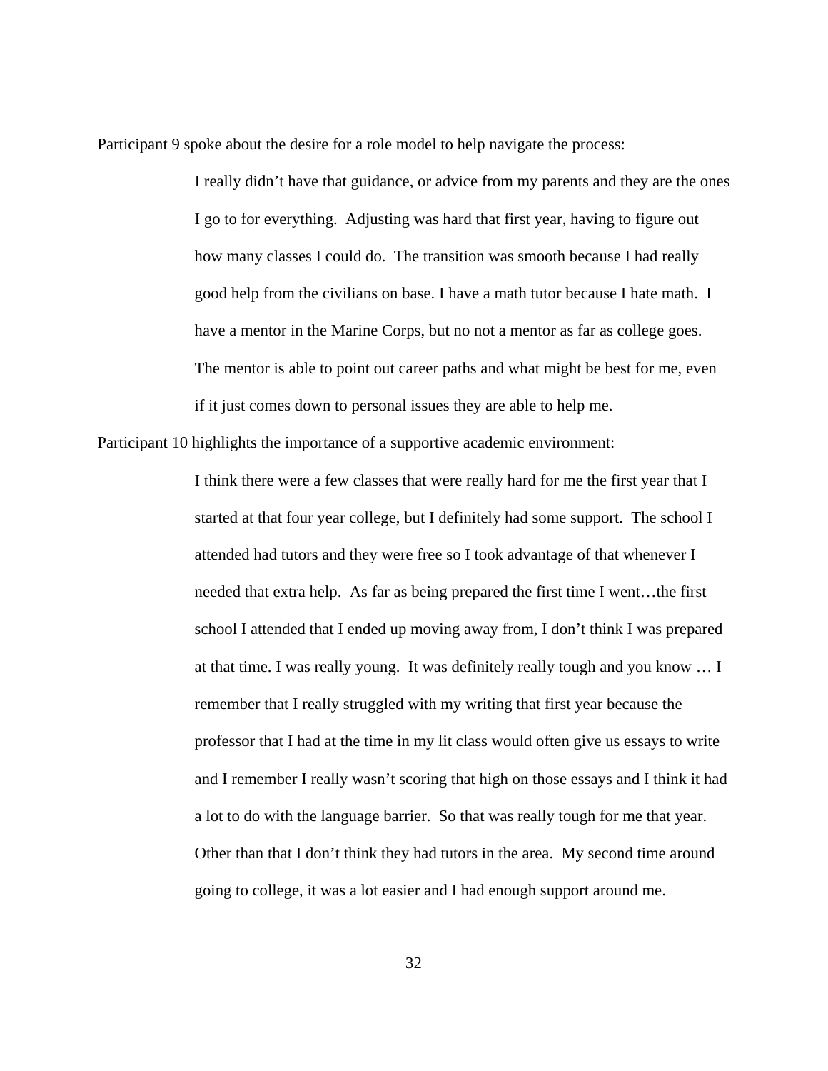Participant 9 spoke about the desire for a role model to help navigate the process:

> I really didn’t have that guidance, or advice from my parents and they are the ones I go to for everything. Adjusting was hard that first year, having to figure out how many classes I could do. The transition was smooth because I had really good help from the civilians on base. I have a math tutor because I hate math. I have a mentor in the Marine Corps, but no not a mentor as far as college goes. The mentor is able to point out career paths and what might be best for me, even if it just comes down to personal issues they are able to help me.

Participant 10 highlights the importance of a supportive academic environment:

> I think there were a few classes that were really hard for me the first year that I started at that four year college, but I definitely had some support. The school I attended had tutors and they were free so I took advantage of that whenever I needed that extra help. As far as being prepared the first time I went…the first school I attended that I ended up moving away from, I don’t think I was prepared at that time. I was really young. It was definitely really tough and you know … I remember that I really struggled with my writing that first year because the professor that I had at the time in my lit class would often give us essays to write and I remember I really wasn’t scoring that high on those essays and I think it had a lot to do with the language barrier. So that was really tough for me that year. Other than that I don’t think they had tutors in the area. My second time around going to college, it was a lot easier and I had enough support around me.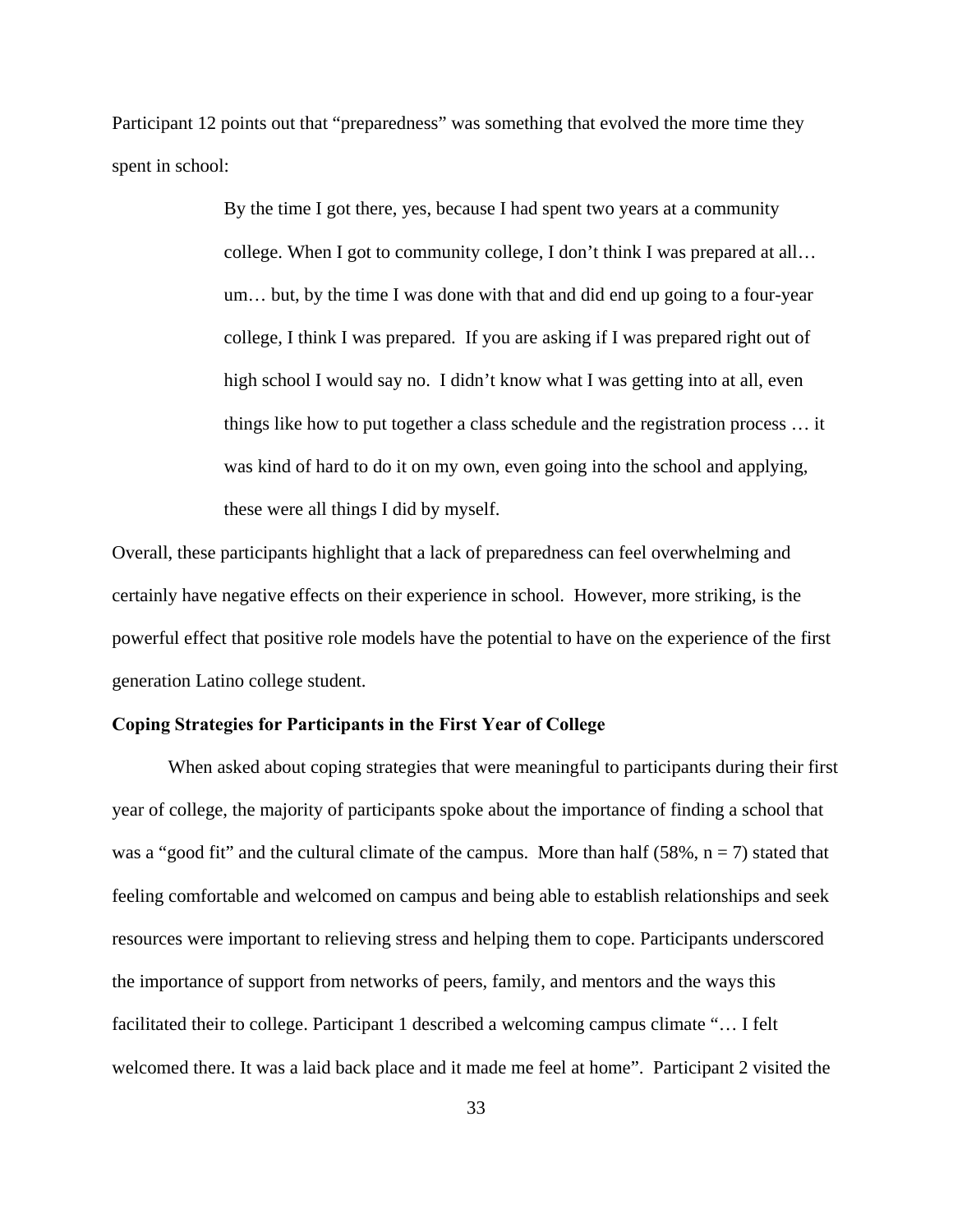Participant 12 points out that "preparedness" was something that evolved the more time they spent in school:

> By the time I got there, yes, because I had spent two years at a community college. When I got to community college, I don't think I was prepared at all… um… but, by the time I was done with that and did end up going to a four-year college, I think I was prepared. If you are asking if I was prepared right out of high school I would say no. I didn't know what I was getting into at all, even things like how to put together a class schedule and the registration process … it was kind of hard to do it on my own, even going into the school and applying, these were all things I did by myself.

Overall, these participants highlight that a lack of preparedness can feel overwhelming and certainly have negative effects on their experience in school. However, more striking, is the powerful effect that positive role models have the potential to have on the experience of the first generation Latino college student.

**Coping Strategies for Participants in the First Year of College**

When asked about coping strategies that were meaningful to participants during their first year of college, the majority of participants spoke about the importance of finding a school that was a "good fit" and the cultural climate of the campus. More than half (58%, n = 7) stated that feeling comfortable and welcomed on campus and being able to establish relationships and seek resources were important to relieving stress and helping them to cope. Participants underscored the importance of support from networks of peers, family, and mentors and the ways this facilitated their to college. Participant 1 described a welcoming campus climate "… I felt welcomed there. It was a laid back place and it made me feel at home". Participant 2 visited the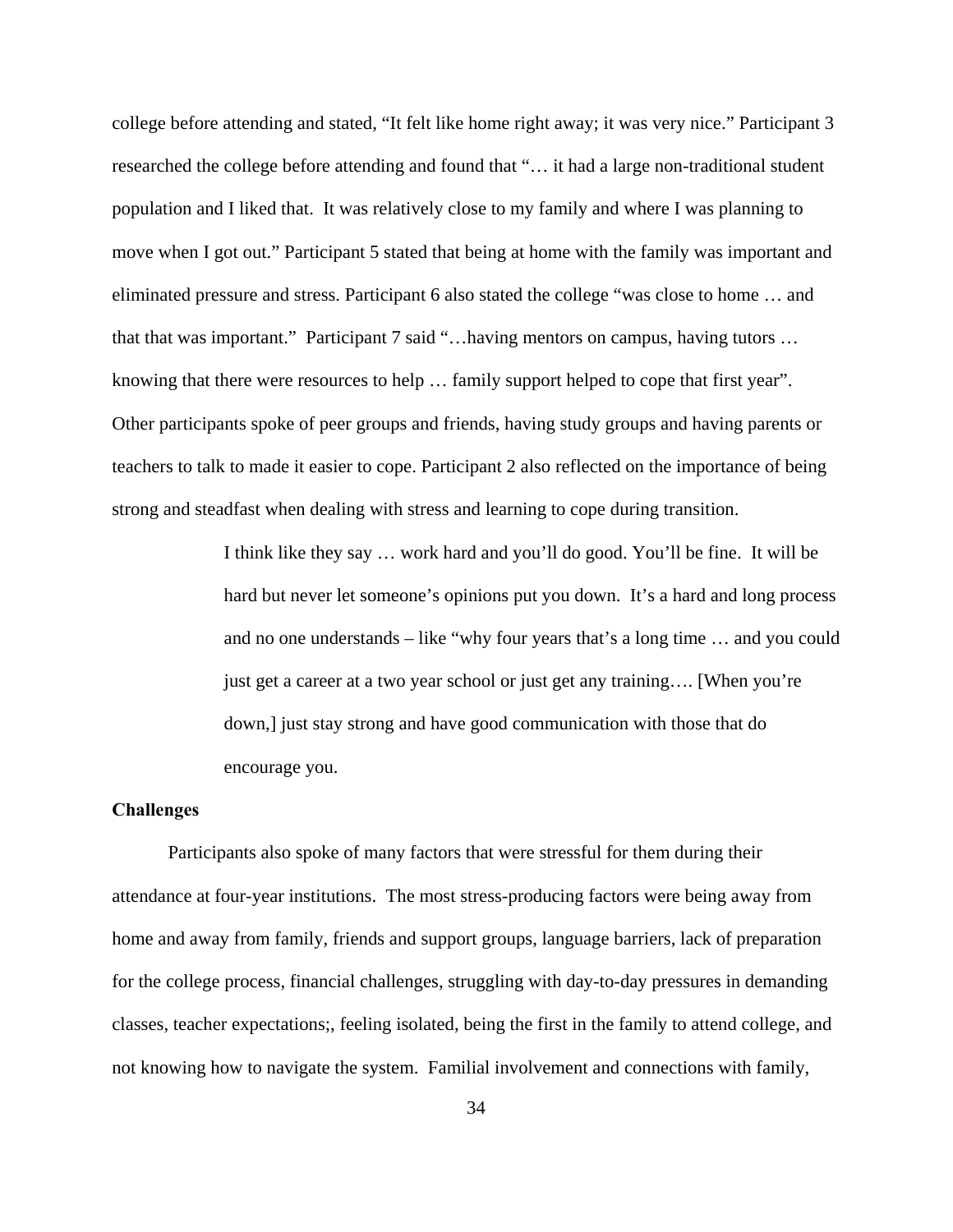college before attending and stated, “It felt like home right away; it was very nice.” Participant 3 researched the college before attending and found that “… it had a large non-traditional student population and I liked that. It was relatively close to my family and where I was planning to move when I got out.” Participant 5 stated that being at home with the family was important and eliminated pressure and stress. Participant 6 also stated the college “was close to home … and that that was important.” Participant 7 said “…having mentors on campus, having tutors … knowing that there were resources to help … family support helped to cope that first year”. Other participants spoke of peer groups and friends, having study groups and having parents or teachers to talk to made it easier to cope. Participant 2 also reflected on the importance of being strong and steadfast when dealing with stress and learning to cope during transition.

> I think like they say … work hard and you’ll do good. You’ll be fine. It will be hard but never let someone’s opinions put you down. It’s a hard and long process and no one understands – like “why four years that’s a long time … and you could just get a career at a two year school or just get any training…. [When you’re down,] just stay strong and have good communication with those that do encourage you.

**Challenges**

Participants also spoke of many factors that were stressful for them during their attendance at four-year institutions. The most stress-producing factors were being away from home and away from family, friends and support groups, language barriers, lack of preparation for the college process, financial challenges, struggling with day-to-day pressures in demanding classes, teacher expectations;, feeling isolated, being the first in the family to attend college, and not knowing how to navigate the system. Familial involvement and connections with family,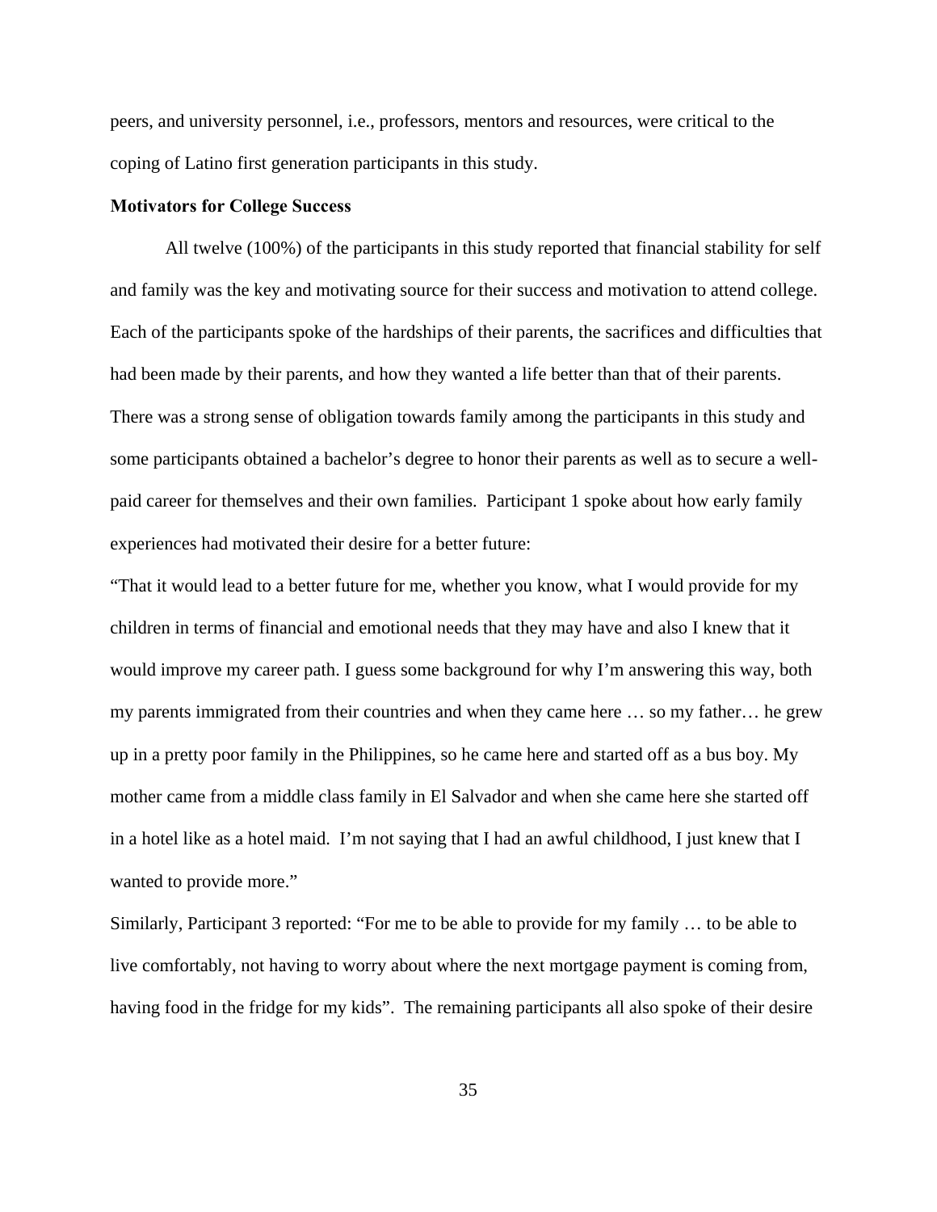peers, and university personnel, i.e., professors, mentors and resources, were critical to the coping of Latino first generation participants in this study.

**Motivators for College Success**

All twelve (100%) of the participants in this study reported that financial stability for self and family was the key and motivating source for their success and motivation to attend college. Each of the participants spoke of the hardships of their parents, the sacrifices and difficulties that had been made by their parents, and how they wanted a life better than that of their parents. There was a strong sense of obligation towards family among the participants in this study and some participants obtained a bachelor's degree to honor their parents as well as to secure a well-paid career for themselves and their own families. Participant 1 spoke about how early family experiences had motivated their desire for a better future:

"That it would lead to a better future for me, whether you know, what I would provide for my children in terms of financial and emotional needs that they may have and also I knew that it would improve my career path. I guess some background for why I'm answering this way, both my parents immigrated from their countries and when they came here … so my father… he grew up in a pretty poor family in the Philippines, so he came here and started off as a bus boy. My mother came from a middle class family in El Salvador and when she came here she started off in a hotel like as a hotel maid. I'm not saying that I had an awful childhood, I just knew that I wanted to provide more."

Similarly, Participant 3 reported: "For me to be able to provide for my family … to be able to live comfortably, not having to worry about where the next mortgage payment is coming from, having food in the fridge for my kids". The remaining participants all also spoke of their desire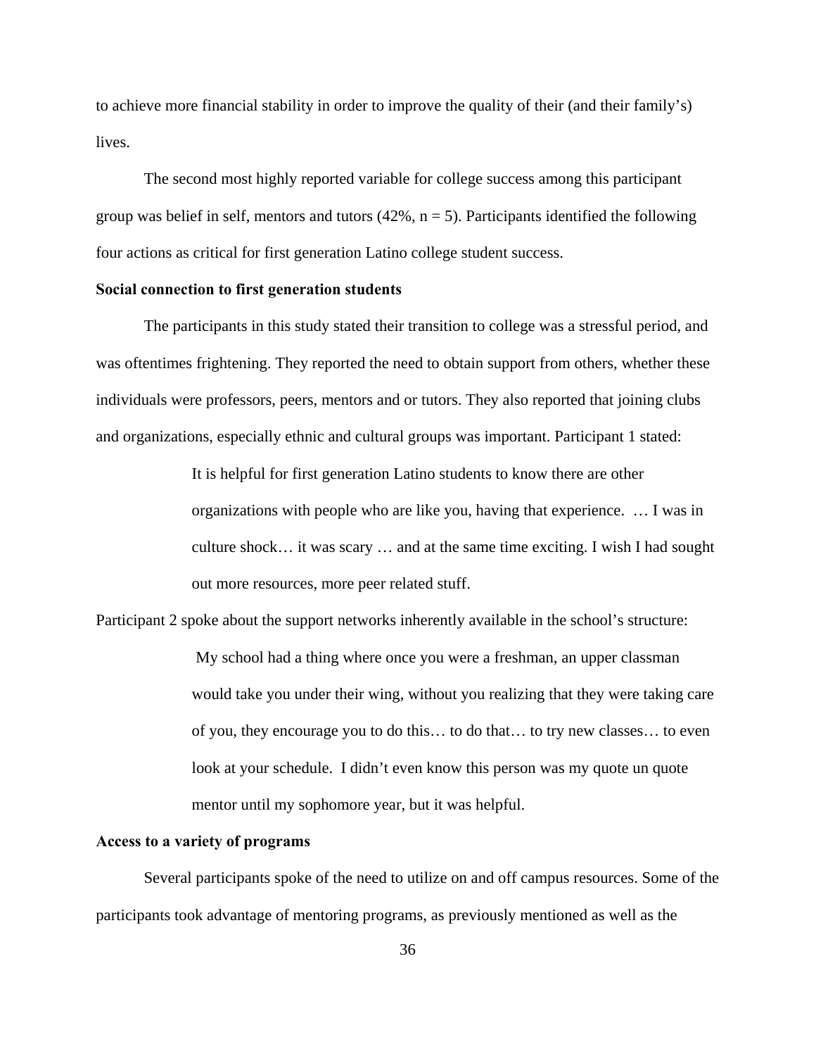to achieve more financial stability in order to improve the quality of their (and their family's) lives.

The second most highly reported variable for college success among this participant group was belief in self, mentors and tutors (42%, n = 5). Participants identified the following four actions as critical for first generation Latino college student success.

**Social connection to first generation students**

The participants in this study stated their transition to college was a stressful period, and was oftentimes frightening. They reported the need to obtain support from others, whether these individuals were professors, peers, mentors and or tutors. They also reported that joining clubs and organizations, especially ethnic and cultural groups was important. Participant 1 stated:

> It is helpful for first generation Latino students to know there are other organizations with people who are like you, having that experience. … I was in culture shock… it was scary … and at the same time exciting. I wish I had sought out more resources, more peer related stuff.

Participant 2 spoke about the support networks inherently available in the school's structure:

> My school had a thing where once you were a freshman, an upper classman would take you under their wing, without you realizing that they were taking care of you, they encourage you to do this… to do that… to try new classes… to even look at your schedule. I didn't even know this person was my quote un quote mentor until my sophomore year, but it was helpful.

**Access to a variety of programs**

Several participants spoke of the need to utilize on and off campus resources. Some of the participants took advantage of mentoring programs, as previously mentioned as well as the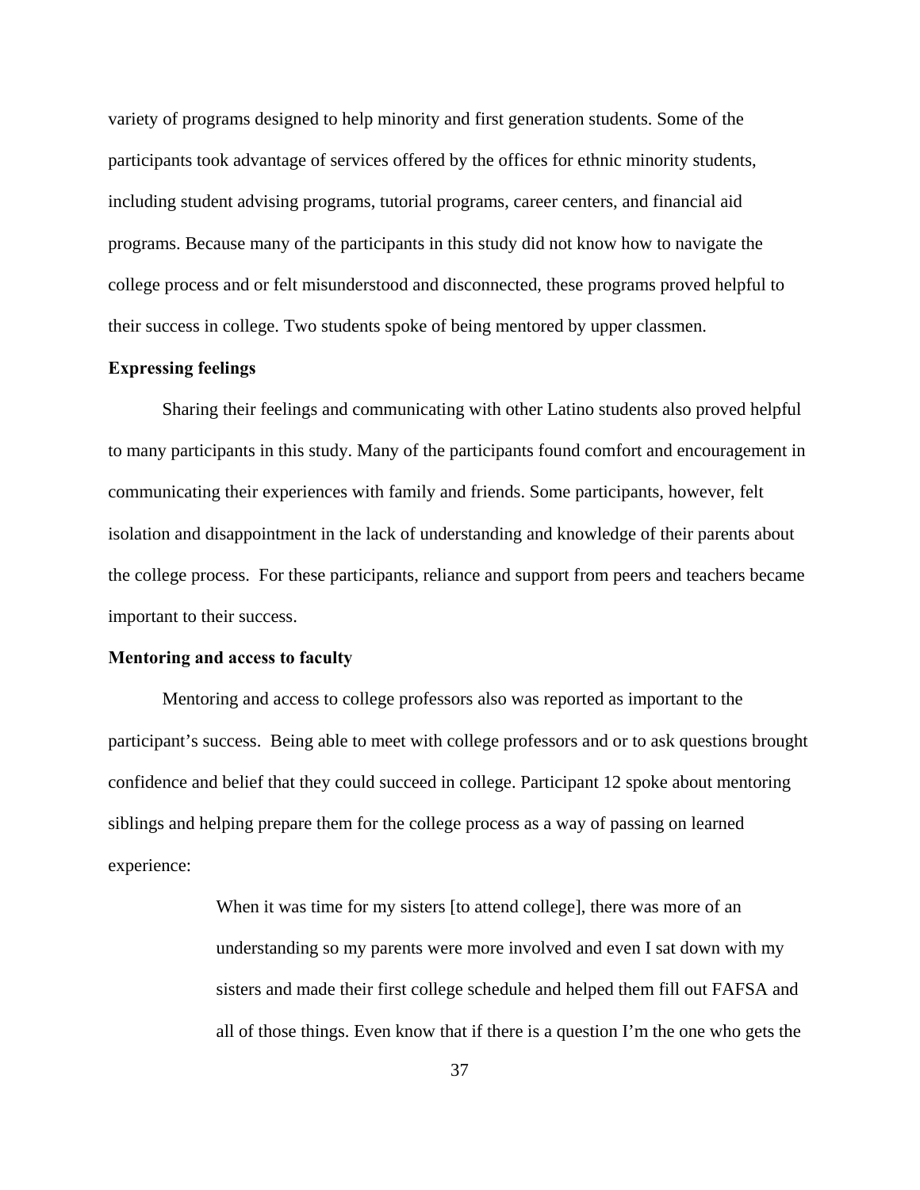variety of programs designed to help minority and first generation students. Some of the participants took advantage of services offered by the offices for ethnic minority students, including student advising programs, tutorial programs, career centers, and financial aid programs. Because many of the participants in this study did not know how to navigate the college process and or felt misunderstood and disconnected, these programs proved helpful to their success in college. Two students spoke of being mentored by upper classmen.

**Expressing feelings**

Sharing their feelings and communicating with other Latino students also proved helpful to many participants in this study. Many of the participants found comfort and encouragement in communicating their experiences with family and friends. Some participants, however, felt isolation and disappointment in the lack of understanding and knowledge of their parents about the college process. For these participants, reliance and support from peers and teachers became important to their success.

**Mentoring and access to faculty**

Mentoring and access to college professors also was reported as important to the participant's success. Being able to meet with college professors and or to ask questions brought confidence and belief that they could succeed in college. Participant 12 spoke about mentoring siblings and helping prepare them for the college process as a way of passing on learned experience:

> When it was time for my sisters [to attend college], there was more of an understanding so my parents were more involved and even I sat down with my sisters and made their first college schedule and helped them fill out FAFSA and all of those things. Even know that if there is a question I'm the one who gets the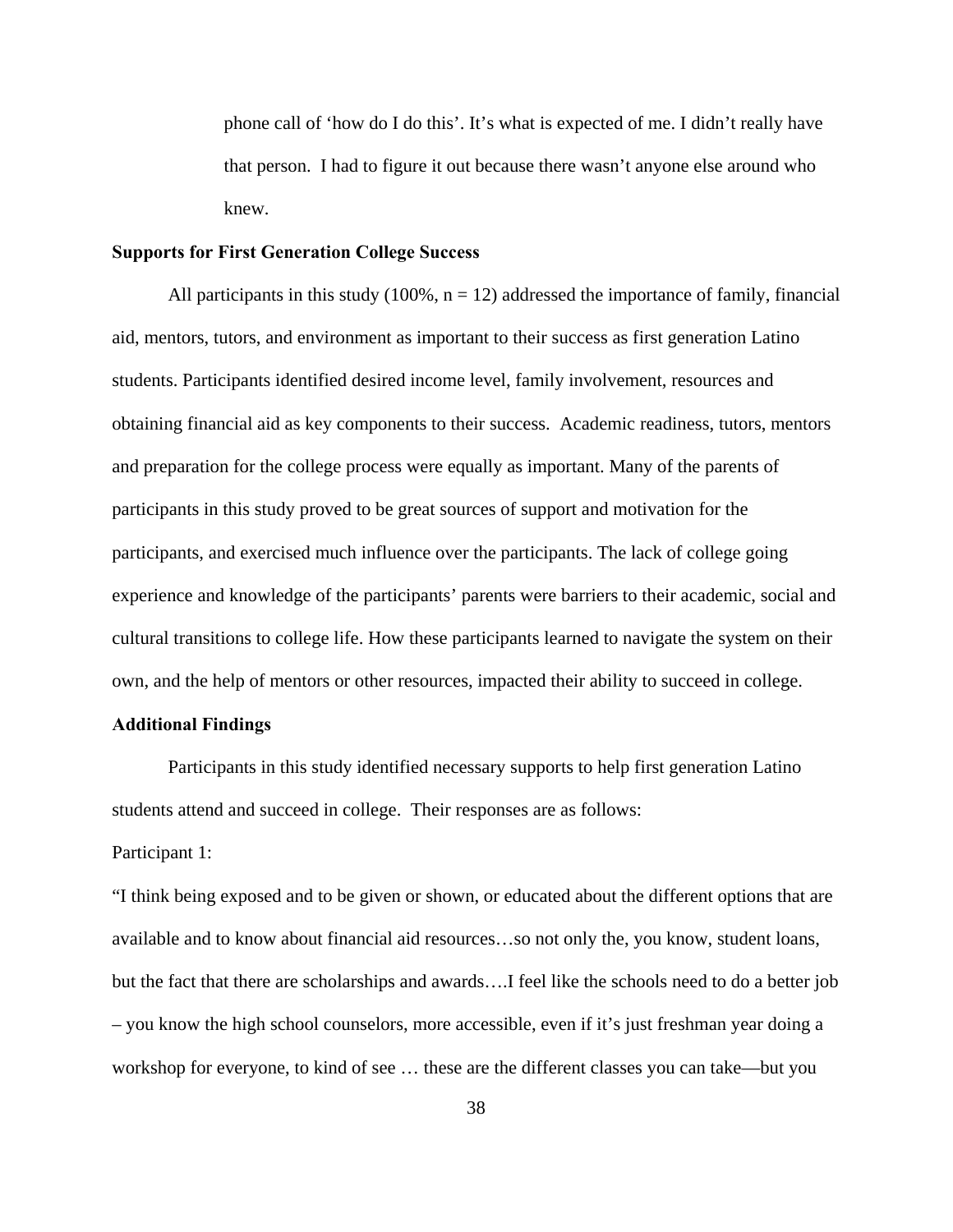> phone call of 'how do I do this'. It's what is expected of me. I didn't really have that person. I had to figure it out because there wasn't anyone else around who knew.

**Supports for First Generation College Success**

All participants in this study (100%, n = 12) addressed the importance of family, financial aid, mentors, tutors, and environment as important to their success as first generation Latino students. Participants identified desired income level, family involvement, resources and obtaining financial aid as key components to their success. Academic readiness, tutors, mentors and preparation for the college process were equally as important. Many of the parents of participants in this study proved to be great sources of support and motivation for the participants, and exercised much influence over the participants. The lack of college going experience and knowledge of the participants' parents were barriers to their academic, social and cultural transitions to college life. How these participants learned to navigate the system on their own, and the help of mentors or other resources, impacted their ability to succeed in college.

**Additional Findings**

Participants in this study identified necessary supports to help first generation Latino students attend and succeed in college. Their responses are as follows:

Participant 1:

"I think being exposed and to be given or shown, or educated about the different options that are available and to know about financial aid resources…so not only the, you know, student loans, but the fact that there are scholarships and awards….I feel like the schools need to do a better job – you know the high school counselors, more accessible, even if it's just freshman year doing a workshop for everyone, to kind of see … these are the different classes you can take—but you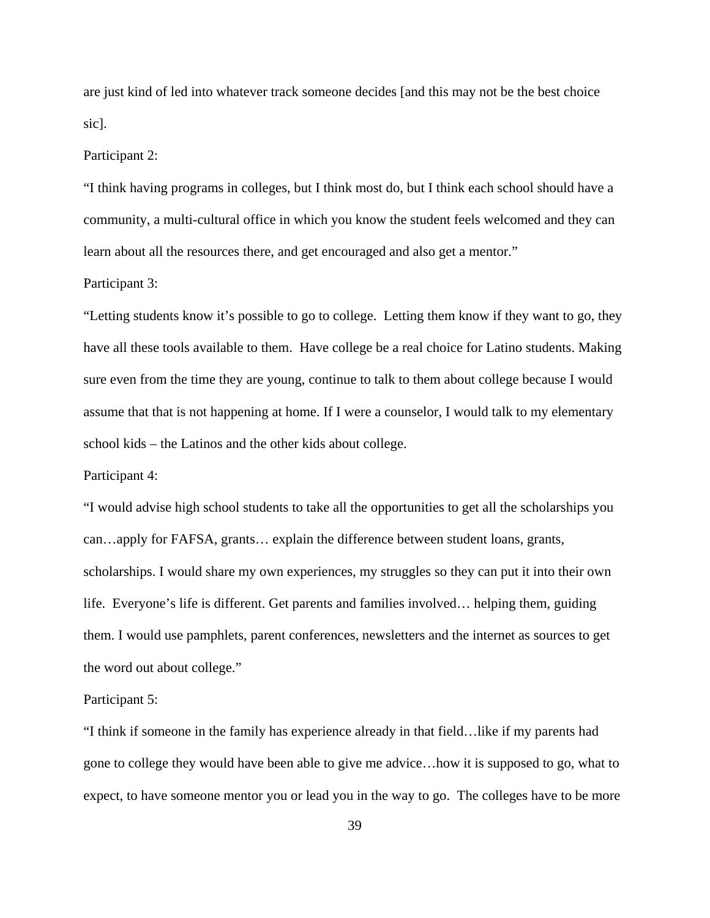are just kind of led into whatever track someone decides [and this may not be the best choice sic].

Participant 2:

“I think having programs in colleges, but I think most do, but I think each school should have a community, a multi-cultural office in which you know the student feels welcomed and they can learn about all the resources there, and get encouraged and also get a mentor.”

Participant 3:

“Letting students know it’s possible to go to college. Letting them know if they want to go, they have all these tools available to them. Have college be a real choice for Latino students. Making sure even from the time they are young, continue to talk to them about college because I would assume that that is not happening at home. If I were a counselor, I would talk to my elementary school kids – the Latinos and the other kids about college.

Participant 4:

“I would advise high school students to take all the opportunities to get all the scholarships you can…apply for FAFSA, grants… explain the difference between student loans, grants, scholarships. I would share my own experiences, my struggles so they can put it into their own life. Everyone’s life is different. Get parents and families involved… helping them, guiding them. I would use pamphlets, parent conferences, newsletters and the internet as sources to get the word out about college.”

Participant 5:

“I think if someone in the family has experience already in that field…like if my parents had gone to college they would have been able to give me advice…how it is supposed to go, what to expect, to have someone mentor you or lead you in the way to go. The colleges have to be more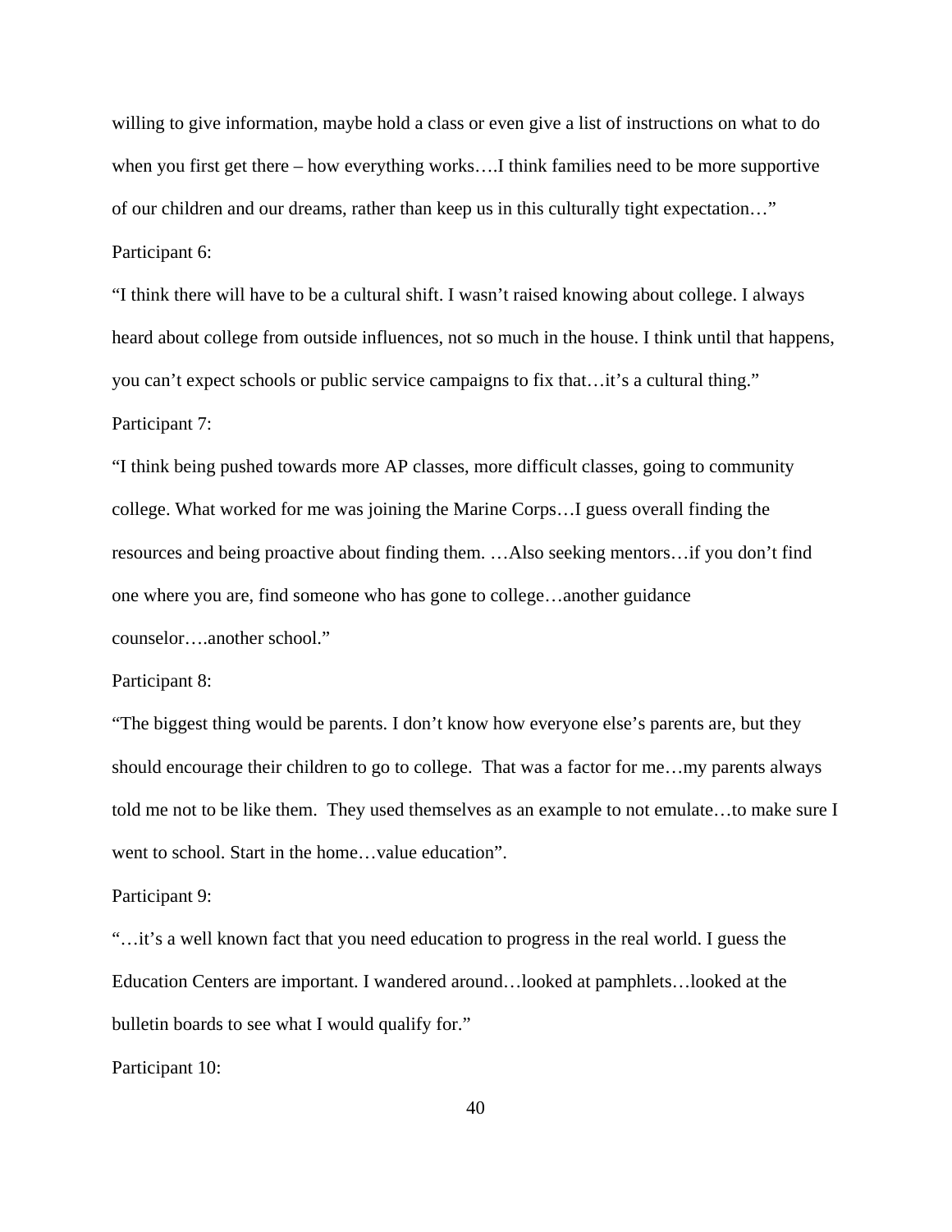willing to give information, maybe hold a class or even give a list of instructions on what to do when you first get there – how everything works….I think families need to be more supportive of our children and our dreams, rather than keep us in this culturally tight expectation…"

Participant 6:

"I think there will have to be a cultural shift. I wasn't raised knowing about college. I always heard about college from outside influences, not so much in the house. I think until that happens, you can't expect schools or public service campaigns to fix that…it's a cultural thing."

Participant 7:

"I think being pushed towards more AP classes, more difficult classes, going to community college. What worked for me was joining the Marine Corps…I guess overall finding the resources and being proactive about finding them. …Also seeking mentors…if you don't find one where you are, find someone who has gone to college…another guidance counselor….another school."

Participant 8:

"The biggest thing would be parents. I don't know how everyone else's parents are, but they should encourage their children to go to college. That was a factor for me…my parents always told me not to be like them. They used themselves as an example to not emulate…to make sure I went to school. Start in the home…value education".

Participant 9:

"…it's a well known fact that you need education to progress in the real world. I guess the Education Centers are important. I wandered around…looked at pamphlets…looked at the bulletin boards to see what I would qualify for."

Participant 10: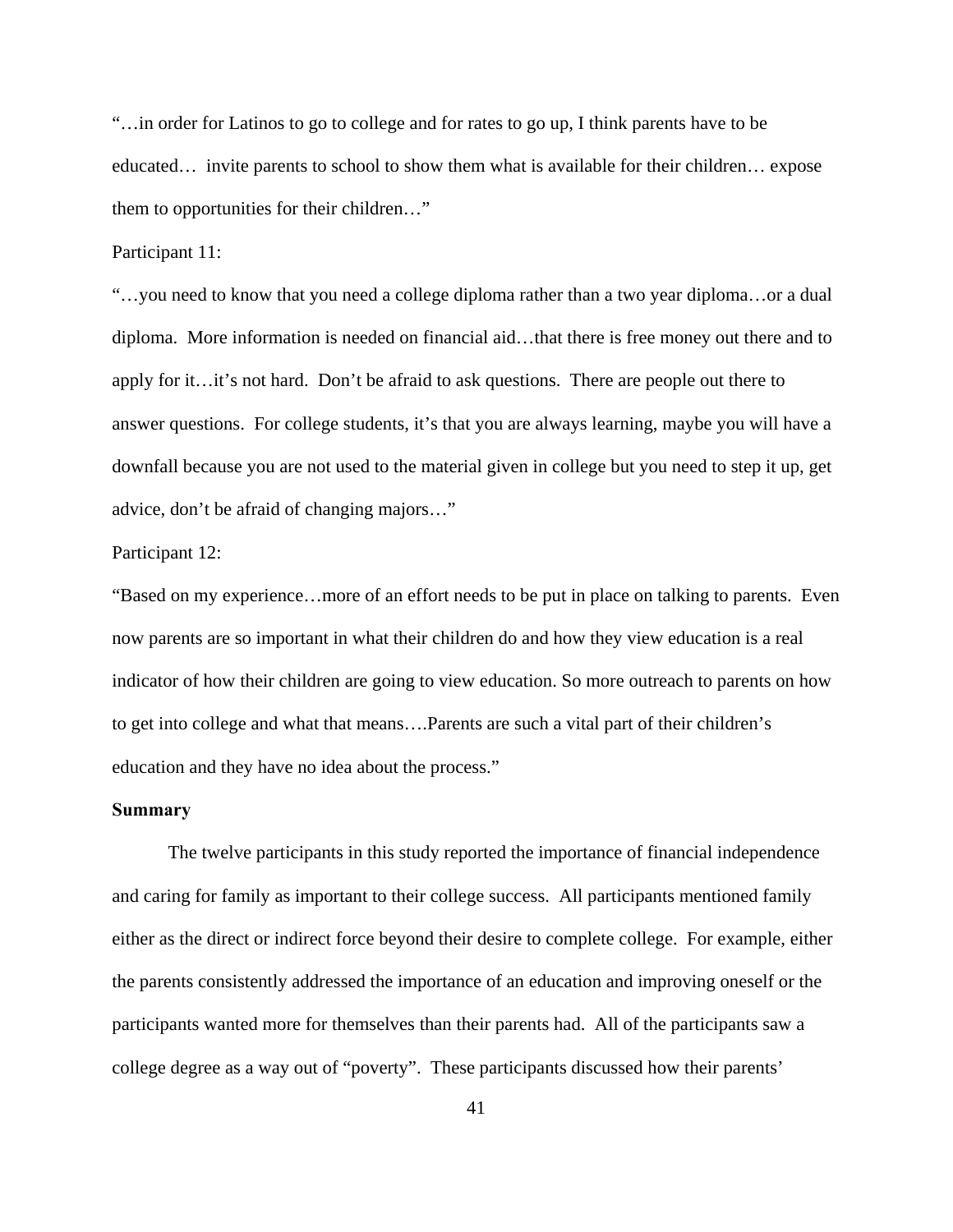"…in order for Latinos to go to college and for rates to go up, I think parents have to be educated… invite parents to school to show them what is available for their children… expose them to opportunities for their children…"

Participant 11:

"…you need to know that you need a college diploma rather than a two year diploma…or a dual diploma. More information is needed on financial aid…that there is free money out there and to apply for it…it's not hard. Don't be afraid to ask questions. There are people out there to answer questions. For college students, it's that you are always learning, maybe you will have a downfall because you are not used to the material given in college but you need to step it up, get advice, don't be afraid of changing majors…"

Participant 12:

"Based on my experience…more of an effort needs to be put in place on talking to parents. Even now parents are so important in what their children do and how they view education is a real indicator of how their children are going to view education. So more outreach to parents on how to get into college and what that means….Parents are such a vital part of their children's education and they have no idea about the process."

**Summary**

The twelve participants in this study reported the importance of financial independence and caring for family as important to their college success. All participants mentioned family either as the direct or indirect force beyond their desire to complete college. For example, either the parents consistently addressed the importance of an education and improving oneself or the participants wanted more for themselves than their parents had. All of the participants saw a college degree as a way out of "poverty". These participants discussed how their parents'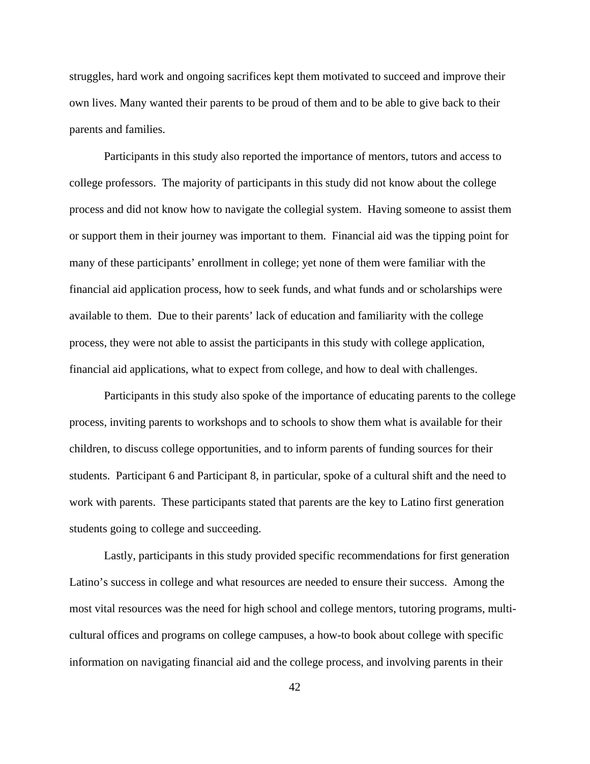struggles, hard work and ongoing sacrifices kept them motivated to succeed and improve their own lives. Many wanted their parents to be proud of them and to be able to give back to their parents and families.

Participants in this study also reported the importance of mentors, tutors and access to college professors. The majority of participants in this study did not know about the college process and did not know how to navigate the collegial system. Having someone to assist them or support them in their journey was important to them. Financial aid was the tipping point for many of these participants' enrollment in college; yet none of them were familiar with the financial aid application process, how to seek funds, and what funds and or scholarships were available to them. Due to their parents' lack of education and familiarity with the college process, they were not able to assist the participants in this study with college application, financial aid applications, what to expect from college, and how to deal with challenges.

Participants in this study also spoke of the importance of educating parents to the college process, inviting parents to workshops and to schools to show them what is available for their children, to discuss college opportunities, and to inform parents of funding sources for their students. Participant 6 and Participant 8, in particular, spoke of a cultural shift and the need to work with parents. These participants stated that parents are the key to Latino first generation students going to college and succeeding.

Lastly, participants in this study provided specific recommendations for first generation Latino's success in college and what resources are needed to ensure their success. Among the most vital resources was the need for high school and college mentors, tutoring programs, multi-cultural offices and programs on college campuses, a how-to book about college with specific information on navigating financial aid and the college process, and involving parents in their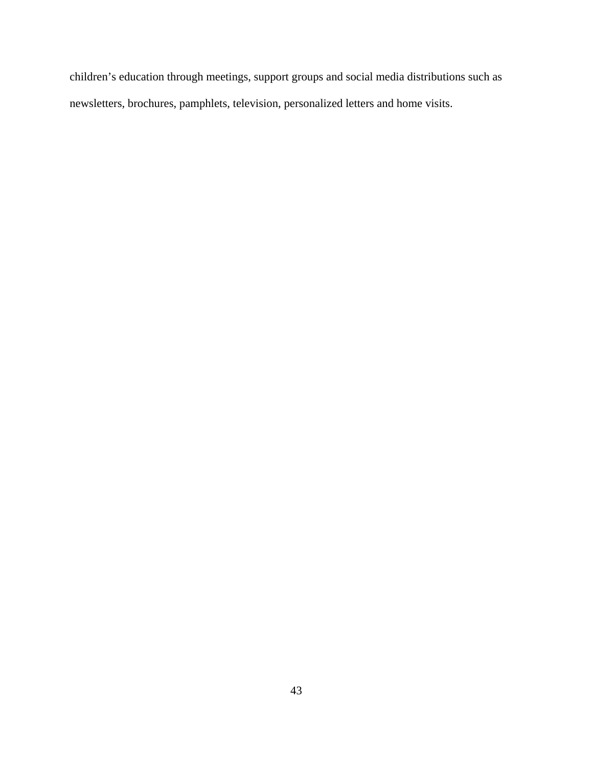children’s education through meetings, support groups and social media distributions such as newsletters, brochures, pamphlets, television, personalized letters and home visits.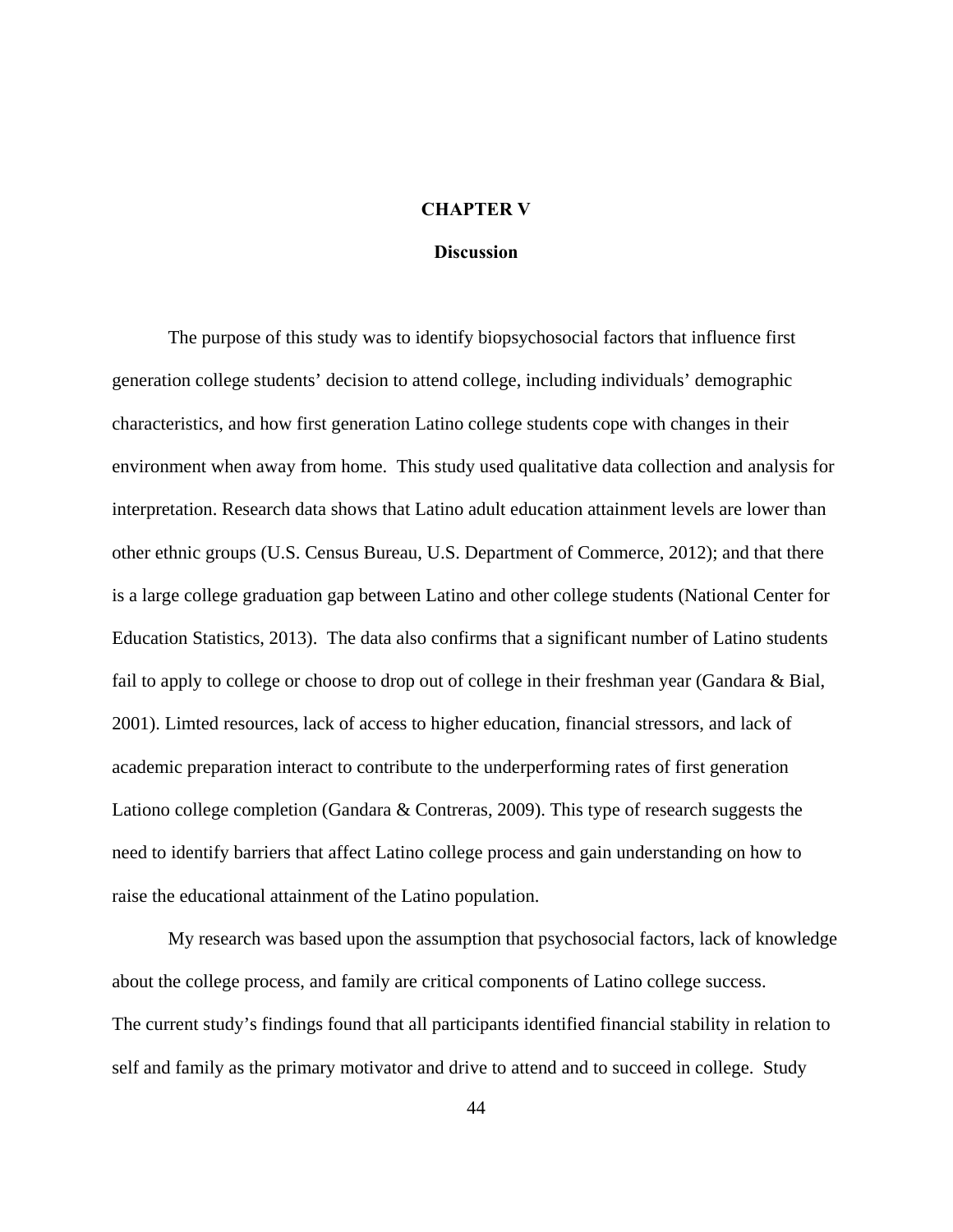# CHAPTER V

## Discussion

The purpose of this study was to identify biopsychosocial factors that influence first generation college students' decision to attend college, including individuals' demographic characteristics, and how first generation Latino college students cope with changes in their environment when away from home. This study used qualitative data collection and analysis for interpretation. Research data shows that Latino adult education attainment levels are lower than other ethnic groups (U.S. Census Bureau, U.S. Department of Commerce, 2012); and that there is a large college graduation gap between Latino and other college students (National Center for Education Statistics, 2013). The data also confirms that a significant number of Latino students fail to apply to college or choose to drop out of college in their freshman year (Gandara & Bial, 2001). Limted resources, lack of access to higher education, financial stressors, and lack of academic preparation interact to contribute to the underperforming rates of first generation Lationo college completion (Gandara & Contreras, 2009). This type of research suggests the need to identify barriers that affect Latino college process and gain understanding on how to raise the educational attainment of the Latino population.

My research was based upon the assumption that psychosocial factors, lack of knowledge about the college process, and family are critical components of Latino college success.
The current study's findings found that all participants identified financial stability in relation to self and family as the primary motivator and drive to attend and to succeed in college. Study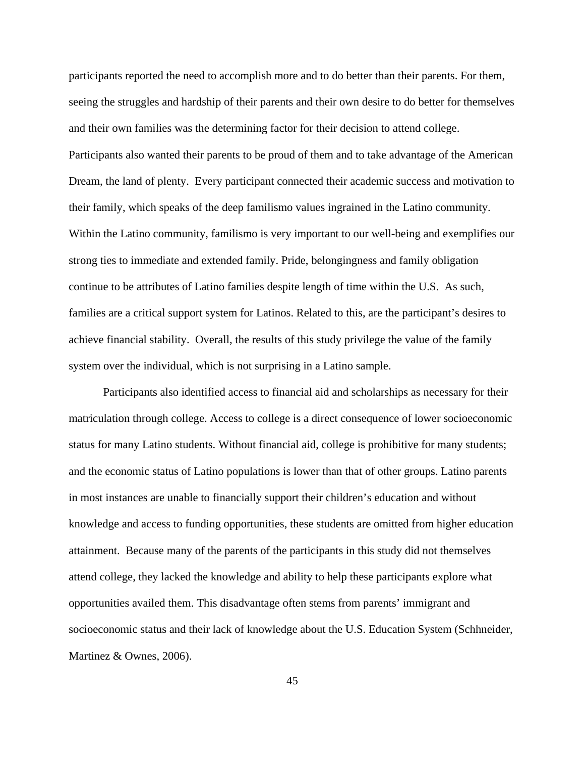participants reported the need to accomplish more and to do better than their parents. For them, seeing the struggles and hardship of their parents and their own desire to do better for themselves and their own families was the determining factor for their decision to attend college. Participants also wanted their parents to be proud of them and to take advantage of the American Dream, the land of plenty. Every participant connected their academic success and motivation to their family, which speaks of the deep familismo values ingrained in the Latino community. Within the Latino community, familismo is very important to our well-being and exemplifies our strong ties to immediate and extended family. Pride, belongingness and family obligation continue to be attributes of Latino families despite length of time within the U.S. As such, families are a critical support system for Latinos. Related to this, are the participant's desires to achieve financial stability. Overall, the results of this study privilege the value of the family system over the individual, which is not surprising in a Latino sample.

Participants also identified access to financial aid and scholarships as necessary for their matriculation through college. Access to college is a direct consequence of lower socioeconomic status for many Latino students. Without financial aid, college is prohibitive for many students; and the economic status of Latino populations is lower than that of other groups. Latino parents in most instances are unable to financially support their children's education and without knowledge and access to funding opportunities, these students are omitted from higher education attainment. Because many of the parents of the participants in this study did not themselves attend college, they lacked the knowledge and ability to help these participants explore what opportunities availed them. This disadvantage often stems from parents' immigrant and socioeconomic status and their lack of knowledge about the U.S. Education System (Schhneider, Martinez & Ownes, 2006).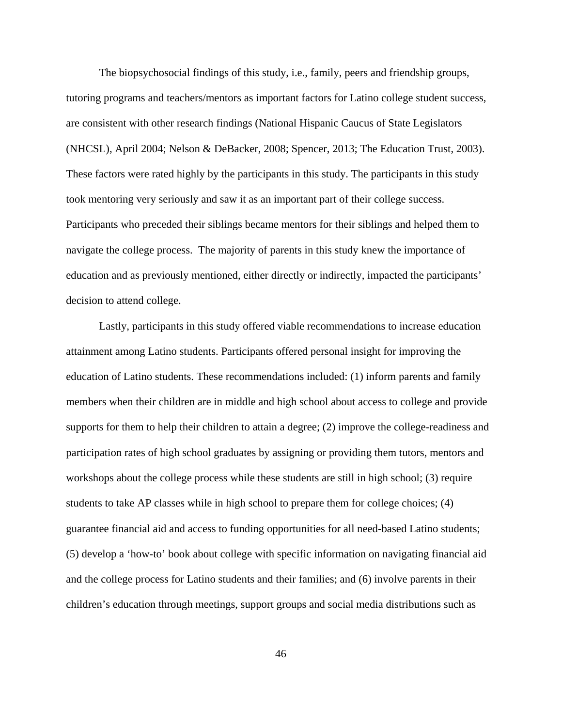The biopsychosocial findings of this study, i.e., family, peers and friendship groups, tutoring programs and teachers/mentors as important factors for Latino college student success, are consistent with other research findings (National Hispanic Caucus of State Legislators (NHCSL), April 2004; Nelson & DeBacker, 2008; Spencer, 2013; The Education Trust, 2003). These factors were rated highly by the participants in this study. The participants in this study took mentoring very seriously and saw it as an important part of their college success. Participants who preceded their siblings became mentors for their siblings and helped them to navigate the college process. The majority of parents in this study knew the importance of education and as previously mentioned, either directly or indirectly, impacted the participants' decision to attend college.

Lastly, participants in this study offered viable recommendations to increase education attainment among Latino students. Participants offered personal insight for improving the education of Latino students. These recommendations included: (1) inform parents and family members when their children are in middle and high school about access to college and provide supports for them to help their children to attain a degree; (2) improve the college-readiness and participation rates of high school graduates by assigning or providing them tutors, mentors and workshops about the college process while these students are still in high school; (3) require students to take AP classes while in high school to prepare them for college choices; (4) guarantee financial aid and access to funding opportunities for all need-based Latino students; (5) develop a 'how-to' book about college with specific information on navigating financial aid and the college process for Latino students and their families; and (6) involve parents in their children's education through meetings, support groups and social media distributions such as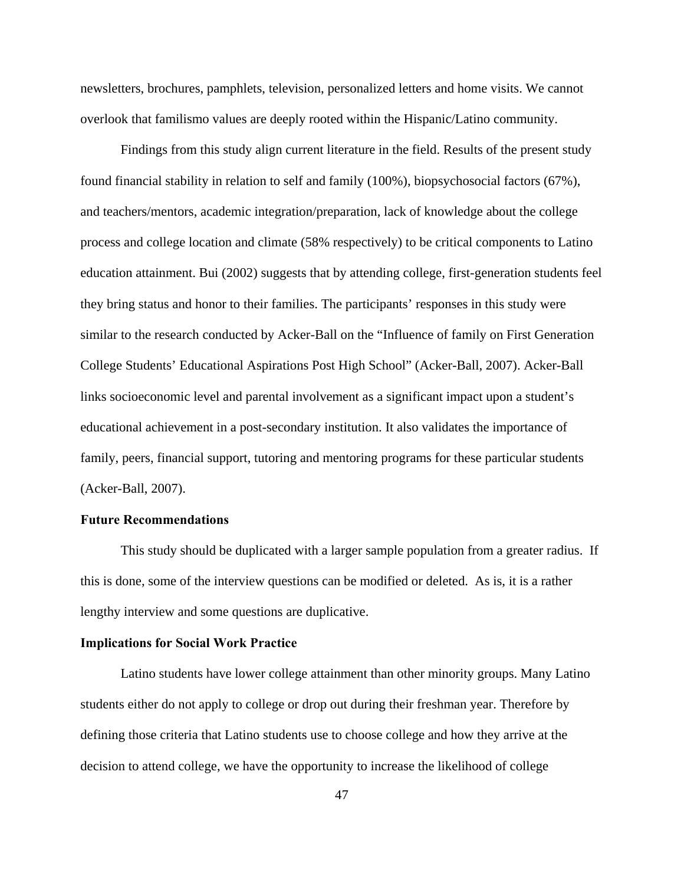newsletters, brochures, pamphlets, television, personalized letters and home visits. We cannot overlook that familismo values are deeply rooted within the Hispanic/Latino community.

Findings from this study align current literature in the field. Results of the present study found financial stability in relation to self and family (100%), biopsychosocial factors (67%), and teachers/mentors, academic integration/preparation, lack of knowledge about the college process and college location and climate (58% respectively) to be critical components to Latino education attainment. Bui (2002) suggests that by attending college, first-generation students feel they bring status and honor to their families. The participants' responses in this study were similar to the research conducted by Acker-Ball on the "Influence of family on First Generation College Students' Educational Aspirations Post High School" (Acker-Ball, 2007). Acker-Ball links socioeconomic level and parental involvement as a significant impact upon a student's educational achievement in a post-secondary institution. It also validates the importance of family, peers, financial support, tutoring and mentoring programs for these particular students (Acker-Ball, 2007).

### Future Recommendations

This study should be duplicated with a larger sample population from a greater radius. If this is done, some of the interview questions can be modified or deleted. As is, it is a rather lengthy interview and some questions are duplicative.

### Implications for Social Work Practice

Latino students have lower college attainment than other minority groups. Many Latino students either do not apply to college or drop out during their freshman year. Therefore by defining those criteria that Latino students use to choose college and how they arrive at the decision to attend college, we have the opportunity to increase the likelihood of college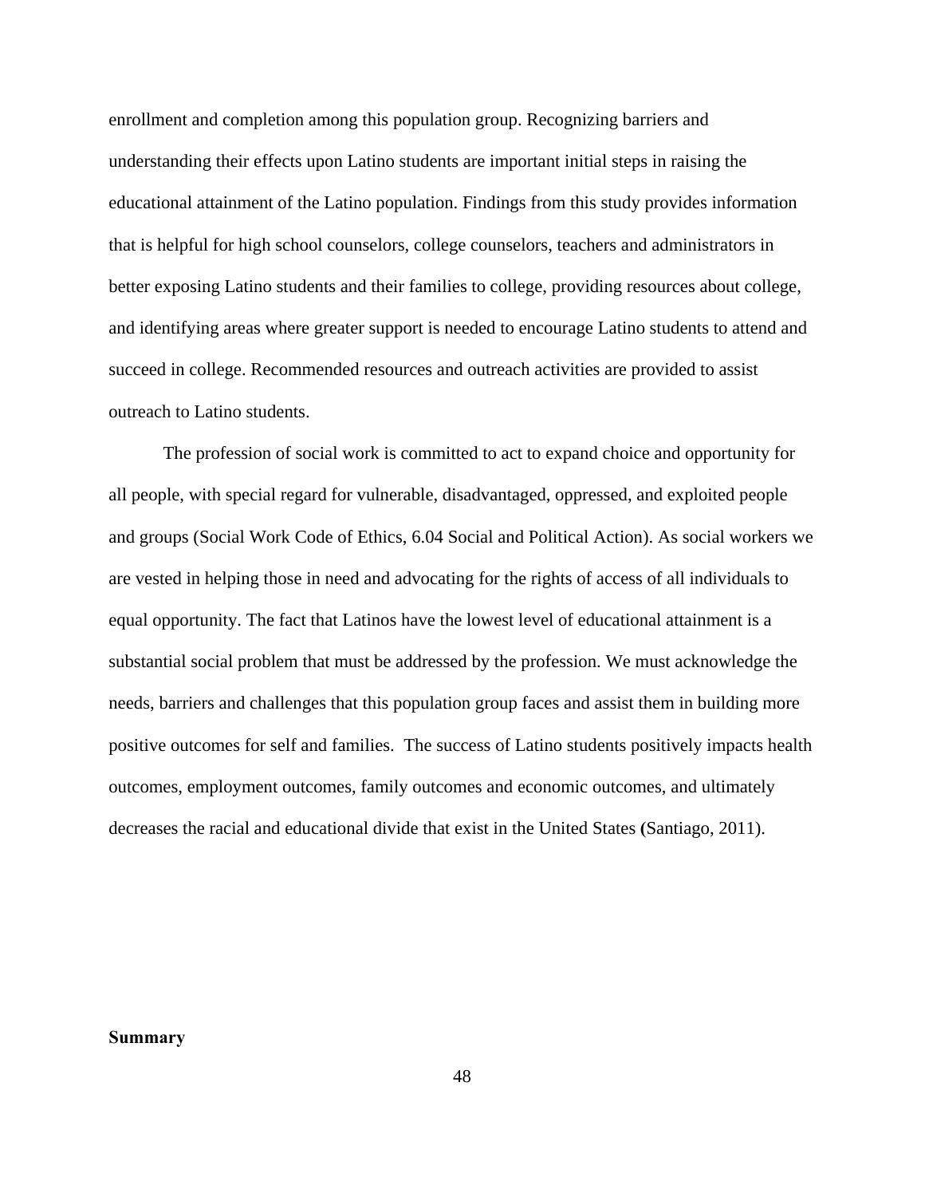enrollment and completion among this population group. Recognizing barriers and understanding their effects upon Latino students are important initial steps in raising the educational attainment of the Latino population. Findings from this study provides information that is helpful for high school counselors, college counselors, teachers and administrators in better exposing Latino students and their families to college, providing resources about college, and identifying areas where greater support is needed to encourage Latino students to attend and succeed in college. Recommended resources and outreach activities are provided to assist outreach to Latino students.

The profession of social work is committed to act to expand choice and opportunity for all people, with special regard for vulnerable, disadvantaged, oppressed, and exploited people and groups (Social Work Code of Ethics, 6.04 Social and Political Action). As social workers we are vested in helping those in need and advocating for the rights of access of all individuals to equal opportunity. The fact that Latinos have the lowest level of educational attainment is a substantial social problem that must be addressed by the profession. We must acknowledge the needs, barriers and challenges that this population group faces and assist them in building more positive outcomes for self and families. The success of Latino students positively impacts health outcomes, employment outcomes, family outcomes and economic outcomes, and ultimately decreases the racial and educational divide that exist in the United States (Santiago, 2011).

**Summary**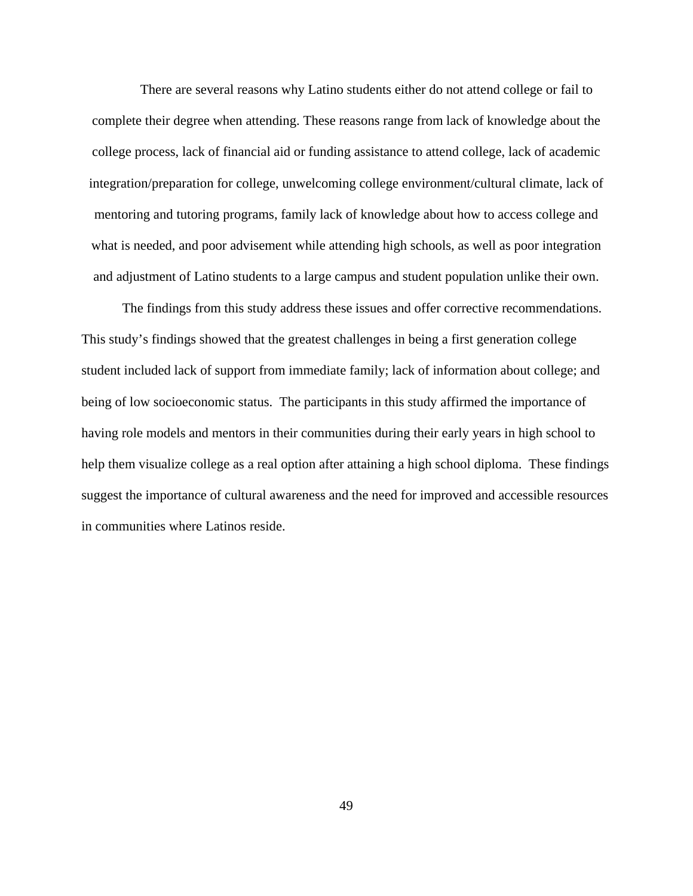There are several reasons why Latino students either do not attend college or fail to complete their degree when attending. These reasons range from lack of knowledge about the college process, lack of financial aid or funding assistance to attend college, lack of academic integration/preparation for college, unwelcoming college environment/cultural climate, lack of mentoring and tutoring programs, family lack of knowledge about how to access college and what is needed, and poor advisement while attending high schools, as well as poor integration and adjustment of Latino students to a large campus and student population unlike their own.

The findings from this study address these issues and offer corrective recommendations. This study's findings showed that the greatest challenges in being a first generation college student included lack of support from immediate family; lack of information about college; and being of low socioeconomic status. The participants in this study affirmed the importance of having role models and mentors in their communities during their early years in high school to help them visualize college as a real option after attaining a high school diploma. These findings suggest the importance of cultural awareness and the need for improved and accessible resources in communities where Latinos reside.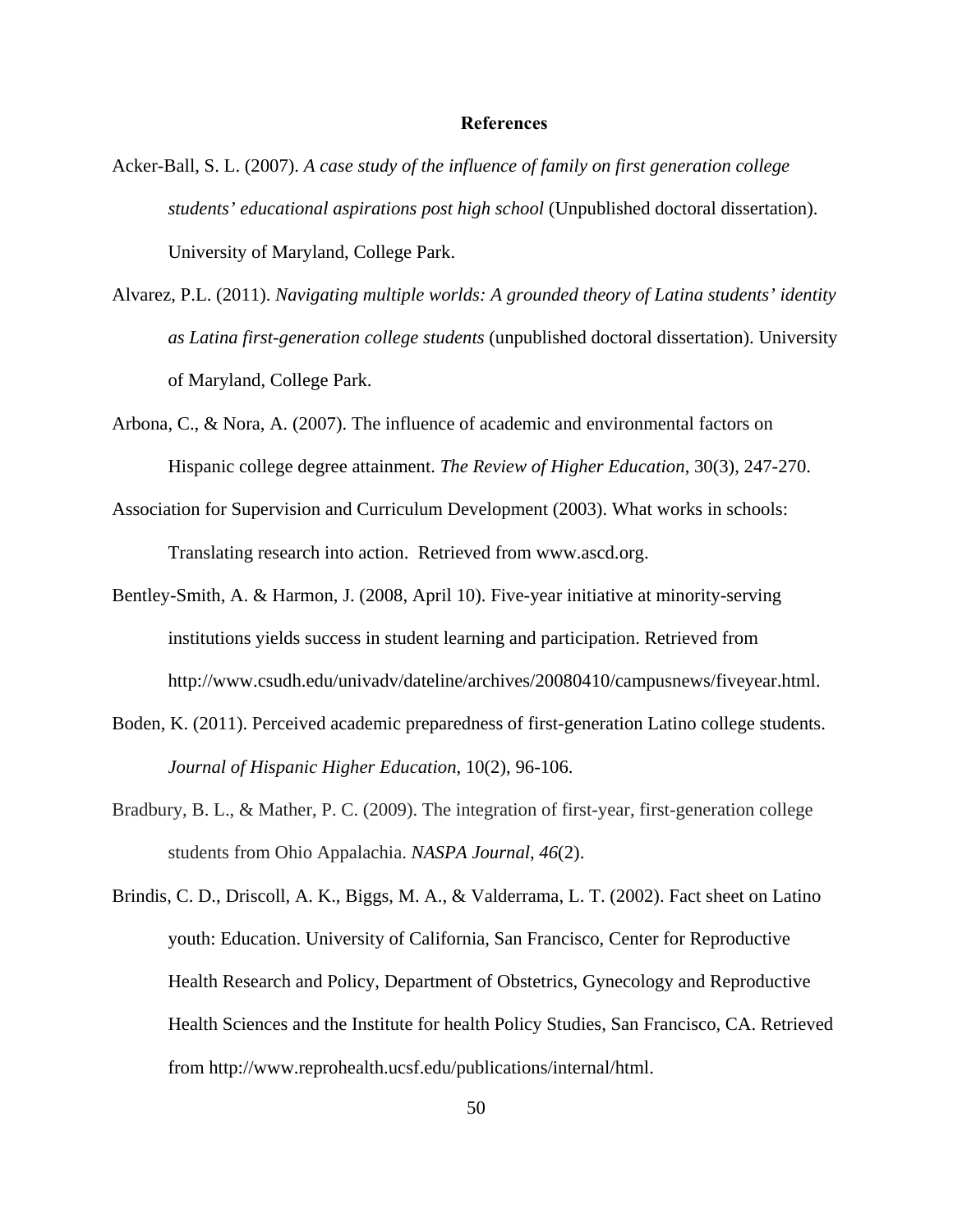# References

Acker-Ball, S. L. (2007). *A case study of the influence of family on first generation college students' educational aspirations post high school* (Unpublished doctoral dissertation). University of Maryland, College Park.

Alvarez, P.L. (2011). *Navigating multiple worlds: A grounded theory of Latina students' identity as Latina first-generation college students* (unpublished doctoral dissertation). University of Maryland, College Park.

Arbona, C., & Nora, A. (2007). The influence of academic and environmental factors on Hispanic college degree attainment. *The Review of Higher Education*, 30(3), 247-270.

Association for Supervision and Curriculum Development (2003). What works in schools: Translating research into action. Retrieved from www.ascd.org.

Bentley-Smith, A. & Harmon, J. (2008, April 10). Five-year initiative at minority-serving institutions yields success in student learning and participation. Retrieved from http://www.csudh.edu/univadv/dateline/archives/20080410/campusnews/fiveyear.html.

Boden, K. (2011). Perceived academic preparedness of first-generation Latino college students. *Journal of Hispanic Higher Education*, 10(2), 96-106.

Bradbury, B. L., & Mather, P. C. (2009). The integration of first-year, first-generation college students from Ohio Appalachia. *NASPA Journal*, *46*(2).

Brindis, C. D., Driscoll, A. K., Biggs, M. A., & Valderrama, L. T. (2002). Fact sheet on Latino youth: Education. University of California, San Francisco, Center for Reproductive Health Research and Policy, Department of Obstetrics, Gynecology and Reproductive Health Sciences and the Institute for health Policy Studies, San Francisco, CA. Retrieved from http://www.reprohealth.ucsf.edu/publications/internal/html.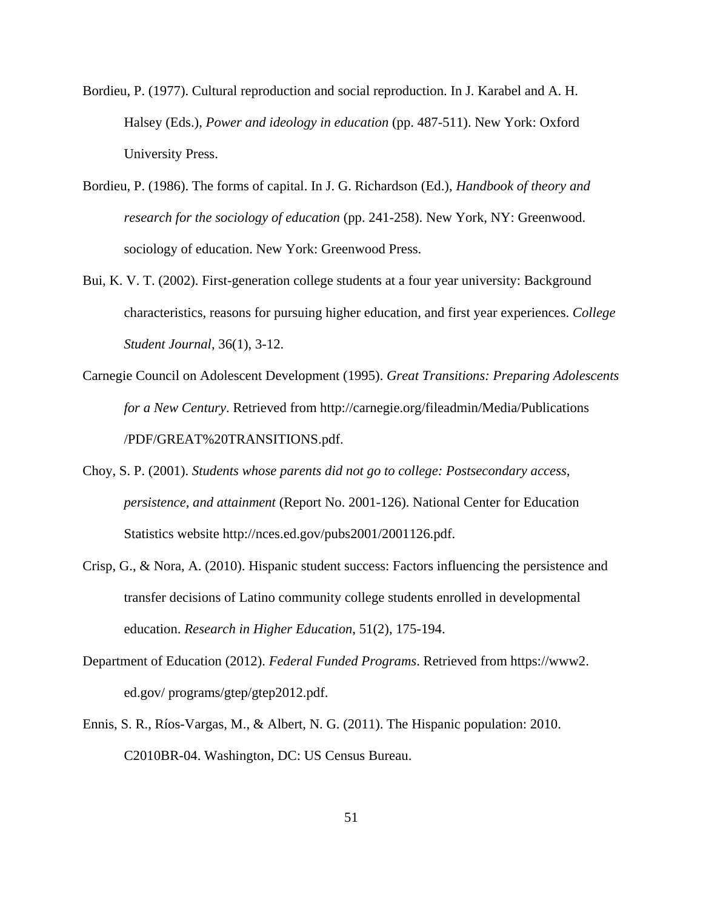Bordieu, P. (1977). Cultural reproduction and social reproduction. In J. Karabel and A. H. Halsey (Eds.), *Power and ideology in education* (pp. 487-511). New York: Oxford University Press.

Bordieu, P. (1986). The forms of capital. In J. G. Richardson (Ed.), *Handbook of theory and research for the sociology of education* (pp. 241-258). New York, NY: Greenwood. sociology of education. New York: Greenwood Press.

Bui, K. V. T. (2002). First-generation college students at a four year university: Background characteristics, reasons for pursuing higher education, and first year experiences. *College Student Journal*, 36(1), 3-12.

Carnegie Council on Adolescent Development (1995). *Great Transitions: Preparing Adolescents for a New Century*. Retrieved from http://carnegie.org/fileadmin/Media/Publications /PDF/GREAT%20TRANSITIONS.pdf.

Choy, S. P. (2001). *Students whose parents did not go to college: Postsecondary access, persistence, and attainment* (Report No. 2001-126). National Center for Education Statistics website http://nces.ed.gov/pubs2001/2001126.pdf.

Crisp, G., & Nora, A. (2010). Hispanic student success: Factors influencing the persistence and transfer decisions of Latino community college students enrolled in developmental education. *Research in Higher Education*, 51(2), 175-194.

Department of Education (2012). *Federal Funded Programs*. Retrieved from https://www2. ed.gov/ programs/gtep/gtep2012.pdf.

Ennis, S. R., Ríos-Vargas, M., & Albert, N. G. (2011). The Hispanic population: 2010. C2010BR-04. Washington, DC: US Census Bureau.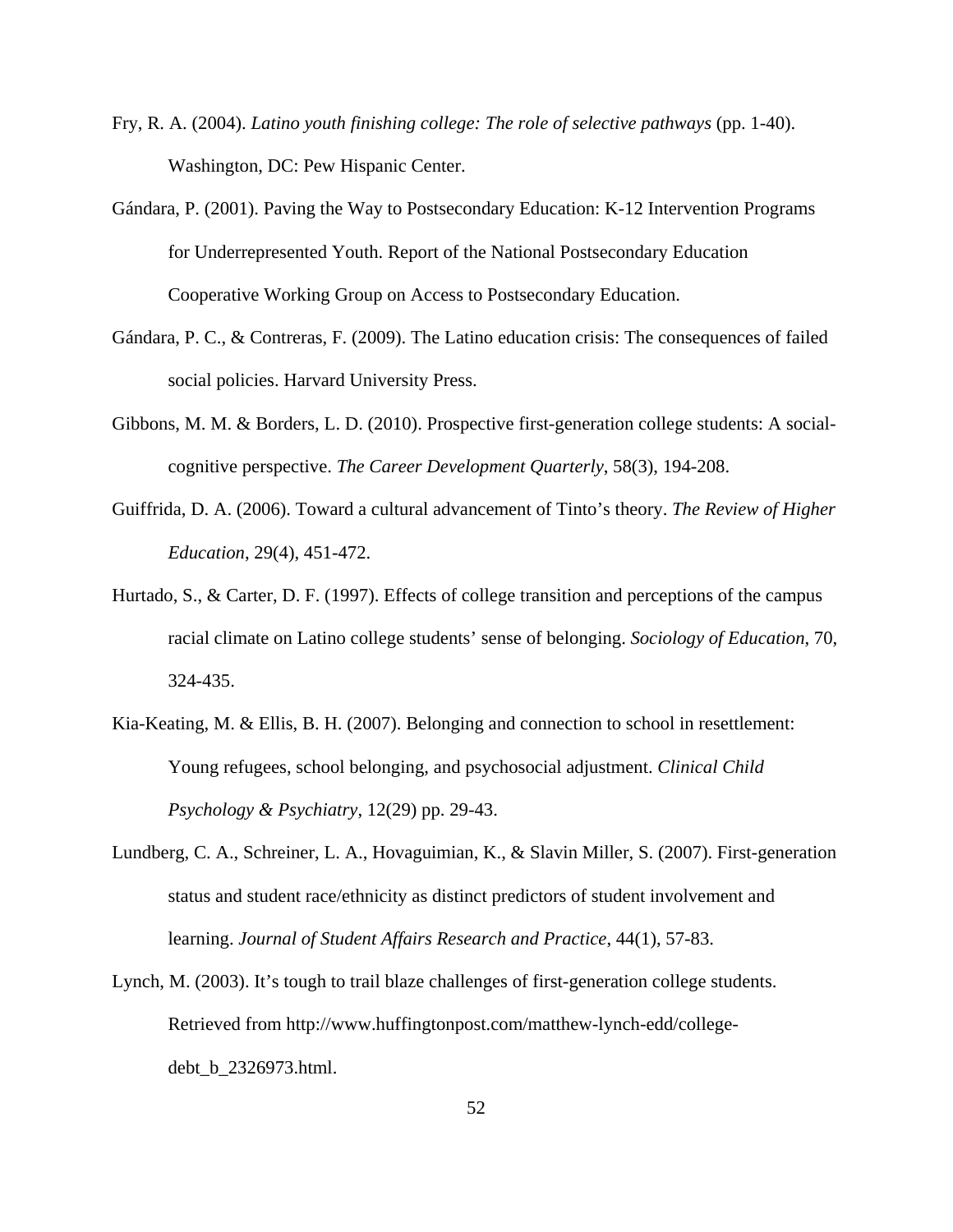Fry, R. A. (2004). *Latino youth finishing college: The role of selective pathways* (pp. 1-40). Washington, DC: Pew Hispanic Center.

Gándara, P. (2001). Paving the Way to Postsecondary Education: K-12 Intervention Programs for Underrepresented Youth. Report of the National Postsecondary Education Cooperative Working Group on Access to Postsecondary Education.

Gándara, P. C., & Contreras, F. (2009). The Latino education crisis: The consequences of failed social policies. Harvard University Press.

Gibbons, M. M. & Borders, L. D. (2010). Prospective first-generation college students: A social-cognitive perspective. *The Career Development Quarterly*, 58(3), 194-208.

Guiffrida, D. A. (2006). Toward a cultural advancement of Tinto's theory. *The Review of Higher Education*, 29(4), 451-472.

Hurtado, S., & Carter, D. F. (1997). Effects of college transition and perceptions of the campus racial climate on Latino college students' sense of belonging. *Sociology of Education*, 70, 324-435.

Kia-Keating, M. & Ellis, B. H. (2007). Belonging and connection to school in resettlement: Young refugees, school belonging, and psychosocial adjustment. *Clinical Child Psychology & Psychiatry*, 12(29) pp. 29-43.

Lundberg, C. A., Schreiner, L. A., Hovaguimian, K., & Slavin Miller, S. (2007). First-generation status and student race/ethnicity as distinct predictors of student involvement and learning. *Journal of Student Affairs Research and Practice*, 44(1), 57-83.

Lynch, M. (2003). It's tough to trail blaze challenges of first-generation college students. Retrieved from http://www.huffingtonpost.com/matthew-lynch-edd/college-debt_b_2326973.html.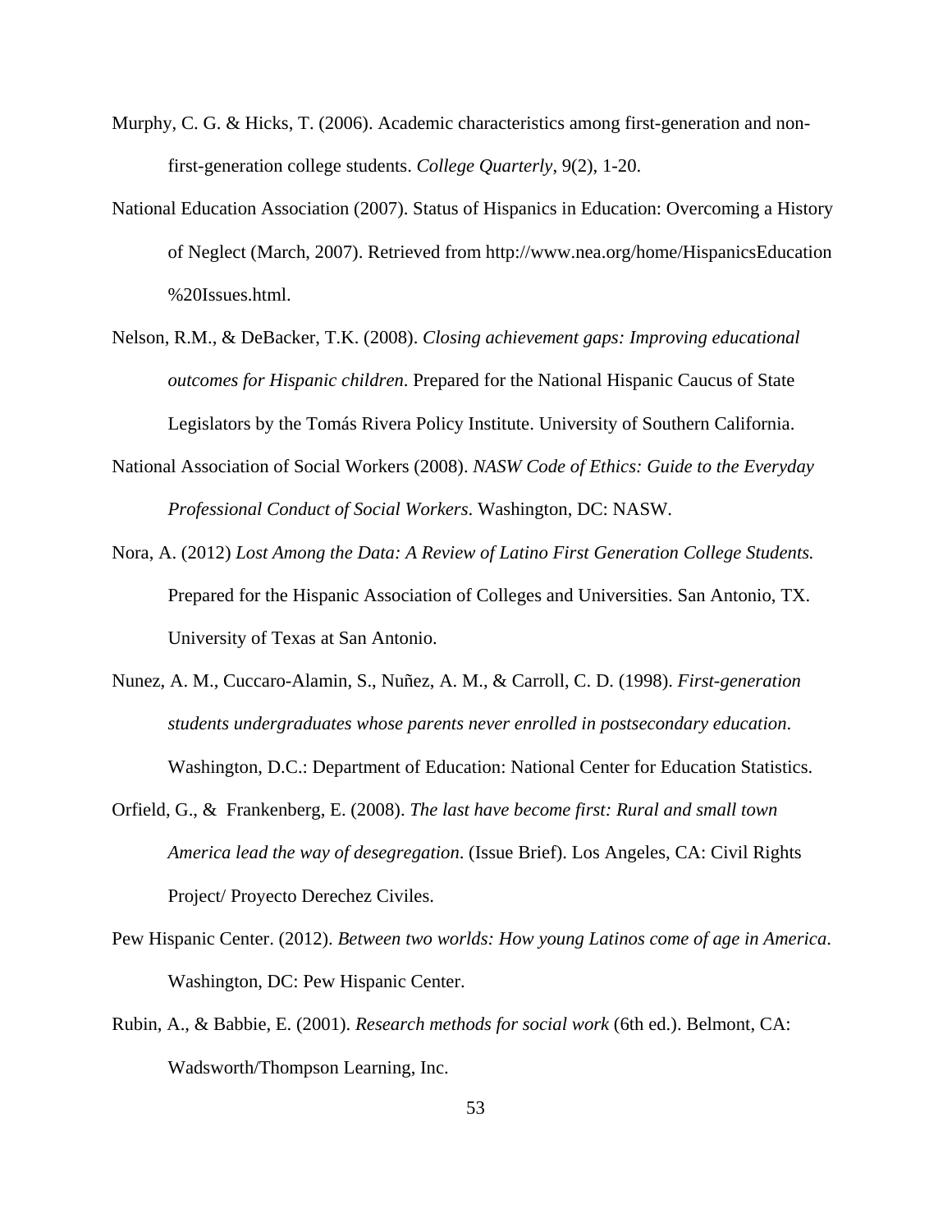Murphy, C. G. & Hicks, T. (2006). Academic characteristics among first-generation and non-first-generation college students. *College Quarterly*, 9(2), 1-20.

National Education Association (2007). Status of Hispanics in Education: Overcoming a History of Neglect (March, 2007). Retrieved from http://www.nea.org/home/HispanicsEducation%20Issues.html.

Nelson, R.M., & DeBacker, T.K. (2008). *Closing achievement gaps: Improving educational outcomes for Hispanic children*. Prepared for the National Hispanic Caucus of State Legislators by the Tomás Rivera Policy Institute. University of Southern California.

National Association of Social Workers (2008). *NASW Code of Ethics: Guide to the Everyday Professional Conduct of Social Workers*. Washington, DC: NASW.

Nora, A. (2012) *Lost Among the Data: A Review of Latino First Generation College Students.* Prepared for the Hispanic Association of Colleges and Universities. San Antonio, TX. University of Texas at San Antonio.

Nunez, A. M., Cuccaro-Alamin, S., Nuñez, A. M., & Carroll, C. D. (1998). *First-generation students undergraduates whose parents never enrolled in postsecondary education*. Washington, D.C.: Department of Education: National Center for Education Statistics.

Orfield, G., & Frankenberg, E. (2008). *The last have become first: Rural and small town America lead the way of desegregation*. (Issue Brief). Los Angeles, CA: Civil Rights Project/ Proyecto Derechez Civiles.

Pew Hispanic Center. (2012). *Between two worlds: How young Latinos come of age in America*. Washington, DC: Pew Hispanic Center.

Rubin, A., & Babbie, E. (2001). *Research methods for social work* (6th ed.). Belmont, CA: Wadsworth/Thompson Learning, Inc.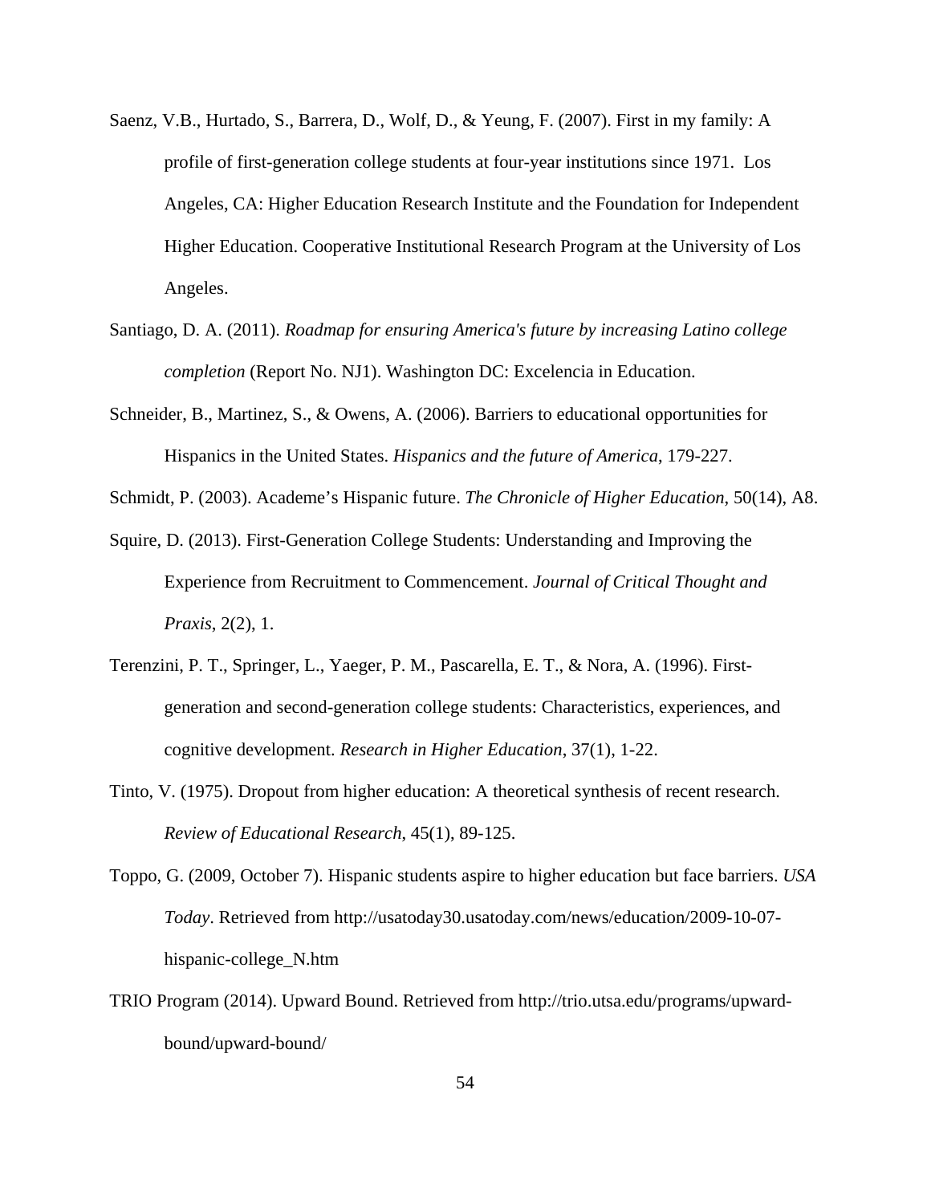Saenz, V.B., Hurtado, S., Barrera, D., Wolf, D., & Yeung, F. (2007). First in my family: A profile of first-generation college students at four-year institutions since 1971.  Los Angeles, CA: Higher Education Research Institute and the Foundation for Independent Higher Education. Cooperative Institutional Research Program at the University of Los Angeles.

Santiago, D. A. (2011). *Roadmap for ensuring America's future by increasing Latino college completion* (Report No. NJ1). Washington DC: Excelencia in Education.

Schneider, B., Martinez, S., & Owens, A. (2006). Barriers to educational opportunities for Hispanics in the United States. *Hispanics and the future of America*, 179-227.

Schmidt, P. (2003). Academe's Hispanic future. *The Chronicle of Higher Education*, 50(14), A8.

Squire, D. (2013). First-Generation College Students: Understanding and Improving the Experience from Recruitment to Commencement. *Journal of Critical Thought and Praxis*, 2(2), 1.

Terenzini, P. T., Springer, L., Yaeger, P. M., Pascarella, E. T., & Nora, A. (1996). First-generation and second-generation college students: Characteristics, experiences, and cognitive development. *Research in Higher Education*, 37(1), 1-22.

Tinto, V. (1975). Dropout from higher education: A theoretical synthesis of recent research. *Review of Educational Research*, 45(1), 89-125.

Toppo, G. (2009, October 7). Hispanic students aspire to higher education but face barriers. *USA Today*. Retrieved from http://usatoday30.usatoday.com/news/education/2009-10-07-hispanic-college_N.htm

TRIO Program (2014). Upward Bound. Retrieved from http://trio.utsa.edu/programs/upward-bound/upward-bound/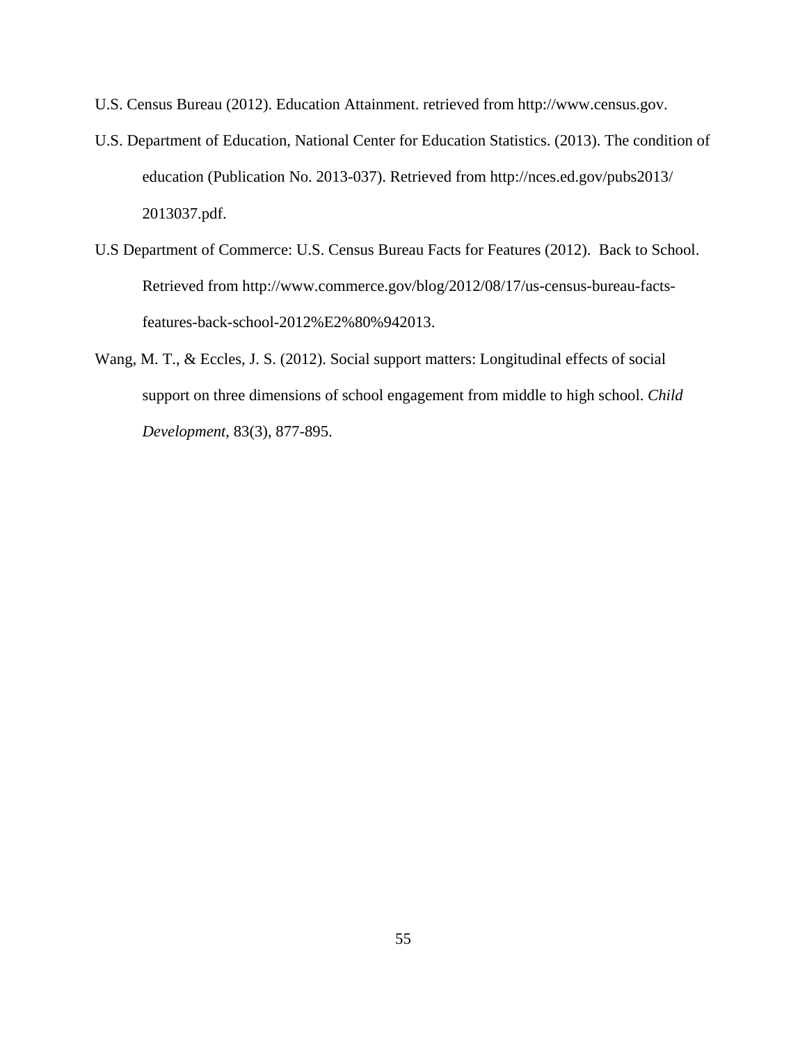U.S. Census Bureau (2012). Education Attainment. retrieved from http://www.census.gov.

U.S. Department of Education, National Center for Education Statistics. (2013). The condition of education (Publication No. 2013-037). Retrieved from http://nces.ed.gov/pubs2013/2013037.pdf.

U.S Department of Commerce: U.S. Census Bureau Facts for Features (2012). Back to School. Retrieved from http://www.commerce.gov/blog/2012/08/17/us-census-bureau-facts-features-back-school-2012%E2%80%942013.

Wang, M. T., & Eccles, J. S. (2012). Social support matters: Longitudinal effects of social support on three dimensions of school engagement from middle to high school. *Child Development*, 83(3), 877-895.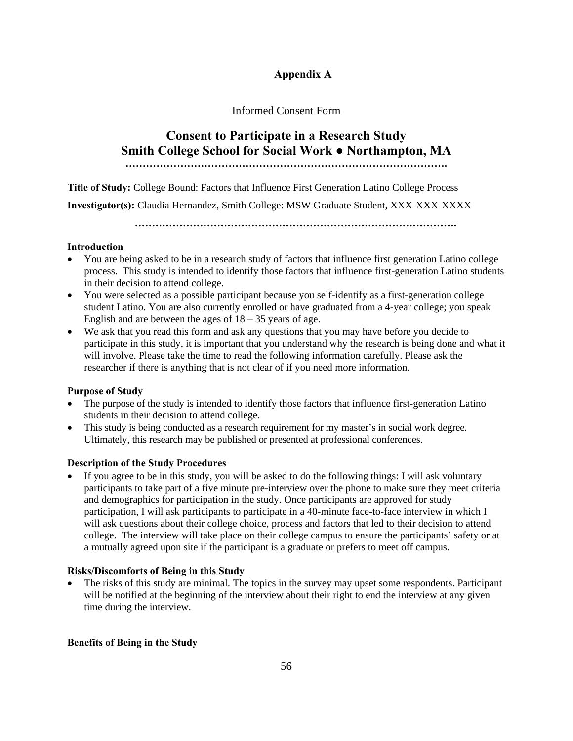# Appendix A

Informed Consent Form

## Consent to Participate in a Research Study
## Smith College School for Social Work ● Northampton, MA

……………………………………………………………………………………….

**Title of Study:** College Bound: Factors that Influence First Generation Latino College Process

**Investigator(s):** Claudia Hernandez, Smith College: MSW Graduate Student, XXX-XXX-XXXX

……………………………………………………………………………………….

**Introduction**

- You are being asked to be in a research study of factors that influence first generation Latino college process. This study is intended to identify those factors that influence first-generation Latino students in their decision to attend college.
- You were selected as a possible participant because you self-identify as a first-generation college student Latino. You are also currently enrolled or have graduated from a 4-year college; you speak English and are between the ages of 18 – 35 years of age.
- We ask that you read this form and ask any questions that you may have before you decide to participate in this study, it is important that you understand why the research is being done and what it will involve. Please take the time to read the following information carefully. Please ask the researcher if there is anything that is not clear of if you need more information.

**Purpose of Study**

- The purpose of the study is intended to identify those factors that influence first-generation Latino students in their decision to attend college.
- This study is being conducted as a research requirement for my master's in social work degree. Ultimately, this research may be published or presented at professional conferences.

**Description of the Study Procedures**

- If you agree to be in this study, you will be asked to do the following things: I will ask voluntary participants to take part of a five minute pre-interview over the phone to make sure they meet criteria and demographics for participation in the study. Once participants are approved for study participation, I will ask participants to participate in a 40-minute face-to-face interview in which I will ask questions about their college choice, process and factors that led to their decision to attend college. The interview will take place on their college campus to ensure the participants' safety or at a mutually agreed upon site if the participant is a graduate or prefers to meet off campus.

**Risks/Discomforts of Being in this Study**

- The risks of this study are minimal. The topics in the survey may upset some respondents. Participant will be notified at the beginning of the interview about their right to end the interview at any given time during the interview.

**Benefits of Being in the Study**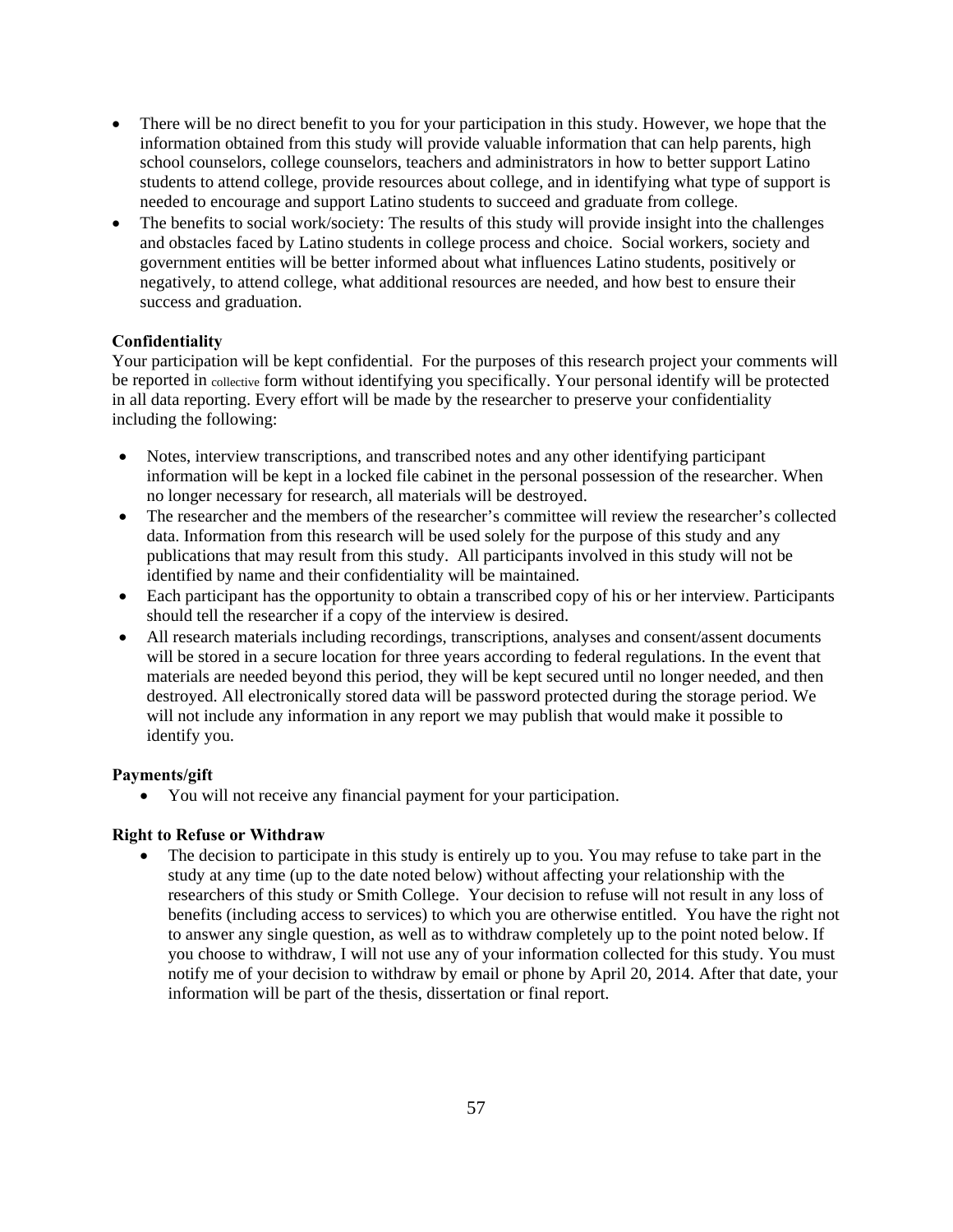- There will be no direct benefit to you for your participation in this study. However, we hope that the information obtained from this study will provide valuable information that can help parents, high school counselors, college counselors, teachers and administrators in how to better support Latino students to attend college, provide resources about college, and in identifying what type of support is needed to encourage and support Latino students to succeed and graduate from college.
- The benefits to social work/society: The results of this study will provide insight into the challenges and obstacles faced by Latino students in college process and choice. Social workers, society and government entities will be better informed about what influences Latino students, positively or negatively, to attend college, what additional resources are needed, and how best to ensure their success and graduation.

**Confidentiality**

Your participation will be kept confidential. For the purposes of this research project your comments will be reported in collective form without identifying you specifically. Your personal identify will be protected in all data reporting. Every effort will be made by the researcher to preserve your confidentiality including the following:

- Notes, interview transcriptions, and transcribed notes and any other identifying participant information will be kept in a locked file cabinet in the personal possession of the researcher. When no longer necessary for research, all materials will be destroyed.
- The researcher and the members of the researcher's committee will review the researcher's collected data. Information from this research will be used solely for the purpose of this study and any publications that may result from this study. All participants involved in this study will not be identified by name and their confidentiality will be maintained.
- Each participant has the opportunity to obtain a transcribed copy of his or her interview. Participants should tell the researcher if a copy of the interview is desired.
- All research materials including recordings, transcriptions, analyses and consent/assent documents will be stored in a secure location for three years according to federal regulations. In the event that materials are needed beyond this period, they will be kept secured until no longer needed, and then destroyed. All electronically stored data will be password protected during the storage period. We will not include any information in any report we may publish that would make it possible to identify you.

**Payments/gift**

- You will not receive any financial payment for your participation.

**Right to Refuse or Withdraw**

- The decision to participate in this study is entirely up to you. You may refuse to take part in the study at any time (up to the date noted below) without affecting your relationship with the researchers of this study or Smith College. Your decision to refuse will not result in any loss of benefits (including access to services) to which you are otherwise entitled. You have the right not to answer any single question, as well as to withdraw completely up to the point noted below. If you choose to withdraw, I will not use any of your information collected for this study. You must notify me of your decision to withdraw by email or phone by April 20, 2014. After that date, your information will be part of the thesis, dissertation or final report.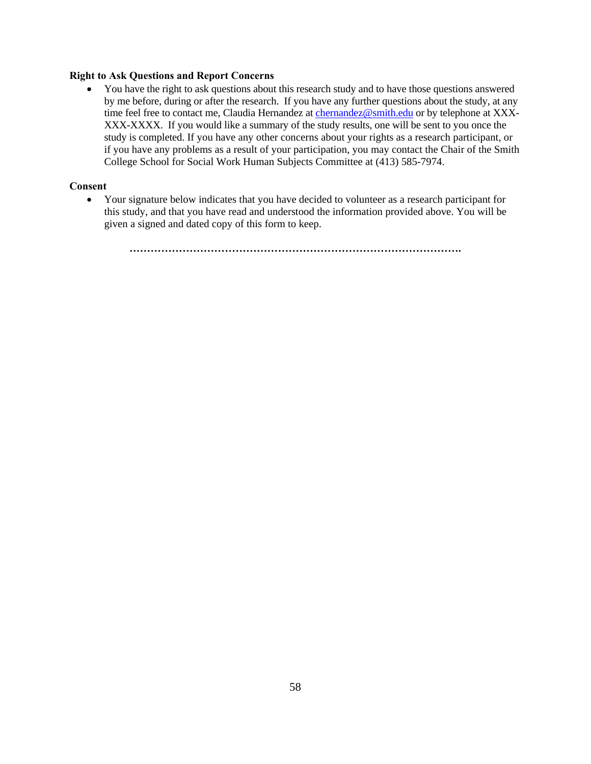**Right to Ask Questions and Report Concerns**

- You have the right to ask questions about this research study and to have those questions answered by me before, during or after the research. If you have any further questions about the study, at any time feel free to contact me, Claudia Hernandez at chernandez@smith.edu or by telephone at XXX-XXX-XXXX. If you would like a summary of the study results, one will be sent to you once the study is completed. If you have any other concerns about your rights as a research participant, or if you have any problems as a result of your participation, you may contact the Chair of the Smith College School for Social Work Human Subjects Committee at (413) 585-7974.

**Consent**

- Your signature below indicates that you have decided to volunteer as a research participant for this study, and that you have read and understood the information provided above. You will be given a signed and dated copy of this form to keep.

**…………………………………………………………………………………….**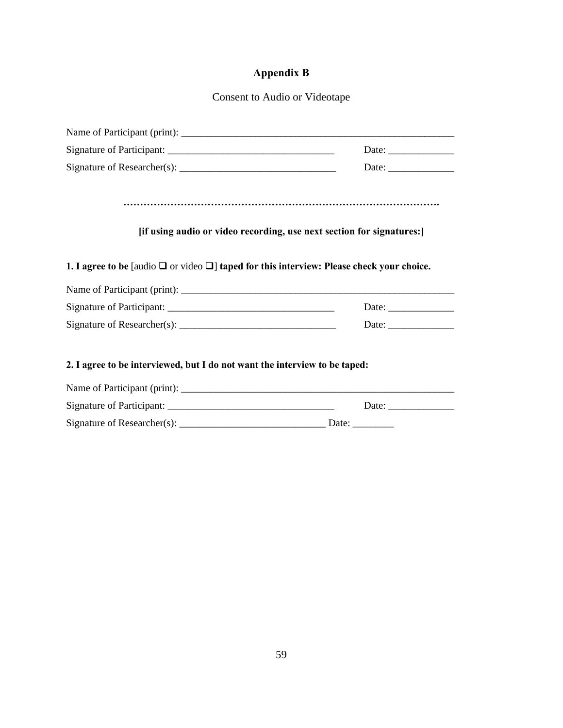## Appendix B

Consent to Audio or Videotape

Name of Participant (print): ________________________________________________________

Signature of Participant: _________________________________ Date: _____________

Signature of Researcher(s): _______________________________ Date: _____________

…………………………………………………………………………………….

**[if using audio or video recording, use next section for signatures:]**

**1. I agree to be** [audio ❑ or video ❑] **taped for this interview: Please check your choice.**

Name of Participant (print): ________________________________________________________

Signature of Participant: _________________________________ Date: _____________

Signature of Researcher(s): _______________________________ Date: _____________

**2. I agree to be interviewed, but I do not want the interview to be taped:**

Name of Participant (print): ________________________________________________________

Signature of Participant: _________________________________ Date: _____________

Signature of Researcher(s): _____________________________ Date: ________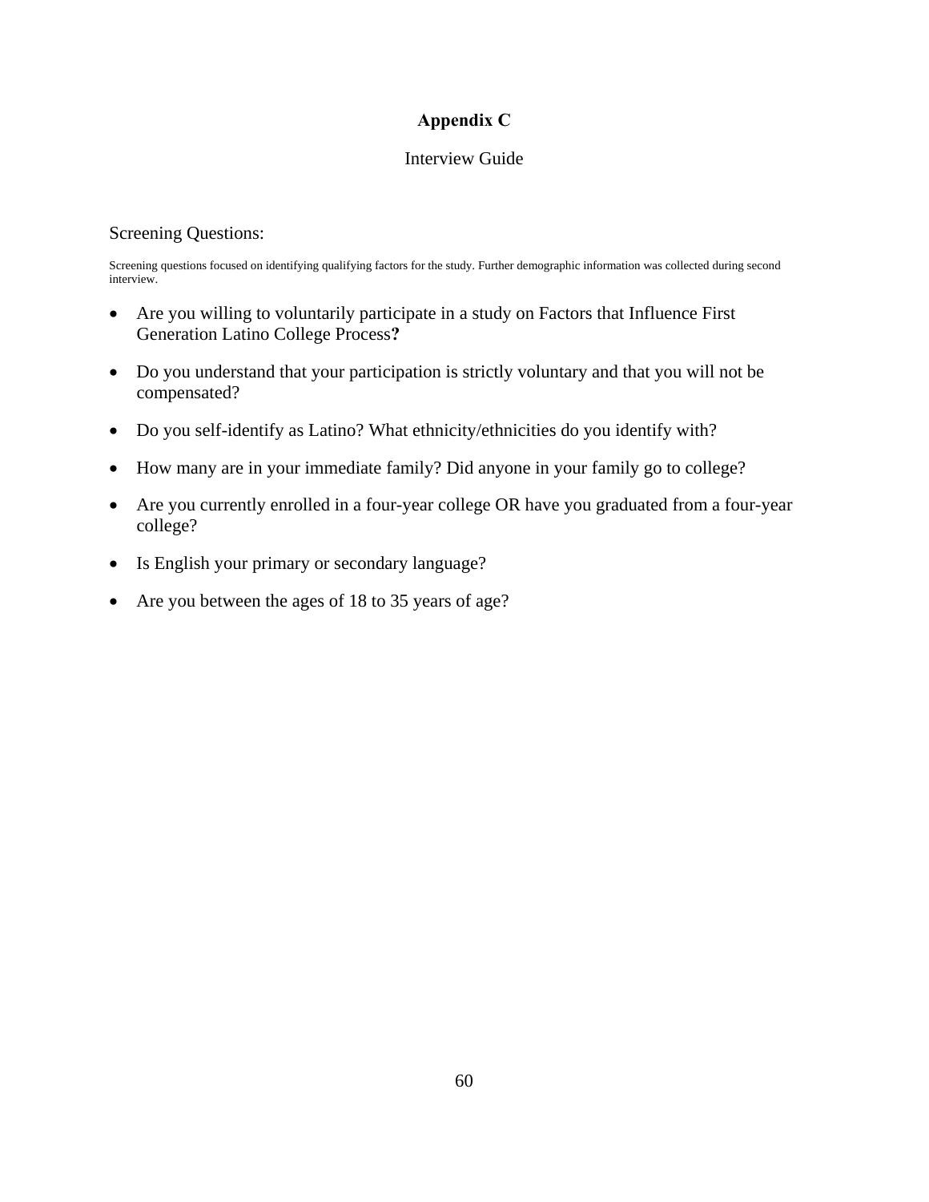# Appendix C

Interview Guide

Screening Questions:

Screening questions focused on identifying qualifying factors for the study. Further demographic information was collected during second interview.

- Are you willing to voluntarily participate in a study on Factors that Influence First Generation Latino College Process**?**
- Do you understand that your participation is strictly voluntary and that you will not be compensated?
- Do you self-identify as Latino? What ethnicity/ethnicities do you identify with?
- How many are in your immediate family? Did anyone in your family go to college?
- Are you currently enrolled in a four-year college OR have you graduated from a four-year college?
- Is English your primary or secondary language?
- Are you between the ages of 18 to 35 years of age?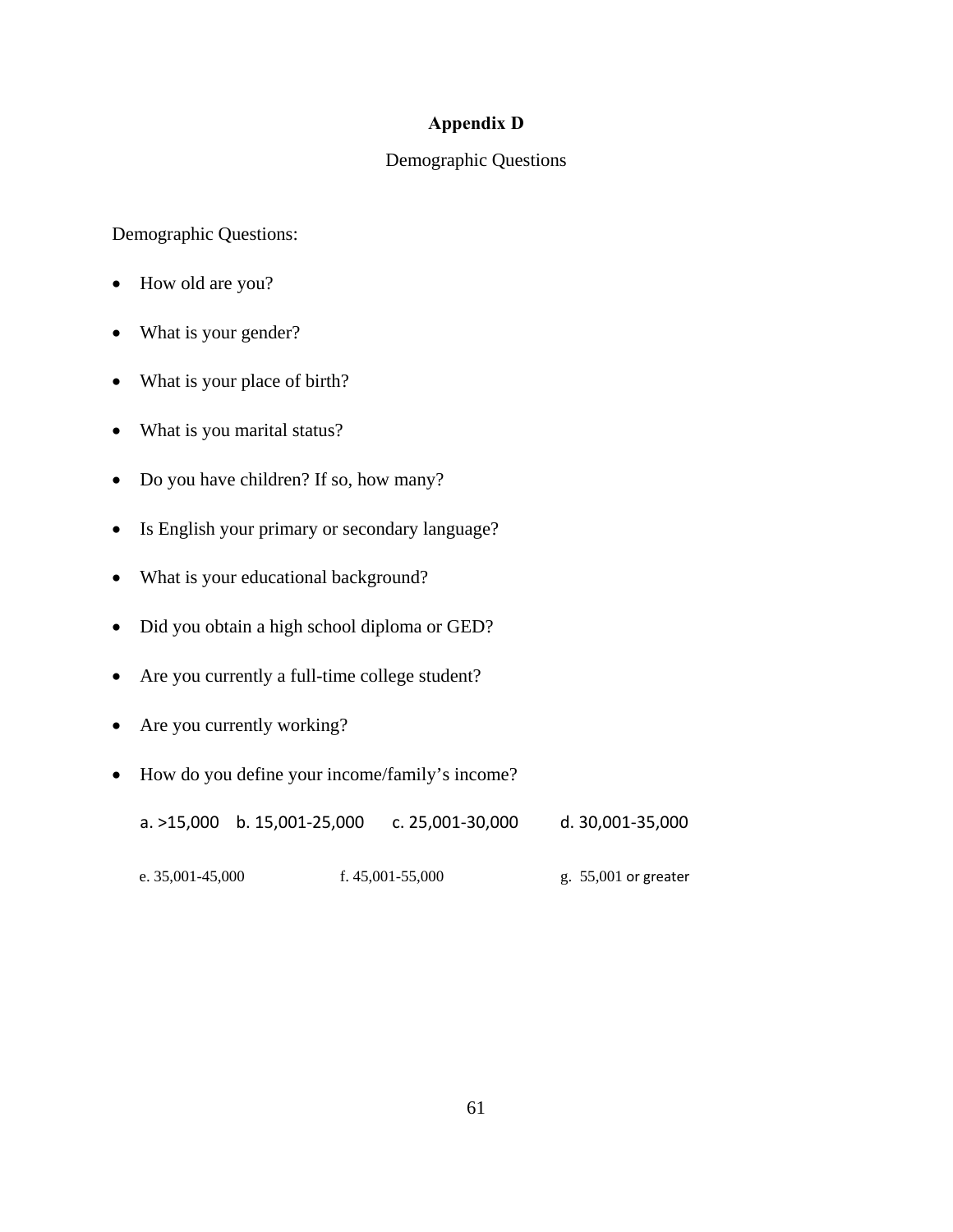# Appendix D

Demographic Questions

Demographic Questions:

- How old are you?
- What is your gender?
- What is your place of birth?
- What is you marital status?
- Do you have children? If so, how many?
- Is English your primary or secondary language?
- What is your educational background?
- Did you obtain a high school diploma or GED?
- Are you currently a full-time college student?
- Are you currently working?
- How do you define your income/family's income?

  a. >15,000 b. 15,001-25,000 c. 25,001-30,000 d. 30,001-35,000

  e. 35,001-45,000 f. 45,001-55,000 g. 55,001 or greater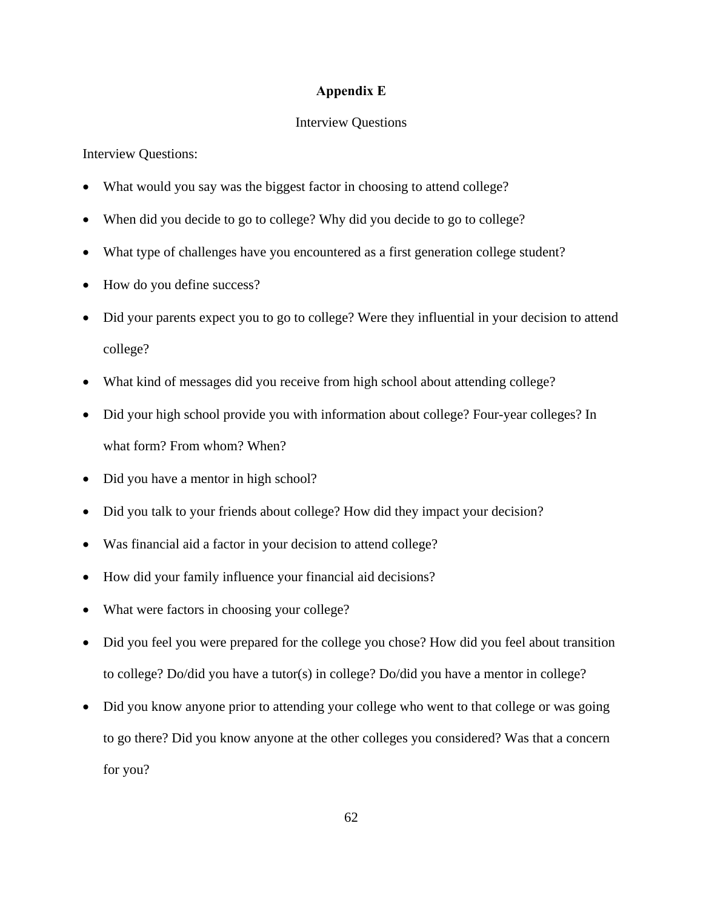# Appendix E

Interview Questions

Interview Questions:

- What would you say was the biggest factor in choosing to attend college?
- When did you decide to go to college? Why did you decide to go to college?
- What type of challenges have you encountered as a first generation college student?
- How do you define success?
- Did your parents expect you to go to college? Were they influential in your decision to attend college?
- What kind of messages did you receive from high school about attending college?
- Did your high school provide you with information about college? Four-year colleges? In what form? From whom? When?
- Did you have a mentor in high school?
- Did you talk to your friends about college? How did they impact your decision?
- Was financial aid a factor in your decision to attend college?
- How did your family influence your financial aid decisions?
- What were factors in choosing your college?
- Did you feel you were prepared for the college you chose? How did you feel about transition to college? Do/did you have a tutor(s) in college? Do/did you have a mentor in college?
- Did you know anyone prior to attending your college who went to that college or was going to go there? Did you know anyone at the other colleges you considered? Was that a concern for you?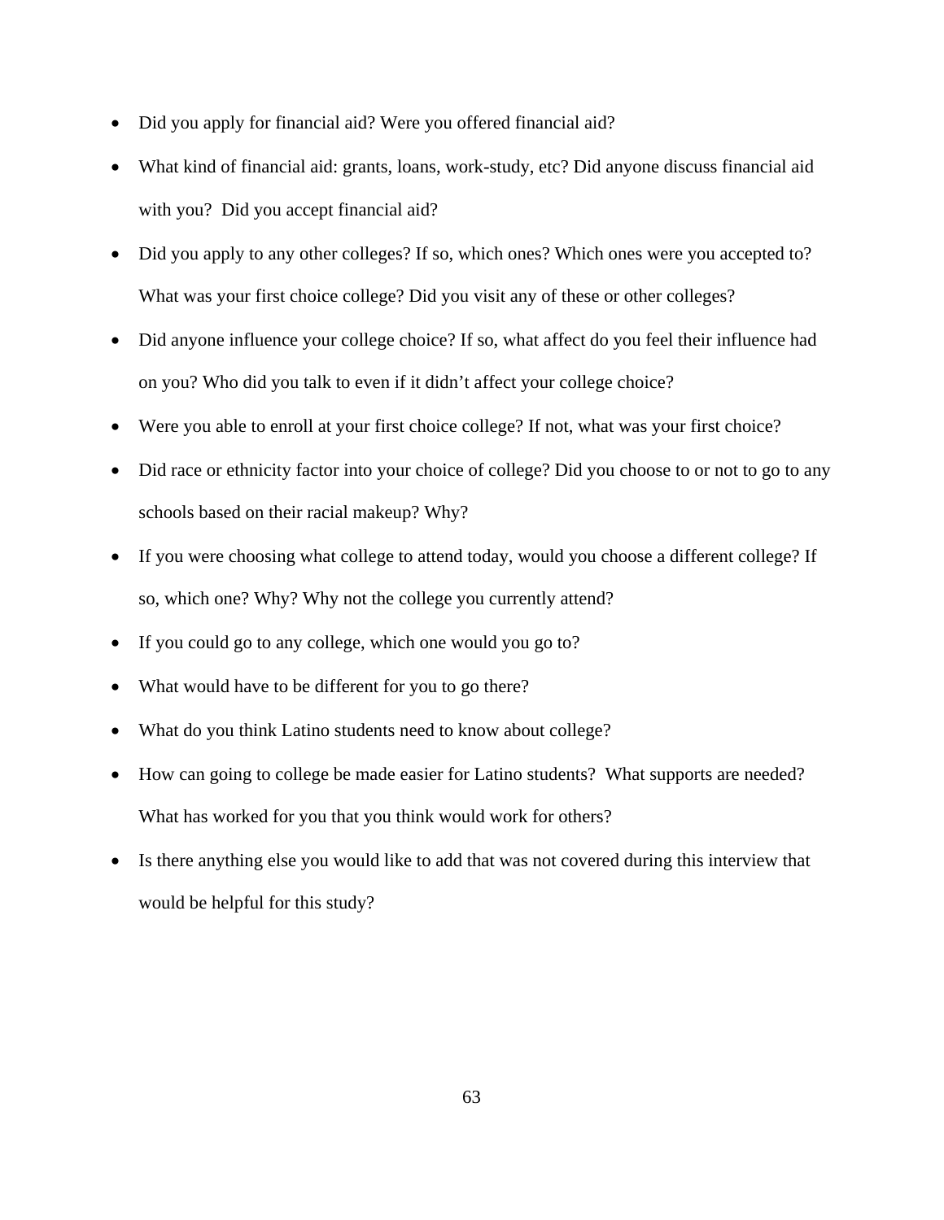- Did you apply for financial aid? Were you offered financial aid?
- What kind of financial aid: grants, loans, work-study, etc? Did anyone discuss financial aid with you? Did you accept financial aid?
- Did you apply to any other colleges? If so, which ones? Which ones were you accepted to? What was your first choice college? Did you visit any of these or other colleges?
- Did anyone influence your college choice? If so, what affect do you feel their influence had on you? Who did you talk to even if it didn't affect your college choice?
- Were you able to enroll at your first choice college? If not, what was your first choice?
- Did race or ethnicity factor into your choice of college? Did you choose to or not to go to any schools based on their racial makeup? Why?
- If you were choosing what college to attend today, would you choose a different college? If so, which one? Why? Why not the college you currently attend?
- If you could go to any college, which one would you go to?
- What would have to be different for you to go there?
- What do you think Latino students need to know about college?
- How can going to college be made easier for Latino students? What supports are needed? What has worked for you that you think would work for others?
- Is there anything else you would like to add that was not covered during this interview that would be helpful for this study?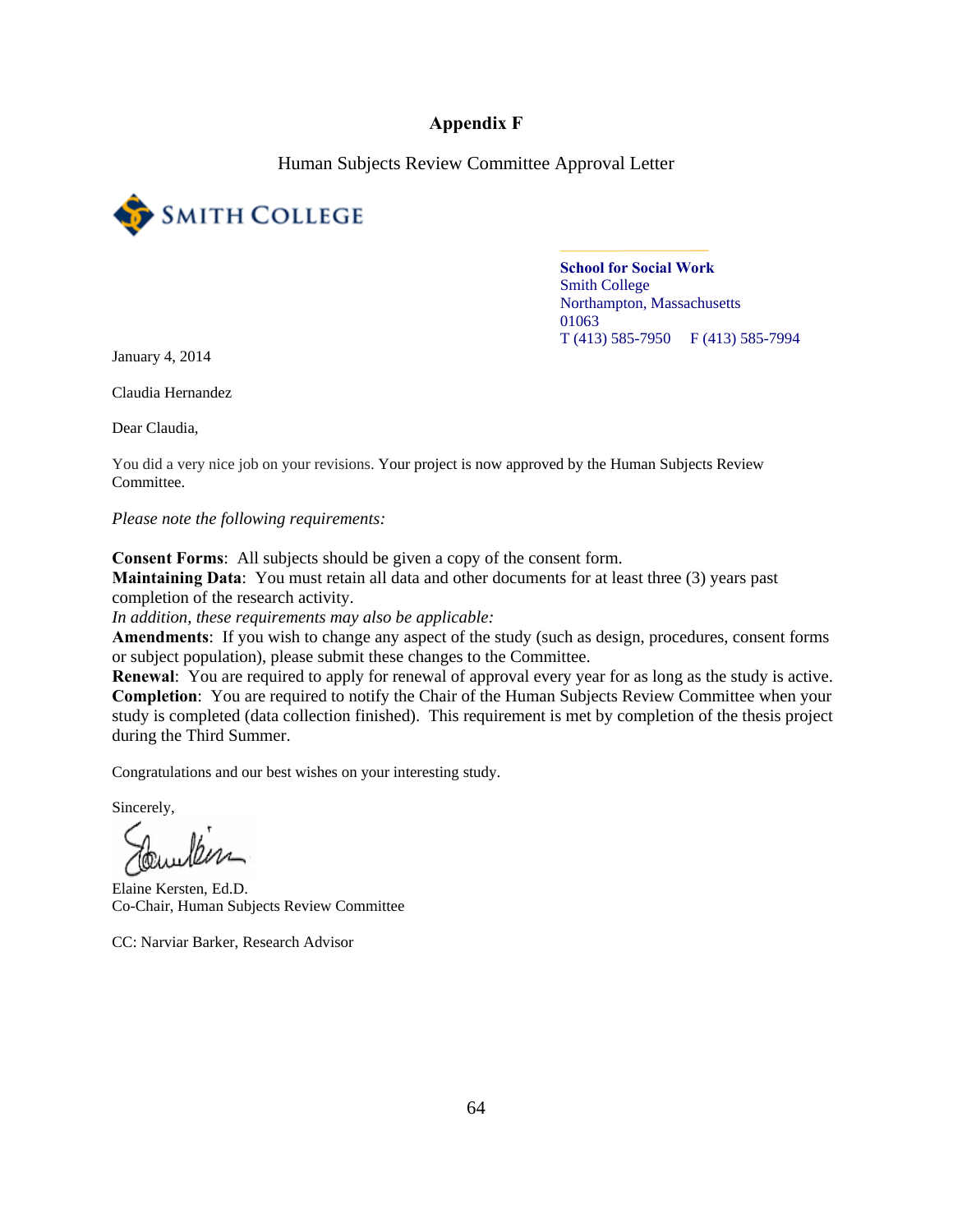# Appendix F

Human Subjects Review Committee Approval Letter

SMITH COLLEGE

**School for Social Work**
Smith College
Northampton, Massachusetts
01063
T (413) 585-7950     F (413) 585-7994

January 4, 2014

Claudia Hernandez

Dear Claudia,

You did a very nice job on your revisions. Your project is now approved by the Human Subjects Review Committee.

*Please note the following requirements:*

**Consent Forms**: All subjects should be given a copy of the consent form.
**Maintaining Data**: You must retain all data and other documents for at least three (3) years past completion of the research activity.
*In addition, these requirements may also be applicable:*
**Amendments**: If you wish to change any aspect of the study (such as design, procedures, consent forms or subject population), please submit these changes to the Committee.
**Renewal**: You are required to apply for renewal of approval every year for as long as the study is active.
**Completion**: You are required to notify the Chair of the Human Subjects Review Committee when your study is completed (data collection finished). This requirement is met by completion of the thesis project during the Third Summer.

Congratulations and our best wishes on your interesting study.

Sincerely,

Elaine Kersten, Ed.D.
Co-Chair, Human Subjects Review Committee

CC: Narviar Barker, Research Advisor